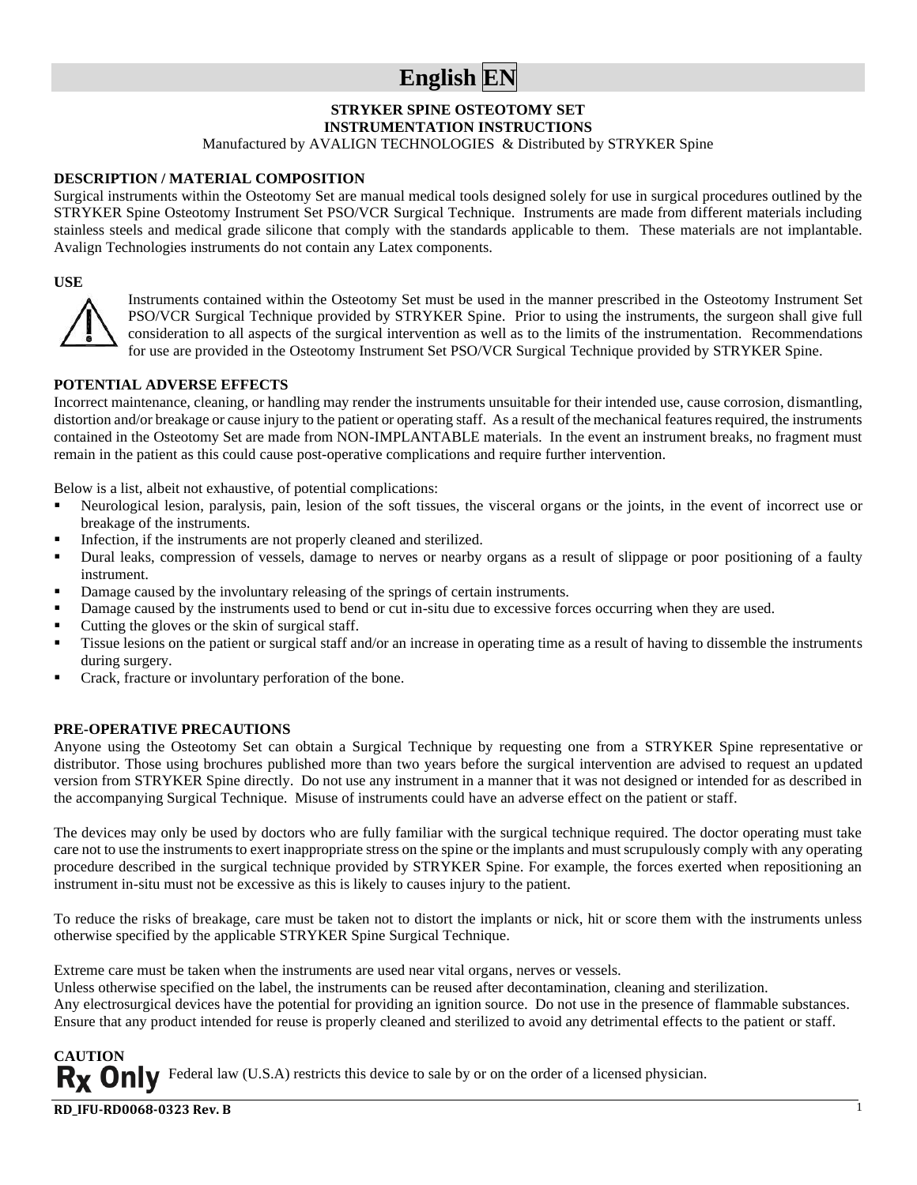# English EN

**STRYKER SPINE OSTEOTOMY SET**
**INSTRUMENTATION INSTRUCTIONS**
Manufactured by AVALIGN TECHNOLOGIES & Distributed by STRYKER Spine

**DESCRIPTION / MATERIAL COMPOSITION**

Surgical instruments within the Osteotomy Set are manual medical tools designed solely for use in surgical procedures outlined by the STRYKER Spine Osteotomy Instrument Set PSO/VCR Surgical Technique. Instruments are made from different materials including stainless steels and medical grade silicone that comply with the standards applicable to them. These materials are not implantable. Avalign Technologies instruments do not contain any Latex components.

**USE**

Instruments contained within the Osteotomy Set must be used in the manner prescribed in the Osteotomy Instrument Set PSO/VCR Surgical Technique provided by STRYKER Spine. Prior to using the instruments, the surgeon shall give full consideration to all aspects of the surgical intervention as well as to the limits of the instrumentation. Recommendations for use are provided in the Osteotomy Instrument Set PSO/VCR Surgical Technique provided by STRYKER Spine.

**POTENTIAL ADVERSE EFFECTS**

Incorrect maintenance, cleaning, or handling may render the instruments unsuitable for their intended use, cause corrosion, dismantling, distortion and/or breakage or cause injury to the patient or operating staff. As a result of the mechanical features required, the instruments contained in the Osteotomy Set are made from NON-IMPLANTABLE materials. In the event an instrument breaks, no fragment must remain in the patient as this could cause post-operative complications and require further intervention.

Below is a list, albeit not exhaustive, of potential complications:

- Neurological lesion, paralysis, pain, lesion of the soft tissues, the visceral organs or the joints, in the event of incorrect use or breakage of the instruments.
- Infection, if the instruments are not properly cleaned and sterilized.
- Dural leaks, compression of vessels, damage to nerves or nearby organs as a result of slippage or poor positioning of a faulty instrument.
- Damage caused by the involuntary releasing of the springs of certain instruments.
- Damage caused by the instruments used to bend or cut in-situ due to excessive forces occurring when they are used.
- Cutting the gloves or the skin of surgical staff.
- Tissue lesions on the patient or surgical staff and/or an increase in operating time as a result of having to dissemble the instruments during surgery.
- Crack, fracture or involuntary perforation of the bone.

**PRE-OPERATIVE PRECAUTIONS**

Anyone using the Osteotomy Set can obtain a Surgical Technique by requesting one from a STRYKER Spine representative or distributor. Those using brochures published more than two years before the surgical intervention are advised to request an updated version from STRYKER Spine directly. Do not use any instrument in a manner that it was not designed or intended for as described in the accompanying Surgical Technique. Misuse of instruments could have an adverse effect on the patient or staff.

The devices may only be used by doctors who are fully familiar with the surgical technique required. The doctor operating must take care not to use the instruments to exert inappropriate stress on the spine or the implants and must scrupulously comply with any operating procedure described in the surgical technique provided by STRYKER Spine. For example, the forces exerted when repositioning an instrument in-situ must not be excessive as this is likely to causes injury to the patient.

To reduce the risks of breakage, care must be taken not to distort the implants or nick, hit or score them with the instruments unless otherwise specified by the applicable STRYKER Spine Surgical Technique.

Extreme care must be taken when the instruments are used near vital organs, nerves or vessels.
Unless otherwise specified on the label, the instruments can be reused after decontamination, cleaning and sterilization.
Any electrosurgical devices have the potential for providing an ignition source. Do not use in the presence of flammable substances.
Ensure that any product intended for reuse is properly cleaned and sterilized to avoid any detrimental effects to the patient or staff.

**CAUTION**

**Rx Only** Federal law (U.S.A) restricts this device to sale by or on the order of a licensed physician.

**RD_IFU-RD0068-0323 Rev. B**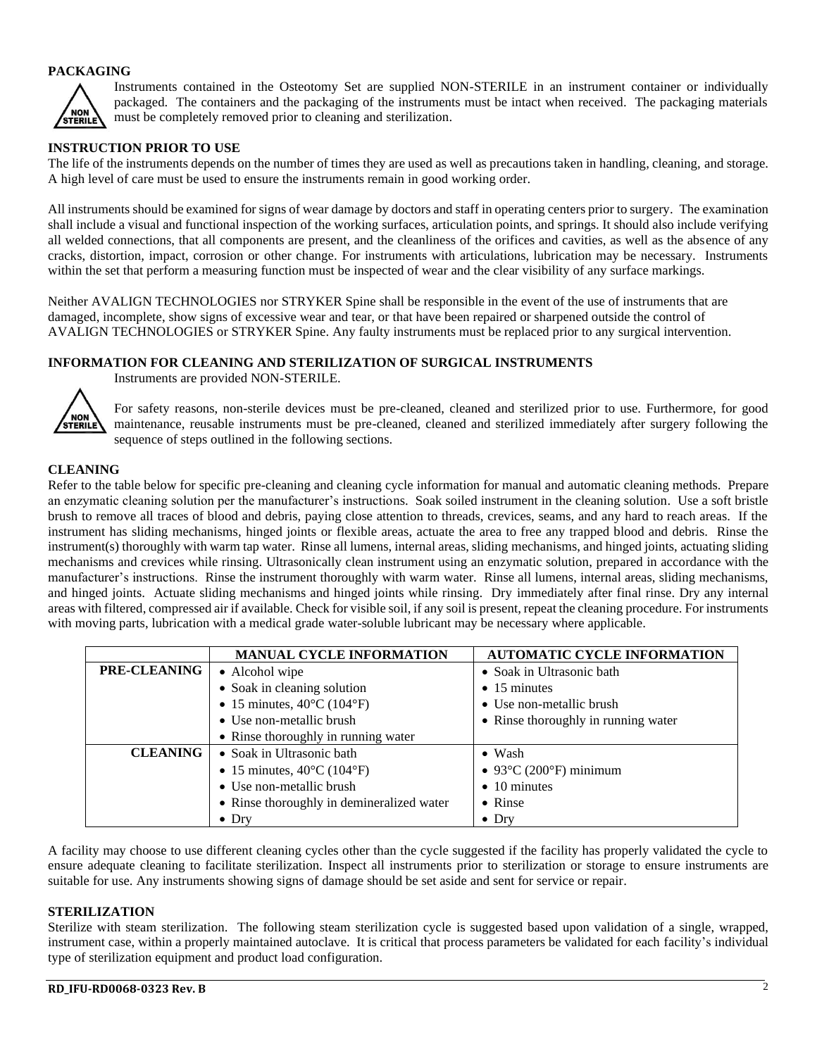## PACKAGING

Instruments contained in the Osteotomy Set are supplied NON-STERILE in an instrument container or individually packaged. The containers and the packaging of the instruments must be intact when received. The packaging materials must be completely removed prior to cleaning and sterilization.

## INSTRUCTION PRIOR TO USE

The life of the instruments depends on the number of times they are used as well as precautions taken in handling, cleaning, and storage. A high level of care must be used to ensure the instruments remain in good working order.

All instruments should be examined for signs of wear damage by doctors and staff in operating centers prior to surgery. The examination shall include a visual and functional inspection of the working surfaces, articulation points, and springs. It should also include verifying all welded connections, that all components are present, and the cleanliness of the orifices and cavities, as well as the absence of any cracks, distortion, impact, corrosion or other change. For instruments with articulations, lubrication may be necessary. Instruments within the set that perform a measuring function must be inspected of wear and the clear visibility of any surface markings.

Neither AVALIGN TECHNOLOGIES nor STRYKER Spine shall be responsible in the event of the use of instruments that are damaged, incomplete, show signs of excessive wear and tear, or that have been repaired or sharpened outside the control of AVALIGN TECHNOLOGIES or STRYKER Spine. Any faulty instruments must be replaced prior to any surgical intervention.

## INFORMATION FOR CLEANING AND STERILIZATION OF SURGICAL INSTRUMENTS

Instruments are provided NON-STERILE.

For safety reasons, non-sterile devices must be pre-cleaned, cleaned and sterilized prior to use. Furthermore, for good maintenance, reusable instruments must be pre-cleaned, cleaned and sterilized immediately after surgery following the sequence of steps outlined in the following sections.

## CLEANING

Refer to the table below for specific pre-cleaning and cleaning cycle information for manual and automatic cleaning methods. Prepare an enzymatic cleaning solution per the manufacturer's instructions. Soak soiled instrument in the cleaning solution. Use a soft bristle brush to remove all traces of blood and debris, paying close attention to threads, crevices, seams, and any hard to reach areas. If the instrument has sliding mechanisms, hinged joints or flexible areas, actuate the area to free any trapped blood and debris. Rinse the instrument(s) thoroughly with warm tap water. Rinse all lumens, internal areas, sliding mechanisms, and hinged joints, actuating sliding mechanisms and crevices while rinsing. Ultrasonically clean instrument using an enzymatic solution, prepared in accordance with the manufacturer's instructions. Rinse the instrument thoroughly with warm water. Rinse all lumens, internal areas, sliding mechanisms, and hinged joints. Actuate sliding mechanisms and hinged joints while rinsing. Dry immediately after final rinse. Dry any internal areas with filtered, compressed air if available. Check for visible soil, if any soil is present, repeat the cleaning procedure. For instruments with moving parts, lubrication with a medical grade water-soluble lubricant may be necessary where applicable.

| | MANUAL CYCLE INFORMATION | AUTOMATIC CYCLE INFORMATION |
|---|---|---|
| **PRE-CLEANING** | • Alcohol wipe<br>• Soak in cleaning solution<br>• 15 minutes, 40°C (104°F)<br>• Use non-metallic brush<br>• Rinse thoroughly in running water | • Soak in Ultrasonic bath<br>• 15 minutes<br>• Use non-metallic brush<br>• Rinse thoroughly in running water |
| **CLEANING** | • Soak in Ultrasonic bath<br>• 15 minutes, 40°C (104°F)<br>• Use non-metallic brush<br>• Rinse thoroughly in demineralized water<br>• Dry | • Wash<br>• 93°C (200°F) minimum<br>• 10 minutes<br>• Rinse<br>• Dry |

A facility may choose to use different cleaning cycles other than the cycle suggested if the facility has properly validated the cycle to ensure adequate cleaning to facilitate sterilization. Inspect all instruments prior to sterilization or storage to ensure instruments are suitable for use. Any instruments showing signs of damage should be set aside and sent for service or repair.

## STERILIZATION

Sterilize with steam sterilization. The following steam sterilization cycle is suggested based upon validation of a single, wrapped, instrument case, within a properly maintained autoclave. It is critical that process parameters be validated for each facility's individual type of sterilization equipment and product load configuration.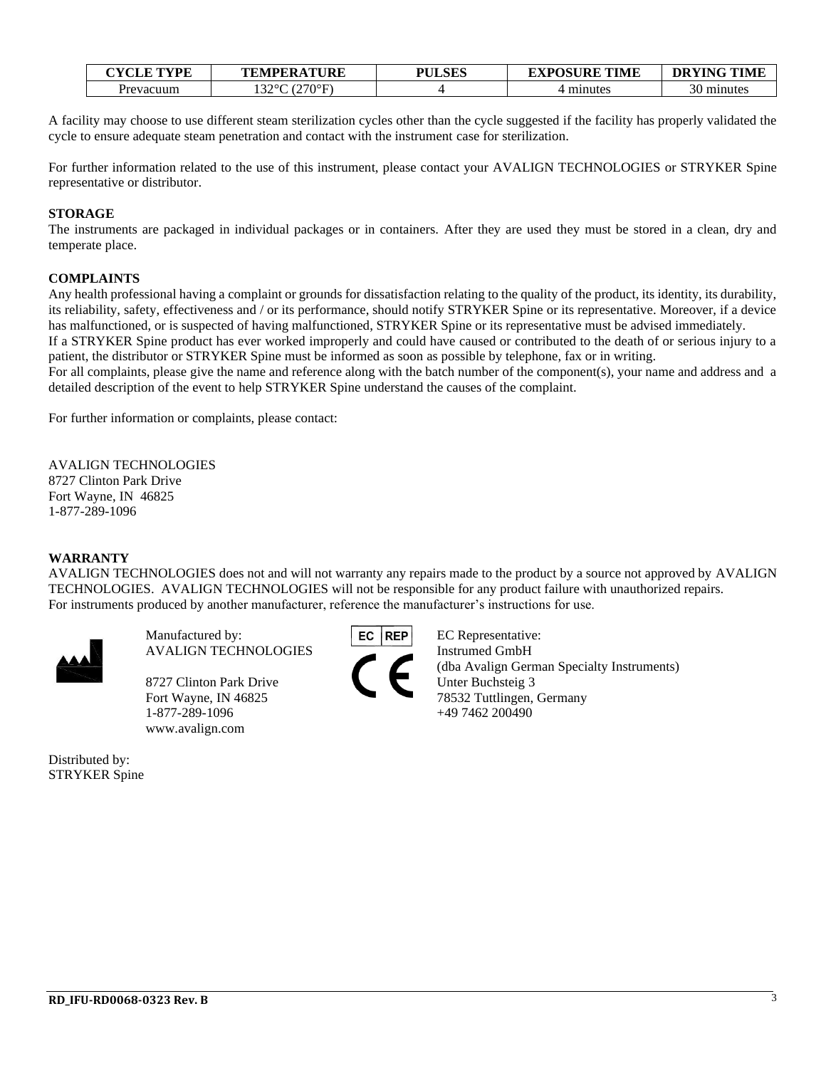| CYCLE TYPE | TEMPERATURE | PULSES | EXPOSURE TIME | DRYING TIME |
|---|---|---|---|---|
| Prevacuum | 132°C (270°F) | 4 | 4 minutes | 30 minutes |

A facility may choose to use different steam sterilization cycles other than the cycle suggested if the facility has properly validated the cycle to ensure adequate steam penetration and contact with the instrument case for sterilization.

For further information related to the use of this instrument, please contact your AVALIGN TECHNOLOGIES or STRYKER Spine representative or distributor.

**STORAGE**

The instruments are packaged in individual packages or in containers. After they are used they must be stored in a clean, dry and temperate place.

**COMPLAINTS**

Any health professional having a complaint or grounds for dissatisfaction relating to the quality of the product, its identity, its durability, its reliability, safety, effectiveness and / or its performance, should notify STRYKER Spine or its representative. Moreover, if a device has malfunctioned, or is suspected of having malfunctioned, STRYKER Spine or its representative must be advised immediately.
If a STRYKER Spine product has ever worked improperly and could have caused or contributed to the death of or serious injury to a patient, the distributor or STRYKER Spine must be informed as soon as possible by telephone, fax or in writing.
For all complaints, please give the name and reference along with the batch number of the component(s), your name and address and a detailed description of the event to help STRYKER Spine understand the causes of the complaint.

For further information or complaints, please contact:

AVALIGN TECHNOLOGIES
8727 Clinton Park Drive
Fort Wayne, IN 46825
1-877-289-1096

**WARRANTY**

AVALIGN TECHNOLOGIES does not and will not warranty any repairs made to the product by a source not approved by AVALIGN TECHNOLOGIES. AVALIGN TECHNOLOGIES will not be responsible for any product failure with unauthorized repairs.
For instruments produced by another manufacturer, reference the manufacturer's instructions for use.

Manufactured by:
AVALIGN TECHNOLOGIES

8727 Clinton Park Drive
Fort Wayne, IN 46825
1-877-289-1096
www.avalign.com

EC REP

CE

EC Representative:
Instrumed GmbH
(dba Avalign German Specialty Instruments)
Unter Buchsteig 3
78532 Tuttlingen, Germany
+49 7462 200490

Distributed by:
STRYKER Spine

RD_IFU-RD0068-0323 Rev. B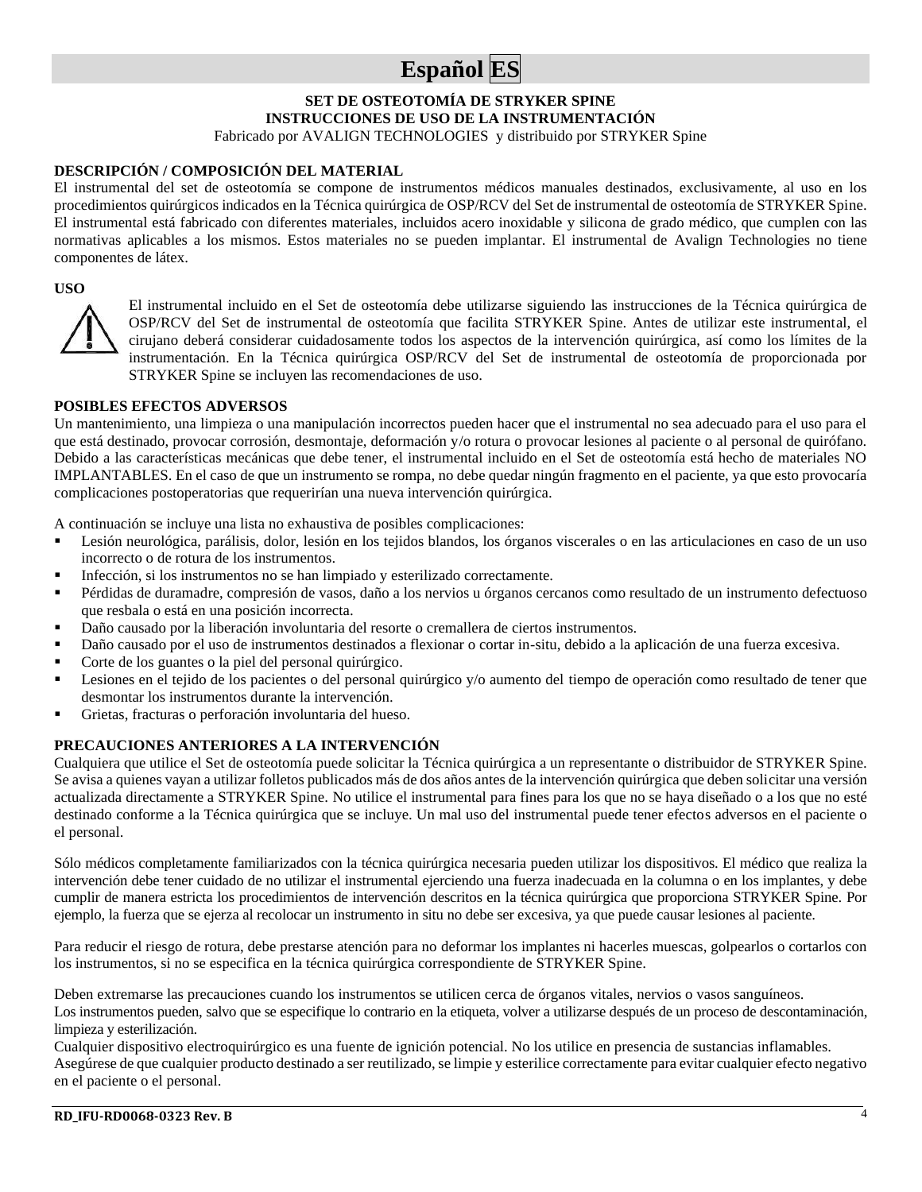# Español ES

**SET DE OSTEOTOMÍA DE STRYKER SPINE**
**INSTRUCCIONES DE USO DE LA INSTRUMENTACIÓN**
Fabricado por AVALIGN TECHNOLOGIES y distribuido por STRYKER Spine

## DESCRIPCIÓN / COMPOSICIÓN DEL MATERIAL

El instrumental del set de osteotomía se compone de instrumentos médicos manuales destinados, exclusivamente, al uso en los procedimientos quirúrgicos indicados en la Técnica quirúrgica de OSP/RCV del Set de instrumental de osteotomía de STRYKER Spine. El instrumental está fabricado con diferentes materiales, incluidos acero inoxidable y silicona de grado médico, que cumplen con las normativas aplicables a los mismos. Estos materiales no se pueden implantar. El instrumental de Avalign Technologies no tiene componentes de látex.

## USO

El instrumental incluido en el Set de osteotomía debe utilizarse siguiendo las instrucciones de la Técnica quirúrgica de OSP/RCV del Set de instrumental de osteotomía que facilita STRYKER Spine. Antes de utilizar este instrumental, el cirujano deberá considerar cuidadosamente todos los aspectos de la intervención quirúrgica, así como los límites de la instrumentación. En la Técnica quirúrgica OSP/RCV del Set de instrumental de osteotomía de proporcionada por STRYKER Spine se incluyen las recomendaciones de uso.

## POSIBLES EFECTOS ADVERSOS

Un mantenimiento, una limpieza o una manipulación incorrectos pueden hacer que el instrumental no sea adecuado para el uso para el que está destinado, provocar corrosión, desmontaje, deformación y/o rotura o provocar lesiones al paciente o al personal de quirófano. Debido a las características mecánicas que debe tener, el instrumental incluido en el Set de osteotomía está hecho de materiales NO IMPLANTABLES. En el caso de que un instrumento se rompa, no debe quedar ningún fragmento en el paciente, ya que esto provocaría complicaciones postoperatorias que requerirían una nueva intervención quirúrgica.

A continuación se incluye una lista no exhaustiva de posibles complicaciones:

- Lesión neurológica, parálisis, dolor, lesión en los tejidos blandos, los órganos viscerales o en las articulaciones en caso de un uso incorrecto o de rotura de los instrumentos.
- Infección, si los instrumentos no se han limpiado y esterilizado correctamente.
- Pérdidas de duramadre, compresión de vasos, daño a los nervios u órganos cercanos como resultado de un instrumento defectuoso que resbala o está en una posición incorrecta.
- Daño causado por la liberación involuntaria del resorte o cremallera de ciertos instrumentos.
- Daño causado por el uso de instrumentos destinados a flexionar o cortar in-situ, debido a la aplicación de una fuerza excesiva.
- Corte de los guantes o la piel del personal quirúrgico.
- Lesiones en el tejido de los pacientes o del personal quirúrgico y/o aumento del tiempo de operación como resultado de tener que desmontar los instrumentos durante la intervención.
- Grietas, fracturas o perforación involuntaria del hueso.

## PRECAUCIONES ANTERIORES A LA INTERVENCIÓN

Cualquiera que utilice el Set de osteotomía puede solicitar la Técnica quirúrgica a un representante o distribuidor de STRYKER Spine. Se avisa a quienes vayan a utilizar folletos publicados más de dos años antes de la intervención quirúrgica que deben solicitar una versión actualizada directamente a STRYKER Spine. No utilice el instrumental para fines para los que no se haya diseñado o a los que no esté destinado conforme a la Técnica quirúrgica que se incluye. Un mal uso del instrumental puede tener efectos adversos en el paciente o el personal.

Sólo médicos completamente familiarizados con la técnica quirúrgica necesaria pueden utilizar los dispositivos. El médico que realiza la intervención debe tener cuidado de no utilizar el instrumental ejerciendo una fuerza inadecuada en la columna o en los implantes, y debe cumplir de manera estricta los procedimientos de intervención descritos en la técnica quirúrgica que proporciona STRYKER Spine. Por ejemplo, la fuerza que se ejerza al recolocar un instrumento in situ no debe ser excesiva, ya que puede causar lesiones al paciente.

Para reducir el riesgo de rotura, debe prestarse atención para no deformar los implantes ni hacerles muescas, golpearlos o cortarlos con los instrumentos, si no se especifica en la técnica quirúrgica correspondiente de STRYKER Spine.

Deben extremarse las precauciones cuando los instrumentos se utilicen cerca de órganos vitales, nervios o vasos sanguíneos.
Los instrumentos pueden, salvo que se especifique lo contrario en la etiqueta, volver a utilizarse después de un proceso de descontaminación, limpieza y esterilización.
Cualquier dispositivo electroquirúrgico es una fuente de ignición potencial. No los utilice en presencia de sustancias inflamables.
Asegúrese de que cualquier producto destinado a ser reutilizado, se limpie y esterilice correctamente para evitar cualquier efecto negativo en el paciente o el personal.

RD_IFU-RD0068-0323 Rev. B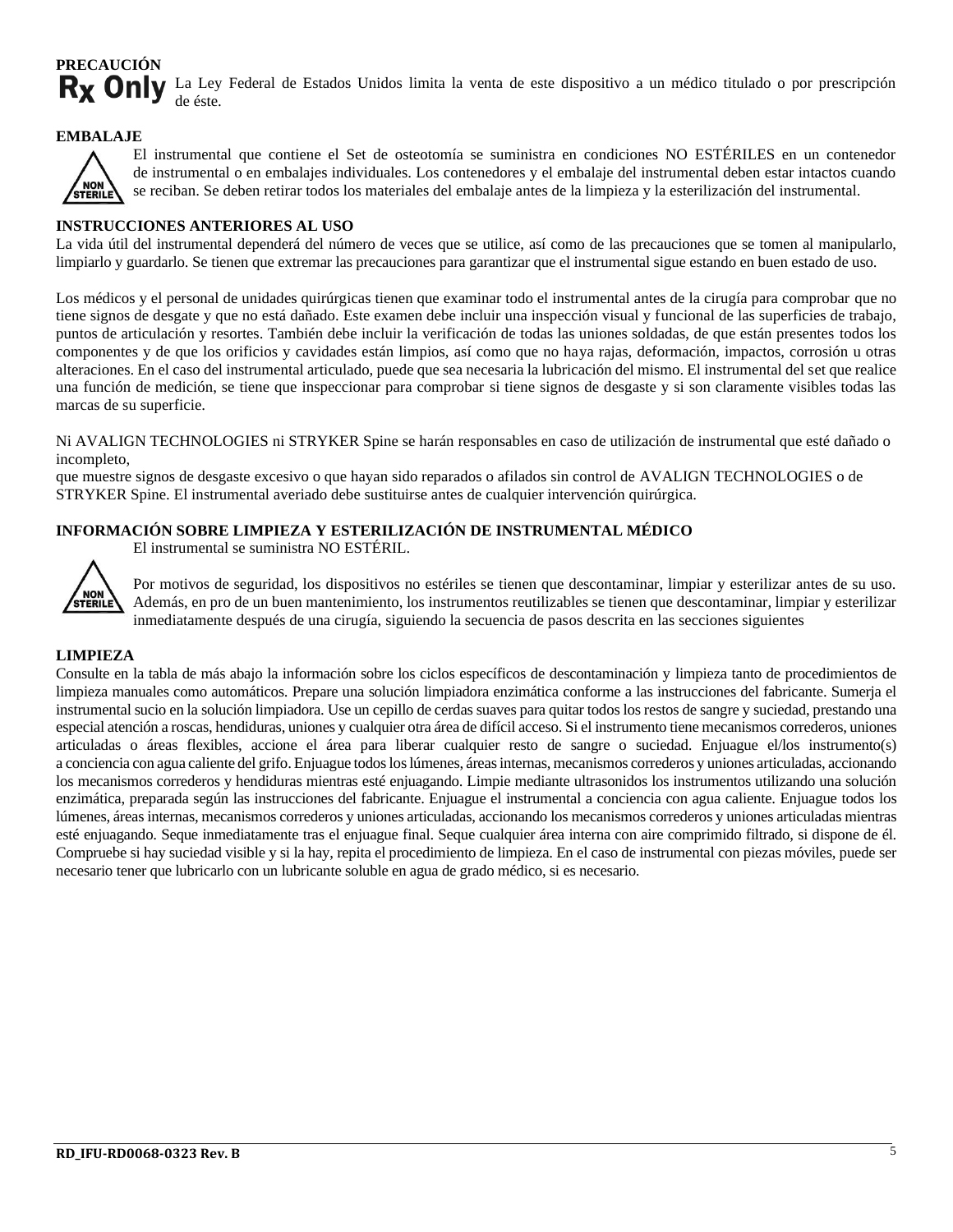**PRECAUCIÓN**

**Rx Only** La Ley Federal de Estados Unidos limita la venta de este dispositivo a un médico titulado o por prescripción de éste.

**EMBALAJE**

NON STERILE

El instrumental que contiene el Set de osteotomía se suministra en condiciones NO ESTÉRILES en un contenedor de instrumental o en embalajes individuales. Los contenedores y el embalaje del instrumental deben estar intactos cuando se reciban. Se deben retirar todos los materiales del embalaje antes de la limpieza y la esterilización del instrumental.

**INSTRUCCIONES ANTERIORES AL USO**

La vida útil del instrumental dependerá del número de veces que se utilice, así como de las precauciones que se tomen al manipularlo, limpiarlo y guardarlo. Se tienen que extremar las precauciones para garantizar que el instrumental sigue estando en buen estado de uso.

Los médicos y el personal de unidades quirúrgicas tienen que examinar todo el instrumental antes de la cirugía para comprobar que no tiene signos de desgaste y que no está dañado. Este examen debe incluir una inspección visual y funcional de las superficies de trabajo, puntos de articulación y resortes. También debe incluir la verificación de todas las uniones soldadas, de que están presentes todos los componentes y de que los orificios y cavidades están limpios, así como que no haya rajas, deformación, impactos, corrosión u otras alteraciones. En el caso del instrumental articulado, puede que sea necesaria la lubricación del mismo. El instrumental del set que realice una función de medición, se tiene que inspeccionar para comprobar si tiene signos de desgaste y si son claramente visibles todas las marcas de su superficie.

Ni AVALIGN TECHNOLOGIES ni STRYKER Spine se harán responsables en caso de utilización de instrumental que esté dañado o incompleto,
que muestre signos de desgaste excesivo o que hayan sido reparados o afilados sin control de AVALIGN TECHNOLOGIES o de STRYKER Spine. El instrumental averiado debe sustituirse antes de cualquier intervención quirúrgica.

**INFORMACIÓN SOBRE LIMPIEZA Y ESTERILIZACIÓN DE INSTRUMENTAL MÉDICO**

El instrumental se suministra NO ESTÉRIL.

NON STERILE

Por motivos de seguridad, los dispositivos no estériles se tienen que descontaminar, limpiar y esterilizar antes de su uso. Además, en pro de un buen mantenimiento, los instrumentos reutilizables se tienen que descontaminar, limpiar y esterilizar inmediatamente después de una cirugía, siguiendo la secuencia de pasos descrita en las secciones siguientes

**LIMPIEZA**

Consulte en la tabla de más abajo la información sobre los ciclos específicos de descontaminación y limpieza tanto de procedimientos de limpieza manuales como automáticos. Prepare una solución limpiadora enzimática conforme a las instrucciones del fabricante. Sumerja el instrumental sucio en la solución limpiadora. Use un cepillo de cerdas suaves para quitar todos los restos de sangre y suciedad, prestando una especial atención a roscas, hendiduras, uniones y cualquier otra área de difícil acceso. Si el instrumento tiene mecanismos correderos, uniones articuladas o áreas flexibles, accione el área para liberar cualquier resto de sangre o suciedad. Enjuague el/los instrumento(s) a conciencia con agua caliente del grifo. Enjuague todos los lúmenes, áreas internas, mecanismos correderos y uniones articuladas, accionando los mecanismos correderos y hendiduras mientras esté enjuagando. Limpie mediante ultrasonidos los instrumentos utilizando una solución enzimática, preparada según las instrucciones del fabricante. Enjuague el instrumental a conciencia con agua caliente. Enjuague todos los lúmenes, áreas internas, mecanismos correderos y uniones articuladas, accionando los mecanismos correderos y uniones articuladas mientras esté enjuagando. Seque inmediatamente tras el enjuague final. Seque cualquier área interna con aire comprimido filtrado, si dispone de él. Compruebe si hay suciedad visible y si la hay, repita el procedimiento de limpieza. En el caso de instrumental con piezas móviles, puede ser necesario tener que lubricarlo con un lubricante soluble en agua de grado médico, si es necesario.

**RD_IFU-RD0068-0323 Rev. B**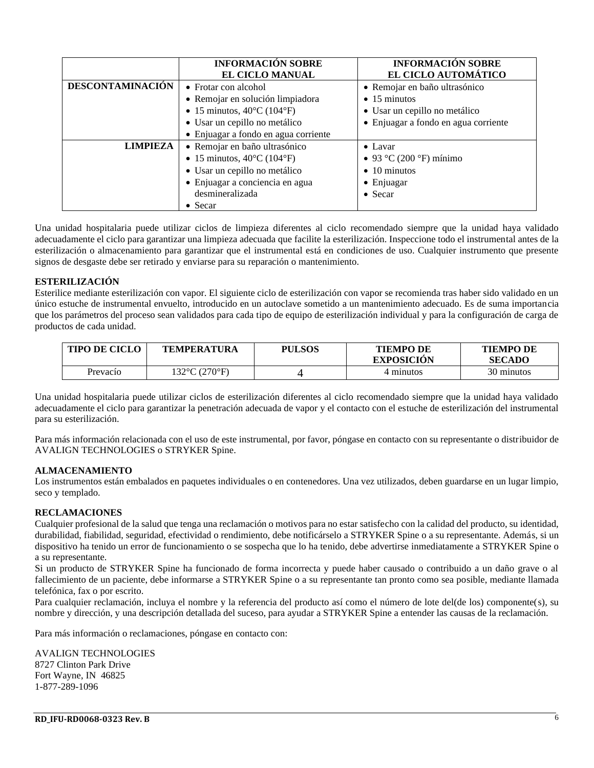| | INFORMACIÓN SOBRE EL CICLO MANUAL | INFORMACIÓN SOBRE EL CICLO AUTOMÁTICO |
|---|---|---|
| **DESCONTAMINACIÓN** | • Frotar con alcohol<br>• Remojar en solución limpiadora<br>• 15 minutos, 40°C (104°F)<br>• Usar un cepillo no metálico<br>• Enjuagar a fondo en agua corriente | • Remojar en baño ultrasónico<br>• 15 minutos<br>• Usar un cepillo no metálico<br>• Enjuagar a fondo en agua corriente |
| **LIMPIEZA** | • Remojar en baño ultrasónico<br>• 15 minutos, 40°C (104°F)<br>• Usar un cepillo no metálico<br>• Enjuagar a conciencia en agua desmineralizada<br>• Secar | • Lavar<br>• 93 °C (200 °F) mínimo<br>• 10 minutos<br>• Enjuagar<br>• Secar |

Una unidad hospitalaria puede utilizar ciclos de limpieza diferentes al ciclo recomendado siempre que la unidad haya validado adecuadamente el ciclo para garantizar una limpieza adecuada que facilite la esterilización. Inspeccione todo el instrumental antes de la esterilización o almacenamiento para garantizar que el instrumental está en condiciones de uso. Cualquier instrumento que presente signos de desgaste debe ser retirado y enviarse para su reparación o mantenimiento.

**ESTERILIZACIÓN**

Esterilice mediante esterilización con vapor. El siguiente ciclo de esterilización con vapor se recomienda tras haber sido validado en un único estuche de instrumental envuelto, introducido en un autoclave sometido a un mantenimiento adecuado. Es de suma importancia que los parámetros del proceso sean validados para cada tipo de equipo de esterilización individual y para la configuración de carga de productos de cada unidad.

| TIPO DE CICLO | TEMPERATURA | PULSOS | TIEMPO DE EXPOSICIÓN | TIEMPO DE SECADO |
|---|---|---|---|---|
| Prevacío | 132°C (270°F) | 4 | 4 minutos | 30 minutos |

Una unidad hospitalaria puede utilizar ciclos de esterilización diferentes al ciclo recomendado siempre que la unidad haya validado adecuadamente el ciclo para garantizar la penetración adecuada de vapor y el contacto con el estuche de esterilización del instrumental para su esterilización.

Para más información relacionada con el uso de este instrumental, por favor, póngase en contacto con su representante o distribuidor de AVALIGN TECHNOLOGIES o STRYKER Spine.

**ALMACENAMIENTO**

Los instrumentos están embalados en paquetes individuales o en contenedores. Una vez utilizados, deben guardarse en un lugar limpio, seco y templado.

**RECLAMACIONES**

Cualquier profesional de la salud que tenga una reclamación o motivos para no estar satisfecho con la calidad del producto, su identidad, durabilidad, fiabilidad, seguridad, efectividad o rendimiento, debe notificárselo a STRYKER Spine o a su representante. Además, si un dispositivo ha tenido un error de funcionamiento o se sospecha que lo ha tenido, debe advertirse inmediatamente a STRYKER Spine o a su representante.

Si un producto de STRYKER Spine ha funcionado de forma incorrecta y puede haber causado o contribuido a un daño grave o al fallecimiento de un paciente, debe informarse a STRYKER Spine o a su representante tan pronto como sea posible, mediante llamada telefónica, fax o por escrito.

Para cualquier reclamación, incluya el nombre y la referencia del producto así como el número de lote del(de los) componente(s), su nombre y dirección, y una descripción detallada del suceso, para ayudar a STRYKER Spine a entender las causas de la reclamación.

Para más información o reclamaciones, póngase en contacto con:

AVALIGN TECHNOLOGIES
8727 Clinton Park Drive
Fort Wayne, IN 46825
1-877-289-1096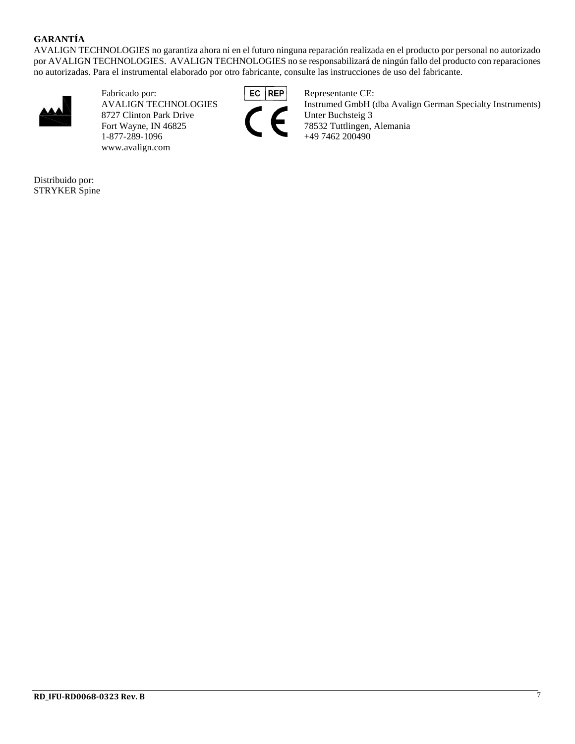**GARANTÍA**

AVALIGN TECHNOLOGIES no garantiza ahora ni en el futuro ninguna reparación realizada en el producto por personal no autorizado por AVALIGN TECHNOLOGIES. AVALIGN TECHNOLOGIES no se responsabilizará de ningún fallo del producto con reparaciones no autorizadas. Para el instrumental elaborado por otro fabricante, consulte las instrucciones de uso del fabricante.

Fabricado por:
AVALIGN TECHNOLOGIES
8727 Clinton Park Drive
Fort Wayne, IN 46825
1-877-289-1096
www.avalign.com

EC REP

Representante CE:
Instrumed GmbH (dba Avalign German Specialty Instruments)
Unter Buchsteig 3
78532 Tuttlingen, Alemania
+49 7462 200490

Distribuido por:
STRYKER Spine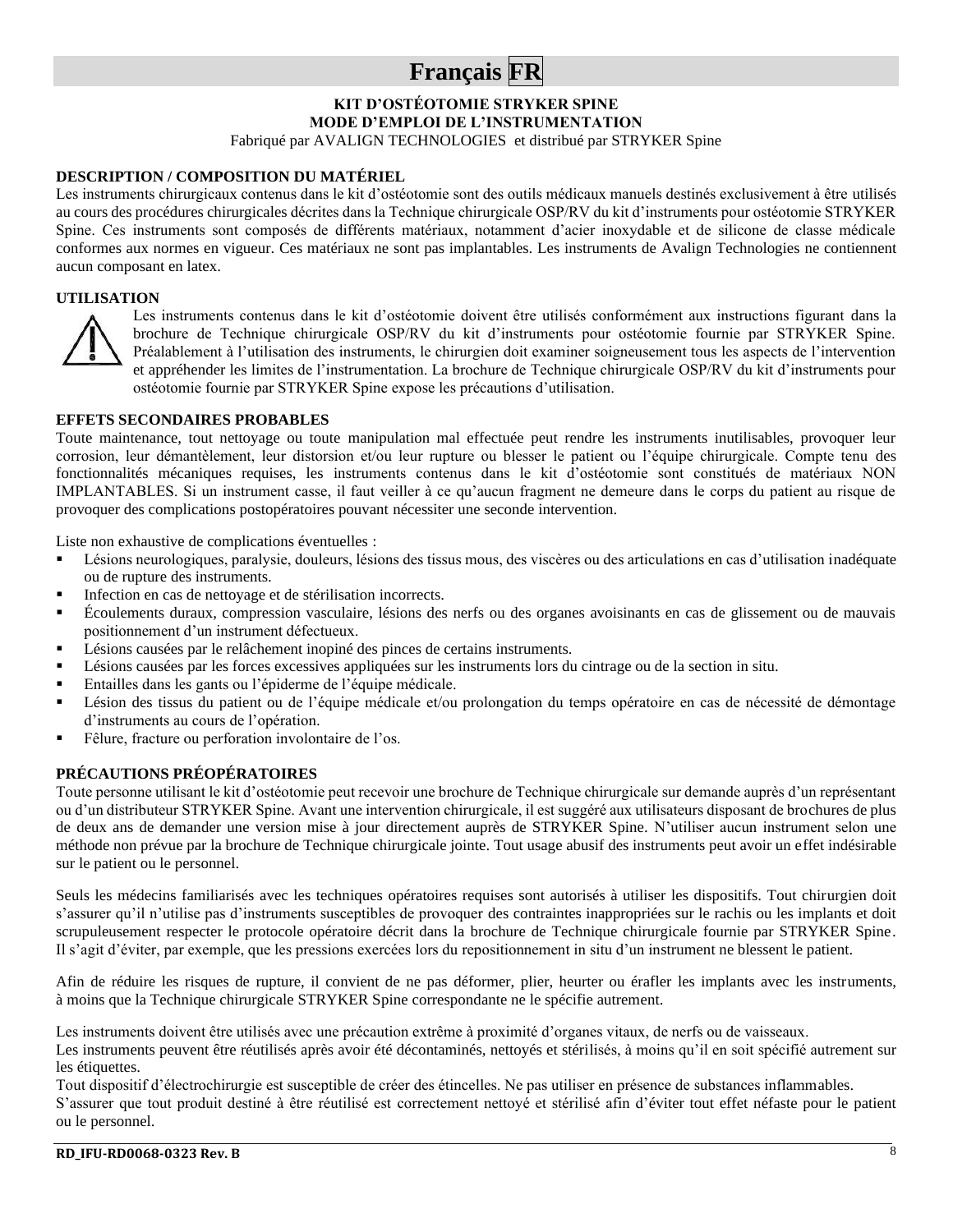# Français FR

**KIT D'OSTÉOTOMIE STRYKER SPINE**
**MODE D'EMPLOI DE L'INSTRUMENTATION**
Fabriqué par AVALIGN TECHNOLOGIES et distribué par STRYKER Spine

## DESCRIPTION / COMPOSITION DU MATÉRIEL

Les instruments chirurgicaux contenus dans le kit d'ostéotomie sont des outils médicaux manuels destinés exclusivement à être utilisés au cours des procédures chirurgicales décrites dans la Technique chirurgicale OSP/RV du kit d'instruments pour ostéotomie STRYKER Spine. Ces instruments sont composés de différents matériaux, notamment d'acier inoxydable et de silicone de classe médicale conformes aux normes en vigueur. Ces matériaux ne sont pas implantables. Les instruments de Avalign Technologies ne contiennent aucun composant en latex.

## UTILISATION

Les instruments contenus dans le kit d'ostéotomie doivent être utilisés conformément aux instructions figurant dans la brochure de Technique chirurgicale OSP/RV du kit d'instruments pour ostéotomie fournie par STRYKER Spine. Préalablement à l'utilisation des instruments, le chirurgien doit examiner soigneusement tous les aspects de l'intervention et appréhender les limites de l'instrumentation. La brochure de Technique chirurgicale OSP/RV du kit d'instruments pour ostéotomie fournie par STRYKER Spine expose les précautions d'utilisation.

## EFFETS SECONDAIRES PROBABLES

Toute maintenance, tout nettoyage ou toute manipulation mal effectuée peut rendre les instruments inutilisables, provoquer leur corrosion, leur démantèlement, leur distorsion et/ou leur rupture ou blesser le patient ou l'équipe chirurgicale. Compte tenu des fonctionnalités mécaniques requises, les instruments contenus dans le kit d'ostéotomie sont constitués de matériaux NON IMPLANTABLES. Si un instrument casse, il faut veiller à ce qu'aucun fragment ne demeure dans le corps du patient au risque de provoquer des complications postopératoires pouvant nécessiter une seconde intervention.

Liste non exhaustive de complications éventuelles :

- Lésions neurologiques, paralysie, douleurs, lésions des tissus mous, des viscères ou des articulations en cas d'utilisation inadéquate ou de rupture des instruments.
- Infection en cas de nettoyage et de stérilisation incorrects.
- Écoulements duraux, compression vasculaire, lésions des nerfs ou des organes avoisinants en cas de glissement ou de mauvais positionnement d'un instrument défectueux.
- Lésions causées par le relâchement inopiné des pinces de certains instruments.
- Lésions causées par les forces excessives appliquées sur les instruments lors du cintrage ou de la section in situ.
- Entailles dans les gants ou l'épiderme de l'équipe médicale.
- Lésion des tissus du patient ou de l'équipe médicale et/ou prolongation du temps opératoire en cas de nécessité de démontage d'instruments au cours de l'opération.
- Fêlure, fracture ou perforation involontaire de l'os.

## PRÉCAUTIONS PRÉOPÉRATOIRES

Toute personne utilisant le kit d'ostéotomie peut recevoir une brochure de Technique chirurgicale sur demande auprès d'un représentant ou d'un distributeur STRYKER Spine. Avant une intervention chirurgicale, il est suggéré aux utilisateurs disposant de brochures de plus de deux ans de demander une version mise à jour directement auprès de STRYKER Spine. N'utiliser aucun instrument selon une méthode non prévue par la brochure de Technique chirurgicale jointe. Tout usage abusif des instruments peut avoir un effet indésirable sur le patient ou le personnel.

Seuls les médecins familiarisés avec les techniques opératoires requises sont autorisés à utiliser les dispositifs. Tout chirurgien doit s'assurer qu'il n'utilise pas d'instruments susceptibles de provoquer des contraintes inappropriées sur le rachis ou les implants et doit scrupuleusement respecter le protocole opératoire décrit dans la brochure de Technique chirurgicale fournie par STRYKER Spine. Il s'agit d'éviter, par exemple, que les pressions exercées lors du repositionnement in situ d'un instrument ne blessent le patient.

Afin de réduire les risques de rupture, il convient de ne pas déformer, plier, heurter ou érafler les implants avec les instruments, à moins que la Technique chirurgicale STRYKER Spine correspondante ne le spécifie autrement.

Les instruments doivent être utilisés avec une précaution extrême à proximité d'organes vitaux, de nerfs ou de vaisseaux.
Les instruments peuvent être réutilisés après avoir été décontaminés, nettoyés et stérilisés, à moins qu'il en soit spécifié autrement sur les étiquettes.
Tout dispositif d'électrochirurgie est susceptible de créer des étincelles. Ne pas utiliser en présence de substances inflammables.
S'assurer que tout produit destiné à être réutilisé est correctement nettoyé et stérilisé afin d'éviter tout effet néfaste pour le patient ou le personnel.

**RD_IFU-RD0068-0323 Rev. B**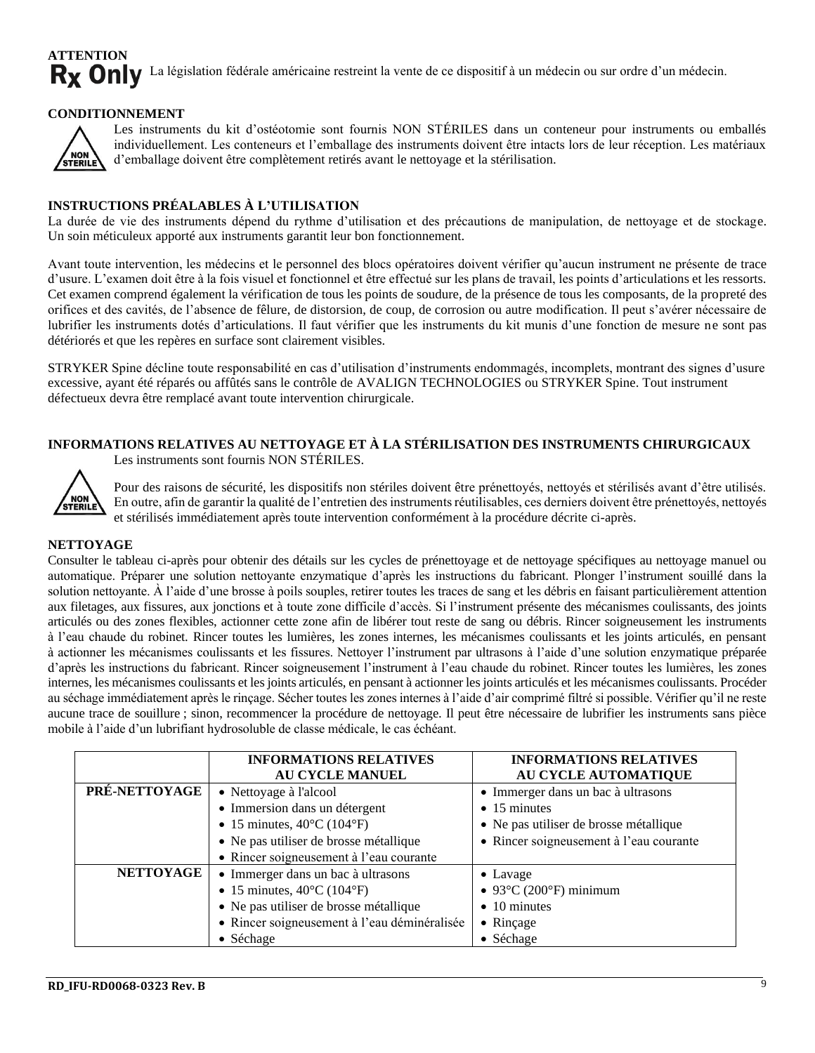**ATTENTION**

**Rx Only** La législation fédérale américaine restreint la vente de ce dispositif à un médecin ou sur ordre d'un médecin.

**CONDITIONNEMENT**

NON STERILE

Les instruments du kit d'ostéotomie sont fournis NON STÉRILES dans un conteneur pour instruments ou emballés individuellement. Les conteneurs et l'emballage des instruments doivent être intacts lors de leur réception. Les matériaux d'emballage doivent être complètement retirés avant le nettoyage et la stérilisation.

**INSTRUCTIONS PRÉALABLES À L'UTILISATION**

La durée de vie des instruments dépend du rythme d'utilisation et des précautions de manipulation, de nettoyage et de stockage. Un soin méticuleux apporté aux instruments garantit leur bon fonctionnement.

Avant toute intervention, les médecins et le personnel des blocs opératoires doivent vérifier qu'aucun instrument ne présente de trace d'usure. L'examen doit être à la fois visuel et fonctionnel et être effectué sur les plans de travail, les points d'articulations et les ressorts. Cet examen comprend également la vérification de tous les points de soudure, de la présence de tous les composants, de la propreté des orifices et des cavités, de l'absence de fêlure, de distorsion, de coup, de corrosion ou autre modification. Il peut s'avérer nécessaire de lubrifier les instruments dotés d'articulations. Il faut vérifier que les instruments du kit munis d'une fonction de mesure ne sont pas détériorés et que les repères en surface sont clairement visibles.

STRYKER Spine décline toute responsabilité en cas d'utilisation d'instruments endommagés, incomplets, montrant des signes d'usure excessive, ayant été réparés ou affûtés sans le contrôle de AVALIGN TECHNOLOGIES ou STRYKER Spine. Tout instrument défectueux devra être remplacé avant toute intervention chirurgicale.

**INFORMATIONS RELATIVES AU NETTOYAGE ET À LA STÉRILISATION DES INSTRUMENTS CHIRURGICAUX**

Les instruments sont fournis NON STÉRILES.

NON STERILE

Pour des raisons de sécurité, les dispositifs non stériles doivent être prénettoyés, nettoyés et stérilisés avant d'être utilisés. En outre, afin de garantir la qualité de l'entretien des instruments réutilisables, ces derniers doivent être prénettoyés, nettoyés et stérilisés immédiatement après toute intervention conformément à la procédure décrite ci-après.

**NETTOYAGE**

Consulter le tableau ci-après pour obtenir des détails sur les cycles de prénettoyage et de nettoyage spécifiques au nettoyage manuel ou automatique. Préparer une solution nettoyante enzymatique d'après les instructions du fabricant. Plonger l'instrument souillé dans la solution nettoyante. À l'aide d'une brosse à poils souples, retirer toutes les traces de sang et les débris en faisant particulièrement attention aux filetages, aux fissures, aux jonctions et à toute zone difficile d'accès. Si l'instrument présente des mécanismes coulissants, des joints articulés ou des zones flexibles, actionner cette zone afin de libérer tout reste de sang ou débris. Rincer soigneusement les instruments à l'eau chaude du robinet. Rincer toutes les lumières, les zones internes, les mécanismes coulissants et les joints articulés, en pensant à actionner les mécanismes coulissants et les fissures. Nettoyer l'instrument par ultrasons à l'aide d'une solution enzymatique préparée d'après les instructions du fabricant. Rincer soigneusement l'instrument à l'eau chaude du robinet. Rincer toutes les lumières, les zones internes, les mécanismes coulissants et les joints articulés, en pensant à actionner les joints articulés et les mécanismes coulissants. Procéder au séchage immédiatement après le rinçage. Sécher toutes les zones internes à l'aide d'air comprimé filtré si possible. Vérifier qu'il ne reste aucune trace de souillure ; sinon, recommencer la procédure de nettoyage. Il peut être nécessaire de lubrifier les instruments sans pièce mobile à l'aide d'un lubrifiant hydrosoluble de classe médicale, le cas échéant.

| | **INFORMATIONS RELATIVES AU CYCLE MANUEL** | **INFORMATIONS RELATIVES AU CYCLE AUTOMATIQUE** |
|---|---|---|
| **PRÉ-NETTOYAGE** | • Nettoyage à l'alcool<br>• Immersion dans un détergent<br>• 15 minutes, 40°C (104°F)<br>• Ne pas utiliser de brosse métallique<br>• Rincer soigneusement à l'eau courante | • Immerger dans un bac à ultrasons<br>• 15 minutes<br>• Ne pas utiliser de brosse métallique<br>• Rincer soigneusement à l'eau courante |
| **NETTOYAGE** | • Immerger dans un bac à ultrasons<br>• 15 minutes, 40°C (104°F)<br>• Ne pas utiliser de brosse métallique<br>• Rincer soigneusement à l'eau déminéralisée<br>• Séchage | • Lavage<br>• 93°C (200°F) minimum<br>• 10 minutes<br>• Rinçage<br>• Séchage |

RD_IFU-RD0068-0323 Rev. B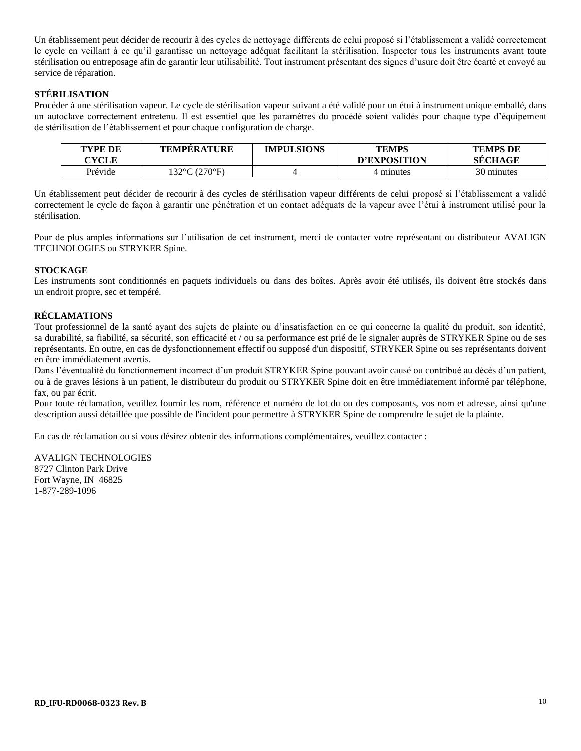Un établissement peut décider de recourir à des cycles de nettoyage différents de celui proposé si l'établissement a validé correctement le cycle en veillant à ce qu'il garantisse un nettoyage adéquat facilitant la stérilisation. Inspecter tous les instruments avant toute stérilisation ou entreposage afin de garantir leur utilisabilité. Tout instrument présentant des signes d'usure doit être écarté et envoyé au service de réparation.

**STÉRILISATION**

Procéder à une stérilisation vapeur. Le cycle de stérilisation vapeur suivant a été validé pour un étui à instrument unique emballé, dans un autoclave correctement entretenu. Il est essentiel que les paramètres du procédé soient validés pour chaque type d'équipement de stérilisation de l'établissement et pour chaque configuration de charge.

| TYPE DE CYCLE | TEMPÉRATURE | IMPULSIONS | TEMPS D'EXPOSITION | TEMPS DE SÉCHAGE |
|---|---|---|---|---|
| Prévide | 132°C (270°F) | 4 | 4 minutes | 30 minutes |

Un établissement peut décider de recourir à des cycles de stérilisation vapeur différents de celui proposé si l'établissement a validé correctement le cycle de façon à garantir une pénétration et un contact adéquats de la vapeur avec l'étui à instrument utilisé pour la stérilisation.

Pour de plus amples informations sur l'utilisation de cet instrument, merci de contacter votre représentant ou distributeur AVALIGN TECHNOLOGIES ou STRYKER Spine.

**STOCKAGE**

Les instruments sont conditionnés en paquets individuels ou dans des boîtes. Après avoir été utilisés, ils doivent être stockés dans un endroit propre, sec et tempéré.

**RÉCLAMATIONS**

Tout professionnel de la santé ayant des sujets de plainte ou d'insatisfaction en ce qui concerne la qualité du produit, son identité, sa durabilité, sa fiabilité, sa sécurité, son efficacité et / ou sa performance est prié de le signaler auprès de STRYKER Spine ou de ses représentants. En outre, en cas de dysfonctionnement effectif ou supposé d'un dispositif, STRYKER Spine ou ses représentants doivent en être immédiatement avertis.

Dans l'éventualité du fonctionnement incorrect d'un produit STRYKER Spine pouvant avoir causé ou contribué au décès d'un patient, ou à de graves lésions à un patient, le distributeur du produit ou STRYKER Spine doit en être immédiatement informé par téléphone, fax, ou par écrit.

Pour toute réclamation, veuillez fournir les nom, référence et numéro de lot du ou des composants, vos nom et adresse, ainsi qu'une description aussi détaillée que possible de l'incident pour permettre à STRYKER Spine de comprendre le sujet de la plainte.

En cas de réclamation ou si vous désirez obtenir des informations complémentaires, veuillez contacter :

AVALIGN TECHNOLOGIES
8727 Clinton Park Drive
Fort Wayne, IN 46825
1-877-289-1096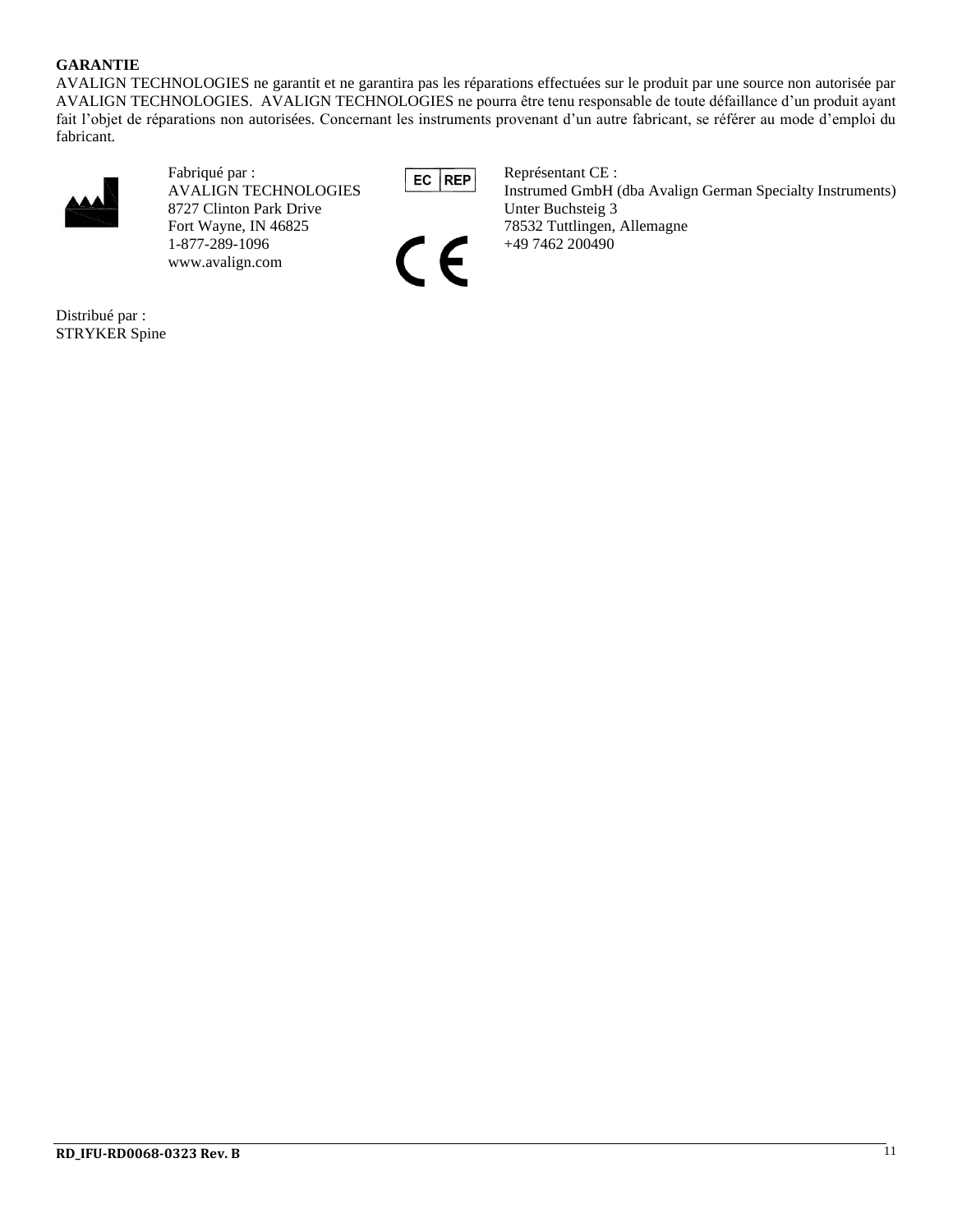**GARANTIE**

AVALIGN TECHNOLOGIES ne garantit et ne garantira pas les réparations effectuées sur le produit par une source non autorisée par AVALIGN TECHNOLOGIES. AVALIGN TECHNOLOGIES ne pourra être tenu responsable de toute défaillance d'un produit ayant fait l'objet de réparations non autorisées. Concernant les instruments provenant d'un autre fabricant, se référer au mode d'emploi du fabricant.

Fabriqué par :
AVALIGN TECHNOLOGIES
8727 Clinton Park Drive
Fort Wayne, IN 46825
1-877-289-1096
www.avalign.com

EC REP

Représentant CE :
Instrumed GmbH (dba Avalign German Specialty Instruments)
Unter Buchsteig 3
78532 Tuttlingen, Allemagne
+49 7462 200490

CE

Distribué par :
STRYKER Spine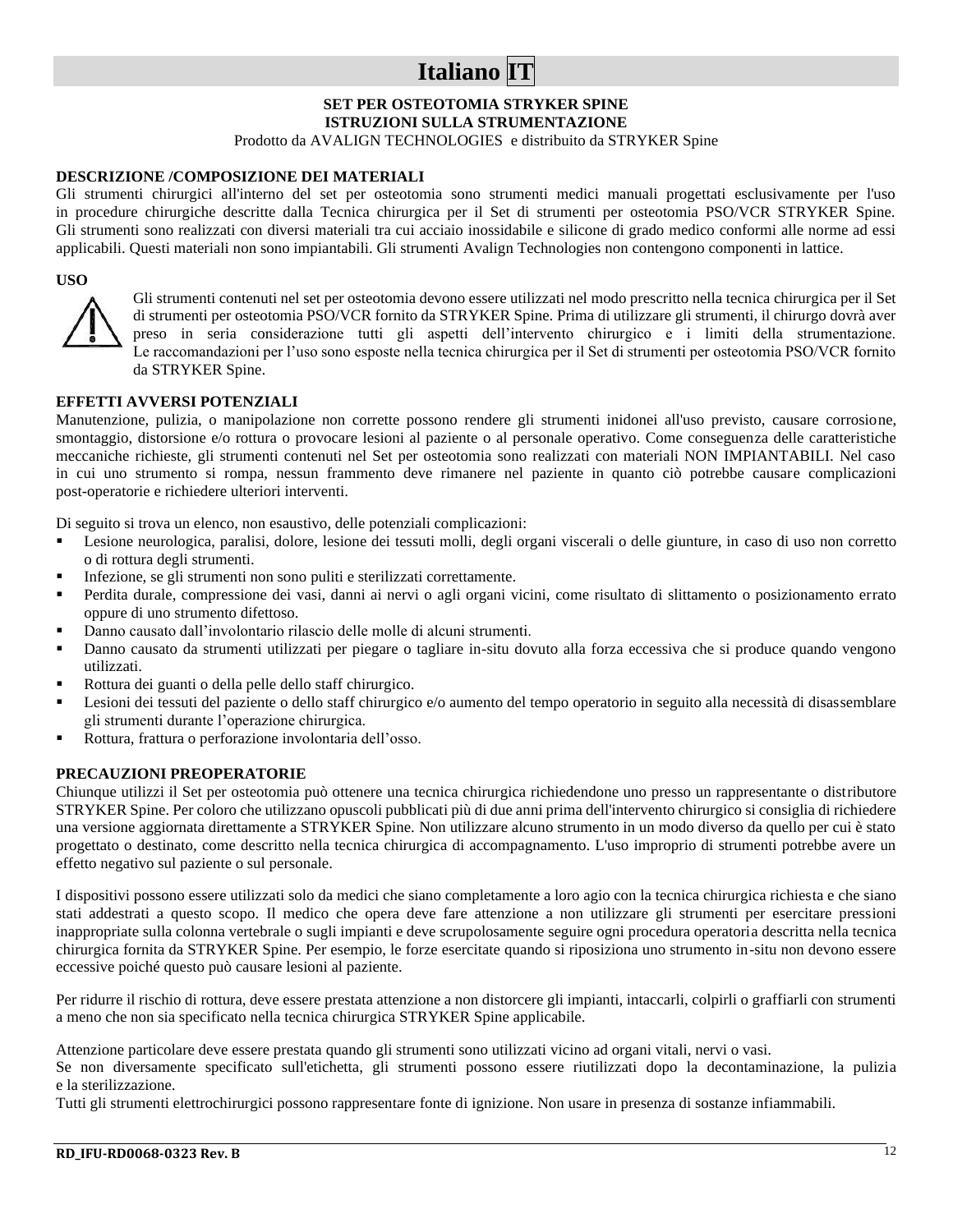# Italiano IT

**SET PER OSTEOTOMIA STRYKER SPINE**
**ISTRUZIONI SULLA STRUMENTAZIONE**
Prodotto da AVALIGN TECHNOLOGIES e distribuito da STRYKER Spine

**DESCRIZIONE /COMPOSIZIONE DEI MATERIALI**

Gli strumenti chirurgici all'interno del set per osteotomia sono strumenti medici manuali progettati esclusivamente per l'uso in procedure chirurgiche descritte dalla Tecnica chirurgica per il Set di strumenti per osteotomia PSO/VCR STRYKER Spine. Gli strumenti sono realizzati con diversi materiali tra cui acciaio inossidabile e silicone di grado medico conformi alle norme ad essi applicabili. Questi materiali non sono impiantabili. Gli strumenti Avalign Technologies non contengono componenti in lattice.

**USO**

Gli strumenti contenuti nel set per osteotomia devono essere utilizzati nel modo prescritto nella tecnica chirurgica per il Set di strumenti per osteotomia PSO/VCR fornito da STRYKER Spine. Prima di utilizzare gli strumenti, il chirurgo dovrà aver preso in seria considerazione tutti gli aspetti dell'intervento chirurgico e i limiti della strumentazione. Le raccomandazioni per l'uso sono esposte nella tecnica chirurgica per il Set di strumenti per osteotomia PSO/VCR fornito da STRYKER Spine.

**EFFETTI AVVERSI POTENZIALI**

Manutenzione, pulizia, o manipolazione non corrette possono rendere gli strumenti inidonei all'uso previsto, causare corrosione, smontaggio, distorsione e/o rottura o provocare lesioni al paziente o al personale operativo. Come conseguenza delle caratteristiche meccaniche richieste, gli strumenti contenuti nel Set per osteotomia sono realizzati con materiali NON IMPIANTABILI. Nel caso in cui uno strumento si rompa, nessun frammento deve rimanere nel paziente in quanto ciò potrebbe causare complicazioni post-operatorie e richiedere ulteriori interventi.

Di seguito si trova un elenco, non esaustivo, delle potenziali complicazioni:

- Lesione neurologica, paralisi, dolore, lesione dei tessuti molli, degli organi viscerali o delle giunture, in caso di uso non corretto o di rottura degli strumenti.
- Infezione, se gli strumenti non sono puliti e sterilizzati correttamente.
- Perdita durale, compressione dei vasi, danni ai nervi o agli organi vicini, come risultato di slittamento o posizionamento errato oppure di uno strumento difettoso.
- Danno causato dall'involontario rilascio delle molle di alcuni strumenti.
- Danno causato da strumenti utilizzati per piegare o tagliare in-situ dovuto alla forza eccessiva che si produce quando vengono utilizzati.
- Rottura dei guanti o della pelle dello staff chirurgico.
- Lesioni dei tessuti del paziente o dello staff chirurgico e/o aumento del tempo operatorio in seguito alla necessità di disassemblare gli strumenti durante l'operazione chirurgica.
- Rottura, frattura o perforazione involontaria dell'osso.

**PRECAUZIONI PREOPERATORIE**

Chiunque utilizzi il Set per osteotomia può ottenere una tecnica chirurgica richiedendone uno presso un rappresentante o distributore STRYKER Spine. Per coloro che utilizzano opuscoli pubblicati più di due anni prima dell'intervento chirurgico si consiglia di richiedere una versione aggiornata direttamente a STRYKER Spine. Non utilizzare alcuno strumento in un modo diverso da quello per cui è stato progettato o destinato, come descritto nella tecnica chirurgica di accompagnamento. L'uso improprio di strumenti potrebbe avere un effetto negativo sul paziente o sul personale.

I dispositivi possono essere utilizzati solo da medici che siano completamente a loro agio con la tecnica chirurgica richiesta e che siano stati addestrati a questo scopo. Il medico che opera deve fare attenzione a non utilizzare gli strumenti per esercitare pressioni inappropriate sulla colonna vertebrale o sugli impianti e deve scrupolosamente seguire ogni procedura operatoria descritta nella tecnica chirurgica fornita da STRYKER Spine. Per esempio, le forze esercitate quando si riposiziona uno strumento in-situ non devono essere eccessive poiché questo può causare lesioni al paziente.

Per ridurre il rischio di rottura, deve essere prestata attenzione a non distorcere gli impianti, intaccarli, colpirli o graffiarli con strumenti a meno che non sia specificato nella tecnica chirurgica STRYKER Spine applicabile.

Attenzione particolare deve essere prestata quando gli strumenti sono utilizzati vicino ad organi vitali, nervi o vasi.
Se non diversamente specificato sull'etichetta, gli strumenti possono essere riutilizzati dopo la decontaminazione, la pulizia e la sterilizzazione.
Tutti gli strumenti elettrochirurgici possono rappresentare fonte di ignizione. Non usare in presenza di sostanze infiammabili.

RD_IFU-RD0068-0323 Rev. B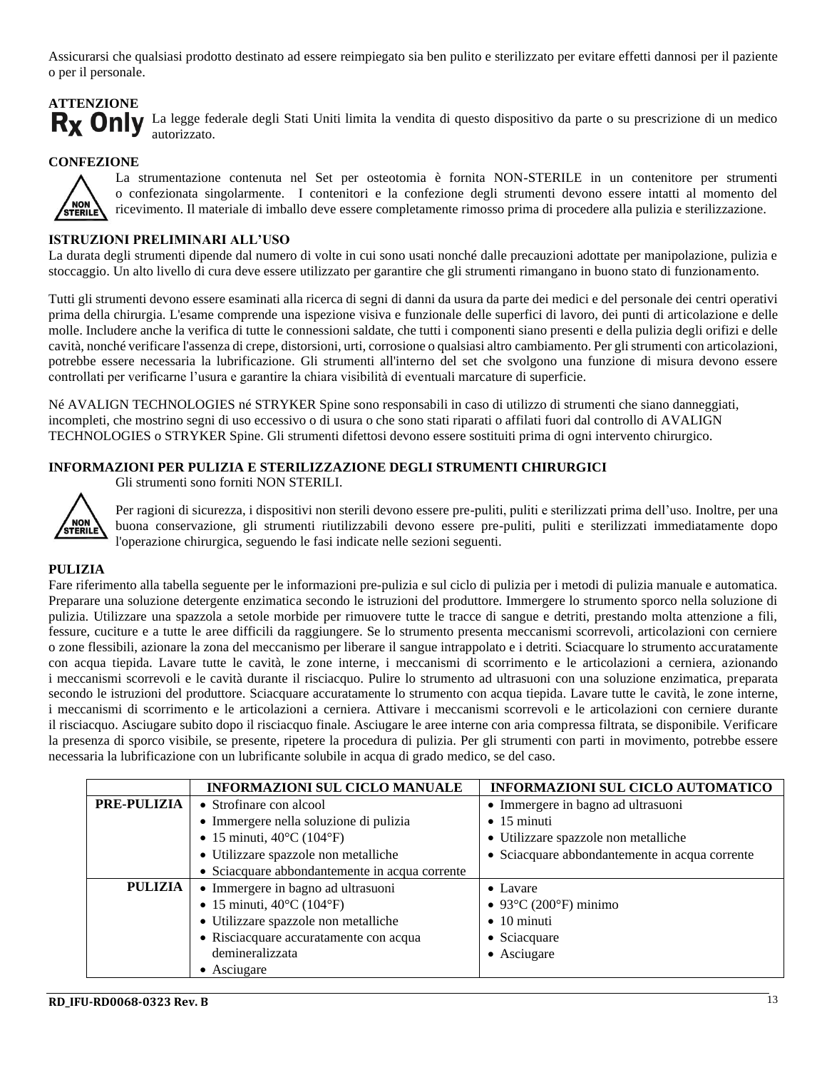Assicurarsi che qualsiasi prodotto destinato ad essere reimpiegato sia ben pulito e sterilizzato per evitare effetti dannosi per il paziente o per il personale.

**ATTENZIONE**

**Rx Only** La legge federale degli Stati Uniti limita la vendita di questo dispositivo da parte o su prescrizione di un medico autorizzato.

**CONFEZIONE**

La strumentazione contenuta nel Set per osteotomia è fornita NON-STERILE in un contenitore per strumenti o confezionata singolarmente. I contenitori e la confezione degli strumenti devono essere intatti al momento del ricevimento. Il materiale di imballo deve essere completamente rimosso prima di procedere alla pulizia e sterilizzazione.

**ISTRUZIONI PRELIMINARI ALL'USO**

La durata degli strumenti dipende dal numero di volte in cui sono usati nonché dalle precauzioni adottate per manipolazione, pulizia e stoccaggio. Un alto livello di cura deve essere utilizzato per garantire che gli strumenti rimangano in buono stato di funzionamento.

Tutti gli strumenti devono essere esaminati alla ricerca di segni di danni da usura da parte dei medici e del personale dei centri operativi prima della chirurgia. L'esame comprende una ispezione visiva e funzionale delle superfici di lavoro, dei punti di articolazione e delle molle. Includere anche la verifica di tutte le connessioni saldate, che tutti i componenti siano presenti e della pulizia degli orifizi e delle cavità, nonché verificare l'assenza di crepe, distorsioni, urti, corrosione o qualsiasi altro cambiamento. Per gli strumenti con articolazioni, potrebbe essere necessaria la lubrificazione. Gli strumenti all'interno del set che svolgono una funzione di misura devono essere controllati per verificarne l'usura e garantire la chiara visibilità di eventuali marcature di superficie.

Né AVALIGN TECHNOLOGIES né STRYKER Spine sono responsabili in caso di utilizzo di strumenti che siano danneggiati, incompleti, che mostrino segni di uso eccessivo o di usura o che sono stati riparati o affilati fuori dal controllo di AVALIGN TECHNOLOGIES o STRYKER Spine. Gli strumenti difettosi devono essere sostituiti prima di ogni intervento chirurgico.

**INFORMAZIONI PER PULIZIA E STERILIZZAZIONE DEGLI STRUMENTI CHIRURGICI**

Gli strumenti sono forniti NON STERILI.

Per ragioni di sicurezza, i dispositivi non sterili devono essere pre-puliti, puliti e sterilizzati prima dell'uso. Inoltre, per una buona conservazione, gli strumenti riutilizzabili devono essere pre-puliti, puliti e sterilizzati immediatamente dopo l'operazione chirurgica, seguendo le fasi indicate nelle sezioni seguenti.

**PULIZIA**

Fare riferimento alla tabella seguente per le informazioni pre-pulizia e sul ciclo di pulizia per i metodi di pulizia manuale e automatica. Preparare una soluzione detergente enzimatica secondo le istruzioni del produttore. Immergere lo strumento sporco nella soluzione di pulizia. Utilizzare una spazzola a setole morbide per rimuovere tutte le tracce di sangue e detriti, prestando molta attenzione a fili, fessure, cuciture e a tutte le aree difficili da raggiungere. Se lo strumento presenta meccanismi scorrevoli, articolazioni con cerniere o zone flessibili, azionare la zona del meccanismo per liberare il sangue intrappolato e i detriti. Sciacquare lo strumento accuratamente con acqua tiepida. Lavare tutte le cavità, le zone interne, i meccanismi di scorrimento e le articolazioni a cerniera, azionando i meccanismi scorrevoli e le cavità durante il risciacquo. Pulire lo strumento ad ultrasuoni con una soluzione enzimatica, preparata secondo le istruzioni del produttore. Sciacquare accuratamente lo strumento con acqua tiepida. Lavare tutte le cavità, le zone interne, i meccanismi di scorrimento e le articolazioni a cerniera. Attivare i meccanismi scorrevoli e le articolazioni con cerniere durante il risciacquo. Asciugare subito dopo il risciacquo finale. Asciugare le aree interne con aria compressa filtrata, se disponibile. Verificare la presenza di sporco visibile, se presente, ripetere la procedura di pulizia. Per gli strumenti con parti in movimento, potrebbe essere necessaria la lubrificazione con un lubrificante solubile in acqua di grado medico, se del caso.

| | INFORMAZIONI SUL CICLO MANUALE | INFORMAZIONI SUL CICLO AUTOMATICO |
|---|---|---|
| **PRE-PULIZIA** | • Strofinare con alcool<br>• Immergere nella soluzione di pulizia<br>• 15 minuti, 40°C (104°F)<br>• Utilizzare spazzole non metalliche<br>• Sciacquare abbondantemente in acqua corrente | • Immergere in bagno ad ultrasuoni<br>• 15 minuti<br>• Utilizzare spazzole non metalliche<br>• Sciacquare abbondantemente in acqua corrente |
| **PULIZIA** | • Immergere in bagno ad ultrasuoni<br>• 15 minuti, 40°C (104°F)<br>• Utilizzare spazzole non metalliche<br>• Risciacquare accuratamente con acqua demineralizzata<br>• Asciugare | • Lavare<br>• 93°C (200°F) minimo<br>• 10 minuti<br>• Sciacquare<br>• Asciugare |

RD_IFU-RD0068-0323 Rev. B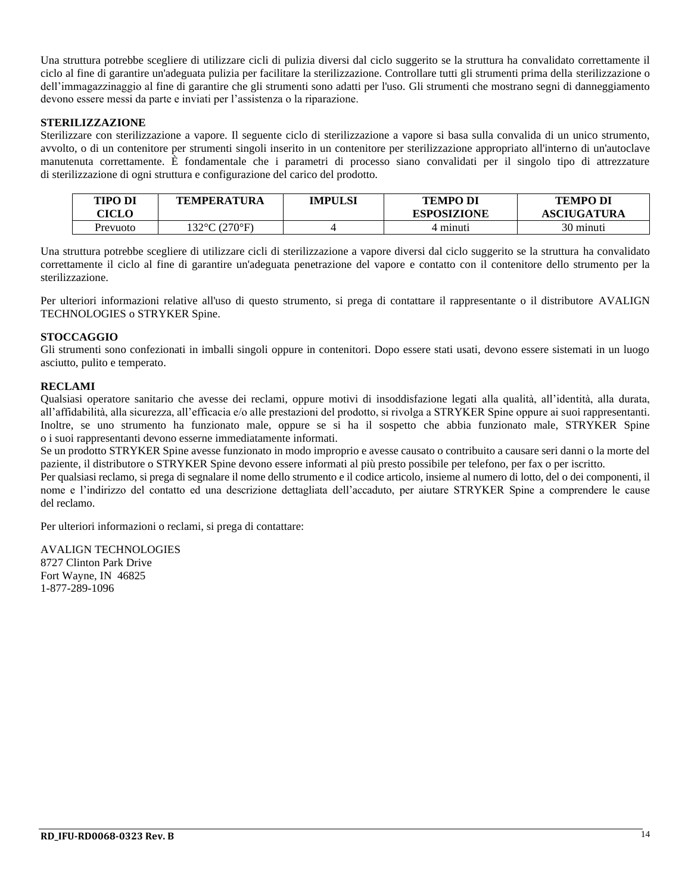Una struttura potrebbe scegliere di utilizzare cicli di pulizia diversi dal ciclo suggerito se la struttura ha convalidato correttamente il ciclo al fine di garantire un'adeguata pulizia per facilitare la sterilizzazione. Controllare tutti gli strumenti prima della sterilizzazione o dell'immagazzinaggio al fine di garantire che gli strumenti sono adatti per l'uso. Gli strumenti che mostrano segni di danneggiamento devono essere messi da parte e inviati per l'assistenza o la riparazione.

**STERILIZZAZIONE**

Sterilizzare con sterilizzazione a vapore. Il seguente ciclo di sterilizzazione a vapore si basa sulla convalida di un unico strumento, avvolto, o di un contenitore per strumenti singoli inserito in un contenitore per sterilizzazione appropriato all'interno di un'autoclave manutenuta correttamente. È fondamentale che i parametri di processo siano convalidati per il singolo tipo di attrezzature di sterilizzazione di ogni struttura e configurazione del carico del prodotto.

| TIPO DI CICLO | TEMPERATURA | IMPULSI | TEMPO DI ESPOSIZIONE | TEMPO DI ASCIUGATURA |
|---|---|---|---|---|
| Prevuoto | 132°C (270°F) | 4 | 4 minuti | 30 minuti |

Una struttura potrebbe scegliere di utilizzare cicli di sterilizzazione a vapore diversi dal ciclo suggerito se la struttura ha convalidato correttamente il ciclo al fine di garantire un'adeguata penetrazione del vapore e contatto con il contenitore dello strumento per la sterilizzazione.

Per ulteriori informazioni relative all'uso di questo strumento, si prega di contattare il rappresentante o il distributore AVALIGN TECHNOLOGIES o STRYKER Spine.

**STOCCAGGIO**

Gli strumenti sono confezionati in imballi singoli oppure in contenitori. Dopo essere stati usati, devono essere sistemati in un luogo asciutto, pulito e temperato.

**RECLAMI**

Qualsiasi operatore sanitario che avesse dei reclami, oppure motivi di insoddisfazione legati alla qualità, all'identità, alla durata, all'affidabilità, alla sicurezza, all'efficacia e/o alle prestazioni del prodotto, si rivolga a STRYKER Spine oppure ai suoi rappresentanti. Inoltre, se uno strumento ha funzionato male, oppure se si ha il sospetto che abbia funzionato male, STRYKER Spine o i suoi rappresentanti devono esserne immediatamente informati.

Se un prodotto STRYKER Spine avesse funzionato in modo improprio e avesse causato o contribuito a causare seri danni o la morte del paziente, il distributore o STRYKER Spine devono essere informati al più presto possibile per telefono, per fax o per iscritto.

Per qualsiasi reclamo, si prega di segnalare il nome dello strumento e il codice articolo, insieme al numero di lotto, del o dei componenti, il nome e l'indirizzo del contatto ed una descrizione dettagliata dell'accaduto, per aiutare STRYKER Spine a comprendere le cause del reclamo.

Per ulteriori informazioni o reclami, si prega di contattare:

AVALIGN TECHNOLOGIES
8727 Clinton Park Drive
Fort Wayne, IN 46825
1-877-289-1096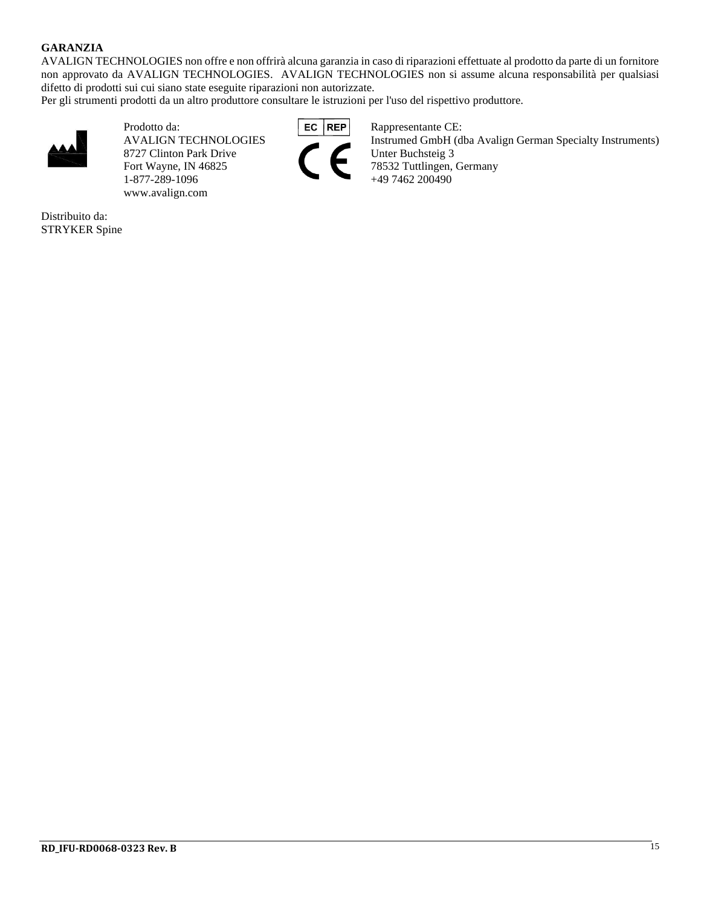**GARANZIA**

AVALIGN TECHNOLOGIES non offre e non offrirà alcuna garanzia in caso di riparazioni effettuate al prodotto da parte di un fornitore non approvato da AVALIGN TECHNOLOGIES. AVALIGN TECHNOLOGIES non si assume alcuna responsabilità per qualsiasi difetto di prodotti sui cui siano state eseguite riparazioni non autorizzate.

Per gli strumenti prodotti da un altro produttore consultare le istruzioni per l'uso del rispettivo produttore.

Prodotto da:
AVALIGN TECHNOLOGIES
8727 Clinton Park Drive
Fort Wayne, IN 46825
1-877-289-1096
www.avalign.com

EC REP

Rappresentante CE:
Instrumed GmbH (dba Avalign German Specialty Instruments)
Unter Buchsteig 3
78532 Tuttlingen, Germany
+49 7462 200490

Distribuito da:
STRYKER Spine

RD_IFU-RD0068-0323 Rev. B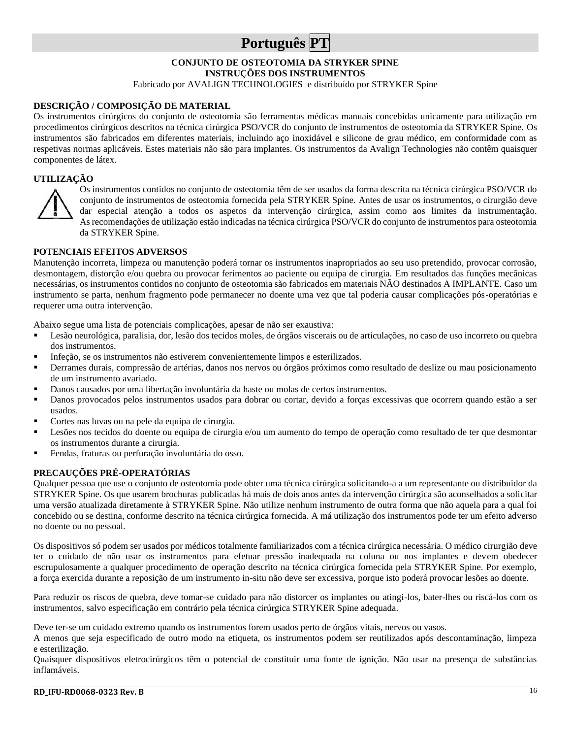# Português PT

**CONJUNTO DE OSTEOTOMIA DA STRYKER SPINE**
**INSTRUÇÕES DOS INSTRUMENTOS**
Fabricado por AVALIGN TECHNOLOGIES e distribuído por STRYKER Spine

## DESCRIÇÃO / COMPOSIÇÃO DE MATERIAL

Os instrumentos cirúrgicos do conjunto de osteotomia são ferramentas médicas manuais concebidas unicamente para utilização em procedimentos cirúrgicos descritos na técnica cirúrgica PSO/VCR do conjunto de instrumentos de osteotomia da STRYKER Spine. Os instrumentos são fabricados em diferentes materiais, incluindo aço inoxidável e silicone de grau médico, em conformidade com as respetivas normas aplicáveis. Estes materiais não são para implantes. Os instrumentos da Avalign Technologies não contêm quaisquer componentes de látex.

## UTILIZAÇÃO

Os instrumentos contidos no conjunto de osteotomia têm de ser usados da forma descrita na técnica cirúrgica PSO/VCR do conjunto de instrumentos de osteotomia fornecida pela STRYKER Spine. Antes de usar os instrumentos, o cirurgião deve dar especial atenção a todos os aspetos da intervenção cirúrgica, assim como aos limites da instrumentação. As recomendações de utilização estão indicadas na técnica cirúrgica PSO/VCR do conjunto de instrumentos para osteotomia da STRYKER Spine.

## POTENCIAIS EFEITOS ADVERSOS

Manutenção incorreta, limpeza ou manutenção poderá tornar os instrumentos inapropriados ao seu uso pretendido, provocar corrosão, desmontagem, distorção e/ou quebra ou provocar ferimentos ao paciente ou equipa de cirurgia. Em resultados das funções mecânicas necessárias, os instrumentos contidos no conjunto de osteotomia são fabricados em materiais NÃO destinados A IMPLANTE. Caso um instrumento se parta, nenhum fragmento pode permanecer no doente uma vez que tal poderia causar complicações pós-operatórias e requerer uma outra intervenção.

Abaixo segue uma lista de potenciais complicações, apesar de não ser exaustiva:

- Lesão neurológica, paralisia, dor, lesão dos tecidos moles, de órgãos viscerais ou de articulações, no caso de uso incorreto ou quebra dos instrumentos.
- Infeção, se os instrumentos não estiverem convenientemente limpos e esterilizados.
- Derrames durais, compressão de artérias, danos nos nervos ou órgãos próximos como resultado de deslize ou mau posicionamento de um instrumento avariado.
- Danos causados por uma libertação involuntária da haste ou molas de certos instrumentos.
- Danos provocados pelos instrumentos usados para dobrar ou cortar, devido a forças excessivas que ocorrem quando estão a ser usados.
- Cortes nas luvas ou na pele da equipa de cirurgia.
- Lesões nos tecidos do doente ou equipa de cirurgia e/ou um aumento do tempo de operação como resultado de ter que desmontar os instrumentos durante a cirurgia.
- Fendas, fraturas ou perfuração involuntária do osso.

## PRECAUÇÕES PRÉ-OPERATÓRIAS

Qualquer pessoa que use o conjunto de osteotomia pode obter uma técnica cirúrgica solicitando-a a um representante ou distribuidor da STRYKER Spine. Os que usarem brochuras publicadas há mais de dois anos antes da intervenção cirúrgica são aconselhados a solicitar uma versão atualizada diretamente à STRYKER Spine. Não utilize nenhum instrumento de outra forma que não aquela para a qual foi concebido ou se destina, conforme descrito na técnica cirúrgica fornecida. A má utilização dos instrumentos pode ter um efeito adverso no doente ou no pessoal.

Os dispositivos só podem ser usados por médicos totalmente familiarizados com a técnica cirúrgica necessária. O médico cirurgião deve ter o cuidado de não usar os instrumentos para efetuar pressão inadequada na coluna ou nos implantes e devem obedecer escrupulosamente a qualquer procedimento de operação descrito na técnica cirúrgica fornecida pela STRYKER Spine. Por exemplo, a força exercida durante a reposição de um instrumento in-situ não deve ser excessiva, porque isto poderá provocar lesões ao doente.

Para reduzir os riscos de quebra, deve tomar-se cuidado para não distorcer os implantes ou atingi-los, bater-lhes ou riscá-los com os instrumentos, salvo especificação em contrário pela técnica cirúrgica STRYKER Spine adequada.

Deve ter-se um cuidado extremo quando os instrumentos forem usados perto de órgãos vitais, nervos ou vasos.
A menos que seja especificado de outro modo na etiqueta, os instrumentos podem ser reutilizados após descontaminação, limpeza e esterilização.
Quaisquer dispositivos eletrocirúrgicos têm o potencial de constituir uma fonte de ignição. Não usar na presença de substâncias inflamáveis.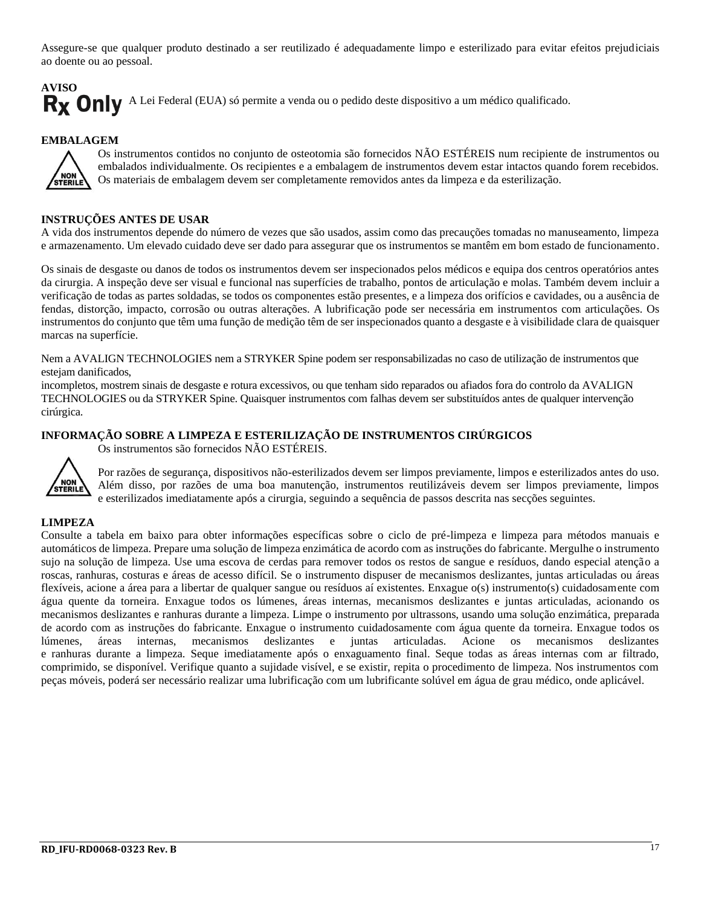Assegure-se que qualquer produto destinado a ser reutilizado é adequadamente limpo e esterilizado para evitar efeitos prejudiciais ao doente ou ao pessoal.

**AVISO**

**Rx Only** A Lei Federal (EUA) só permite a venda ou o pedido deste dispositivo a um médico qualificado.

**EMBALAGEM**

NON STERILE

Os instrumentos contidos no conjunto de osteotomia são fornecidos NÃO ESTÉREIS num recipiente de instrumentos ou embalados individualmente. Os recipientes e a embalagem de instrumentos devem estar intactos quando forem recebidos. Os materiais de embalagem devem ser completamente removidos antes da limpeza e da esterilização.

**INSTRUÇÕES ANTES DE USAR**

A vida dos instrumentos depende do número de vezes que são usados, assim como das precauções tomadas no manuseamento, limpeza e armazenamento. Um elevado cuidado deve ser dado para assegurar que os instrumentos se mantêm em bom estado de funcionamento.

Os sinais de desgaste ou danos de todos os instrumentos devem ser inspecionados pelos médicos e equipa dos centros operatórios antes da cirurgia. A inspeção deve ser visual e funcional nas superfícies de trabalho, pontos de articulação e molas. Também devem incluir a verificação de todas as partes soldadas, se todos os componentes estão presentes, e a limpeza dos orifícios e cavidades, ou a ausência de fendas, distorção, impacto, corrosão ou outras alterações. A lubrificação pode ser necessária em instrumentos com articulações. Os instrumentos do conjunto que têm uma função de medição têm de ser inspecionados quanto a desgaste e à visibilidade clara de quaisquer marcas na superfície.

Nem a AVALIGN TECHNOLOGIES nem a STRYKER Spine podem ser responsabilizadas no caso de utilização de instrumentos que estejam danificados,
incompletos, mostrem sinais de desgaste e rotura excessivos, ou que tenham sido reparados ou afiados fora do controlo da AVALIGN TECHNOLOGIES ou da STRYKER Spine. Quaisquer instrumentos com falhas devem ser substituídos antes de qualquer intervenção cirúrgica.

**INFORMAÇÃO SOBRE A LIMPEZA E ESTERILIZAÇÃO DE INSTRUMENTOS CIRÚRGICOS**

Os instrumentos são fornecidos NÃO ESTÉREIS.

NON STERILE

Por razões de segurança, dispositivos não-esterilizados devem ser limpos previamente, limpos e esterilizados antes do uso. Além disso, por razões de uma boa manutenção, instrumentos reutilizáveis devem ser limpos previamente, limpos e esterilizados imediatamente após a cirurgia, seguindo a sequência de passos descrita nas secções seguintes.

**LIMPEZA**

Consulte a tabela em baixo para obter informações específicas sobre o ciclo de pré-limpeza e limpeza para métodos manuais e automáticos de limpeza. Prepare uma solução de limpeza enzimática de acordo com as instruções do fabricante. Mergulhe o instrumento sujo na solução de limpeza. Use uma escova de cerdas para remover todos os restos de sangue e resíduos, dando especial atenção a roscas, ranhuras, costuras e áreas de acesso difícil. Se o instrumento dispuser de mecanismos deslizantes, juntas articuladas ou áreas flexíveis, acione a área para a libertar de qualquer sangue ou resíduos aí existentes. Enxague o(s) instrumento(s) cuidadosamente com água quente da torneira. Enxague todos os lúmenes, áreas internas, mecanismos deslizantes e juntas articuladas, acionando os mecanismos deslizantes e ranhuras durante a limpeza. Limpe o instrumento por ultrassons, usando uma solução enzimática, preparada de acordo com as instruções do fabricante. Enxague o instrumento cuidadosamente com água quente da torneira. Enxague todos os lúmenes, áreas internas, mecanismos deslizantes e juntas articuladas. Acione os mecanismos deslizantes e ranhuras durante a limpeza. Seque imediatamente após o enxaguamento final. Seque todas as áreas internas com ar filtrado, comprimido, se disponível. Verifique quanto a sujidade visível, e se existir, repita o procedimento de limpeza. Nos instrumentos com peças móveis, poderá ser necessário realizar uma lubrificação com um lubrificante solúvel em água de grau médico, onde aplicável.

RD_IFU-RD0068-0323 Rev. B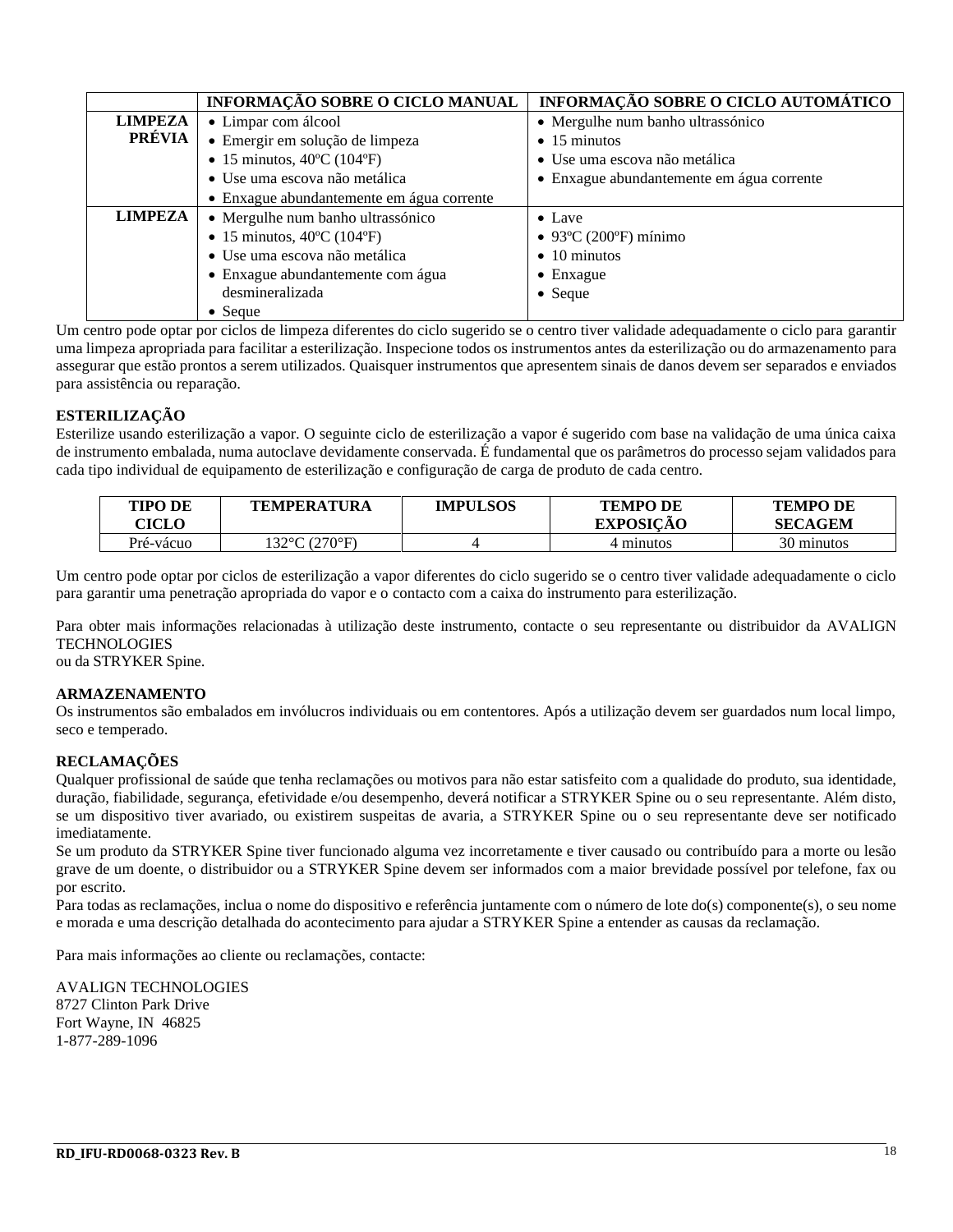| | INFORMAÇÃO SOBRE O CICLO MANUAL | INFORMAÇÃO SOBRE O CICLO AUTOMÁTICO |
|---|---|---|
| **LIMPEZA PRÉVIA** | • Limpar com álcool<br>• Emergir em solução de limpeza<br>• 15 minutos, 40ºC (104ºF)<br>• Use uma escova não metálica<br>• Enxague abundantemente em água corrente | • Mergulhe num banho ultrassónico<br>• 15 minutos<br>• Use uma escova não metálica<br>• Enxague abundantemente em água corrente |
| **LIMPEZA** | • Mergulhe num banho ultrassónico<br>• 15 minutos, 40ºC (104ºF)<br>• Use uma escova não metálica<br>• Enxague abundantemente com água desmineralizada<br>• Seque | • Lave<br>• 93ºC (200ºF) mínimo<br>• 10 minutos<br>• Enxague<br>• Seque |

Um centro pode optar por ciclos de limpeza diferentes do ciclo sugerido se o centro tiver validade adequadamente o ciclo para garantir uma limpeza apropriada para facilitar a esterilização. Inspecione todos os instrumentos antes da esterilização ou do armazenamento para assegurar que estão prontos a serem utilizados. Quaisquer instrumentos que apresentem sinais de danos devem ser separados e enviados para assistência ou reparação.

**ESTERILIZAÇÃO**

Esterilize usando esterilização a vapor. O seguinte ciclo de esterilização a vapor é sugerido com base na validação de uma única caixa de instrumento embalada, numa autoclave devidamente conservada. É fundamental que os parâmetros do processo sejam validados para cada tipo individual de equipamento de esterilização e configuração de carga de produto de cada centro.

| TIPO DE CICLO | TEMPERATURA | IMPULSOS | TEMPO DE EXPOSIÇÃO | TEMPO DE SECAGEM |
|---|---|---|---|---|
| Pré-vácuo | 132°C (270°F) | 4 | 4 minutos | 30 minutos |

Um centro pode optar por ciclos de esterilização a vapor diferentes do ciclo sugerido se o centro tiver validade adequadamente o ciclo para garantir uma penetração apropriada do vapor e o contacto com a caixa do instrumento para esterilização.

Para obter mais informações relacionadas à utilização deste instrumento, contacte o seu representante ou distribuidor da AVALIGN TECHNOLOGIES
ou da STRYKER Spine.

**ARMAZENAMENTO**

Os instrumentos são embalados em invólucros individuais ou em contentores. Após a utilização devem ser guardados num local limpo, seco e temperado.

**RECLAMAÇÕES**

Qualquer profissional de saúde que tenha reclamações ou motivos para não estar satisfeito com a qualidade do produto, sua identidade, duração, fiabilidade, segurança, efetividade e/ou desempenho, deverá notificar a STRYKER Spine ou o seu representante. Além disto, se um dispositivo tiver avariado, ou existirem suspeitas de avaria, a STRYKER Spine ou o seu representante deve ser notificado imediatamente.

Se um produto da STRYKER Spine tiver funcionado alguma vez incorretamente e tiver causado ou contribuído para a morte ou lesão grave de um doente, o distribuidor ou a STRYKER Spine devem ser informados com a maior brevidade possível por telefone, fax ou por escrito.

Para todas as reclamações, inclua o nome do dispositivo e referência juntamente com o número de lote do(s) componente(s), o seu nome e morada e uma descrição detalhada do acontecimento para ajudar a STRYKER Spine a entender as causas da reclamação.

Para mais informações ao cliente ou reclamações, contacte:

AVALIGN TECHNOLOGIES
8727 Clinton Park Drive
Fort Wayne, IN 46825
1-877-289-1096

**RD_IFU-RD0068-0323 Rev. B**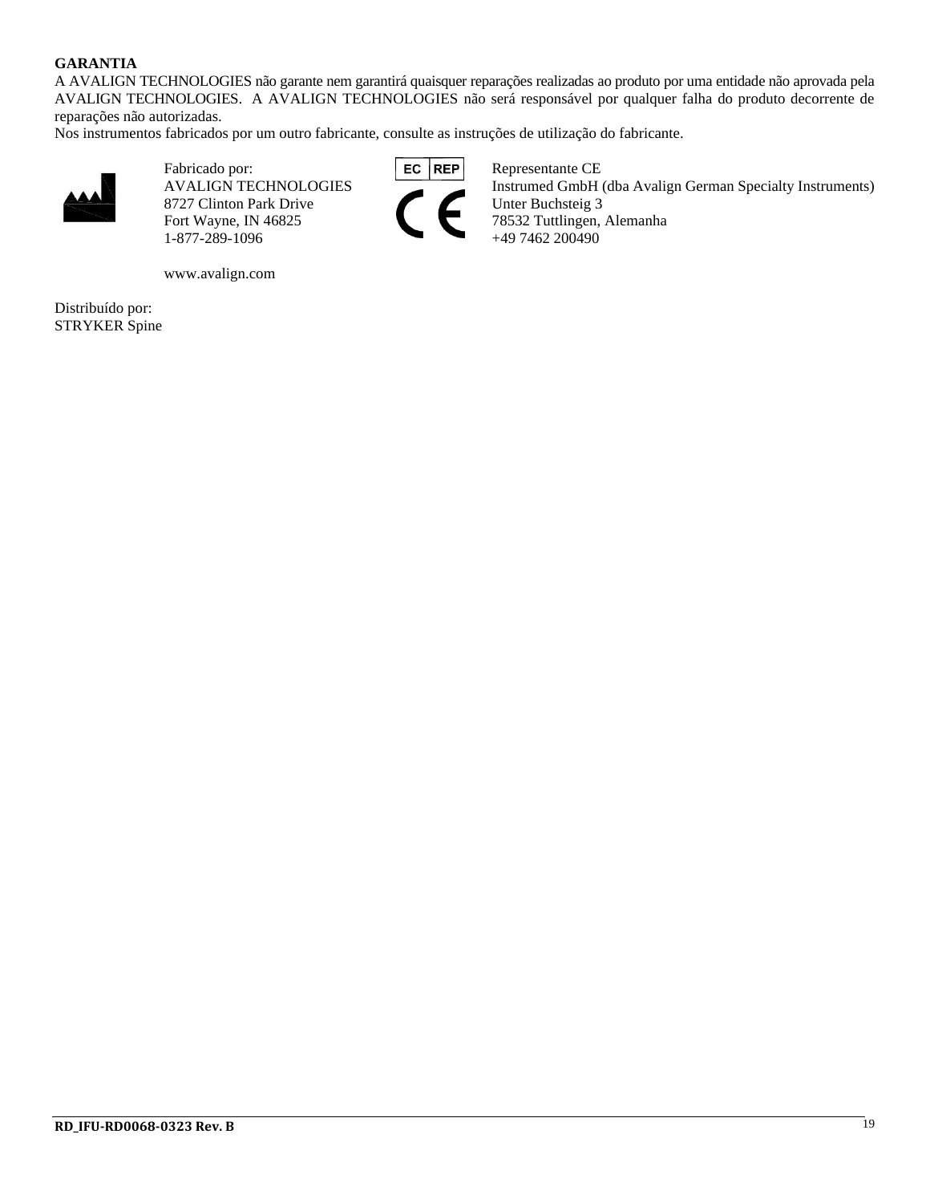**GARANTIA**

A AVALIGN TECHNOLOGIES não garante nem garantirá quaisquer reparações realizadas ao produto por uma entidade não aprovada pela AVALIGN TECHNOLOGIES. A AVALIGN TECHNOLOGIES não será responsável por qualquer falha do produto decorrente de reparações não autorizadas.

Nos instrumentos fabricados por um outro fabricante, consulte as instruções de utilização do fabricante.

Fabricado por:
AVALIGN TECHNOLOGIES
8727 Clinton Park Drive
Fort Wayne, IN 46825
1-877-289-1096

www.avalign.com

EC REP

Representante CE
Instrumed GmbH (dba Avalign German Specialty Instruments)
Unter Buchsteig 3
78532 Tuttlingen, Alemanha
+49 7462 200490

Distribuído por:
STRYKER Spine

RD_IFU-RD0068-0323 Rev. B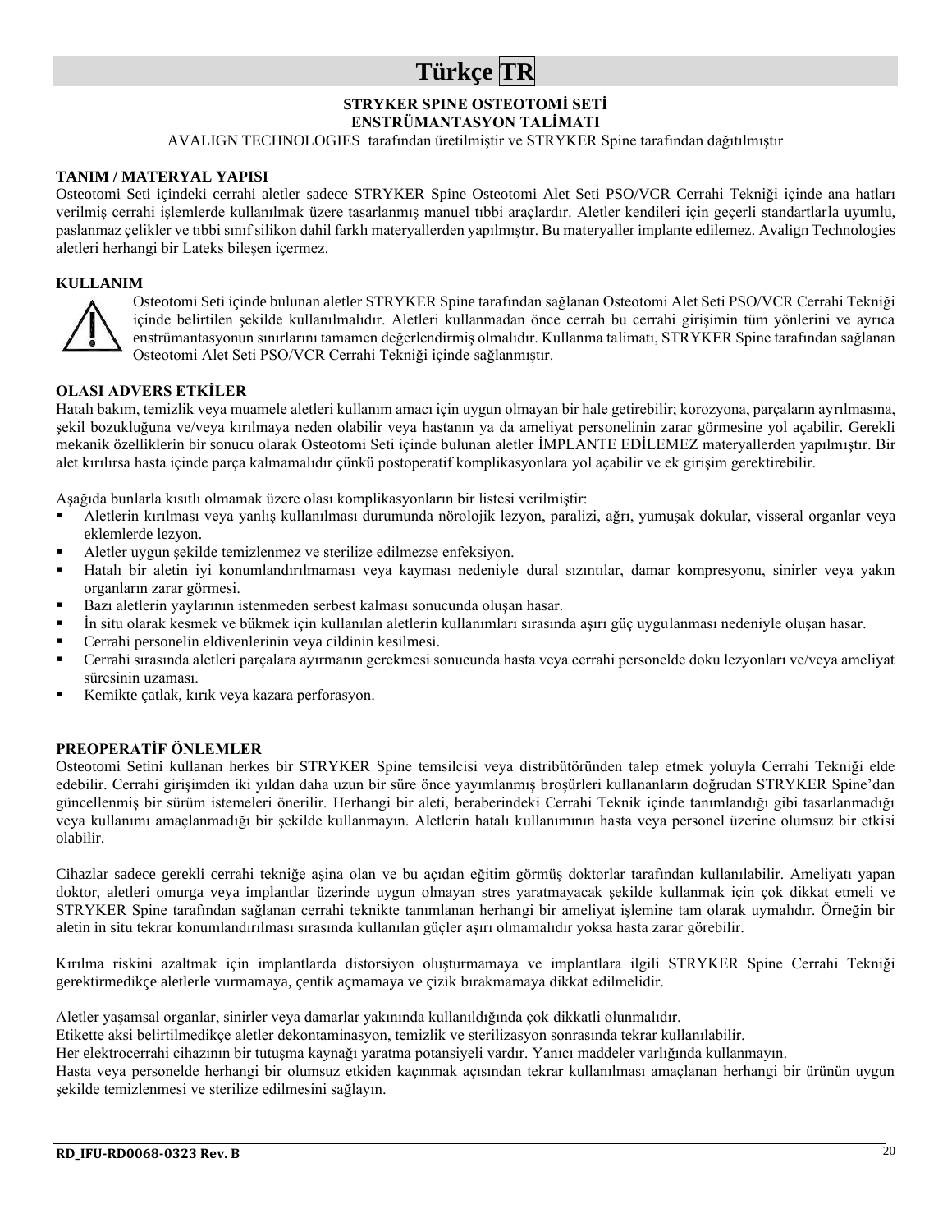# Türkçe TR

**STRYKER SPINE OSTEOTOMİ SETİ**
**ENSTRÜMANTASYON TALİMATI**

AVALIGN TECHNOLOGIES tarafından üretilmiştir ve STRYKER Spine tarafından dağıtılmıştır

## TANIM / MATERYAL YAPISI

Osteotomi Seti içindeki cerrahi aletler sadece STRYKER Spine Osteotomi Alet Seti PSO/VCR Cerrahi Tekniği içinde ana hatları verilmiş cerrahi işlemlerde kullanılmak üzere tasarlanmış manuel tıbbi araçlardır. Aletler kendileri için geçerli standartlarla uyumlu, paslanmaz çelikler ve tıbbi sınıf silikon dahil farklı materyallerden yapılmıştır. Bu materyaller implante edilemez. Avalign Technologies aletleri herhangi bir Lateks bileşen içermez.

## KULLANIM

Osteotomi Seti içinde bulunan aletler STRYKER Spine tarafından sağlanan Osteotomi Alet Seti PSO/VCR Cerrahi Tekniği içinde belirtilen şekilde kullanılmalıdır. Aletleri kullanmadan önce cerrah bu cerrahi girişimin tüm yönlerini ve ayrıca enstrümantasyonun sınırlarını tamamen değerlendirmiş olmalıdır. Kullanma talimatı, STRYKER Spine tarafından sağlanan Osteotomi Alet Seti PSO/VCR Cerrahi Tekniği içinde sağlanmıştır.

## OLASI ADVERS ETKİLER

Hatalı bakım, temizlik veya muamele aletleri kullanım amacı için uygun olmayan bir hale getirebilir; korozyona, parçaların ayrılmasına, şekil bozukluğuna ve/veya kırılmaya neden olabilir veya hastanın ya da ameliyat personelinin zarar görmesine yol açabilir. Gerekli mekanik özelliklerin bir sonucu olarak Osteotomi Seti içinde bulunan aletler İMPLANTE EDİLEMEZ materyallerden yapılmıştır. Bir alet kırılırsa hasta içinde parça kalmamalıdır çünkü postoperatif komplikasyonlara yol açabilir ve ek girişim gerektirebilir.

Aşağıda bunlarla kısıtlı olmamak üzere olası komplikasyonların bir listesi verilmiştir:

- Aletlerin kırılması veya yanlış kullanılması durumunda nörolojik lezyon, paralizi, ağrı, yumuşak dokular, visseral organlar veya eklemlerde lezyon.
- Aletler uygun şekilde temizlenmez ve sterilize edilmezse enfeksiyon.
- Hatalı bir aletin iyi konumlandırılmaması veya kayması nedeniyle dural sızıntılar, damar kompresyonu, sinirler veya yakın organların zarar görmesi.
- Bazı aletlerin yaylarının istenmeden serbest kalması sonucunda oluşan hasar.
- İn situ olarak kesmek ve bükmek için kullanılan aletlerin kullanımları sırasında aşırı güç uygulanması nedeniyle oluşan hasar.
- Cerrahi personelin eldivenlerinin veya cildinin kesilmesi.
- Cerrahi sırasında aletleri parçalara ayırmanın gerekmesi sonucunda hasta veya cerrahi personelde doku lezyonları ve/veya ameliyat süresinin uzaması.
- Kemikte çatlak, kırık veya kazara perforasyon.

## PREOPERATİF ÖNLEMLER

Osteotomi Setini kullanan herkes bir STRYKER Spine temsilcisi veya distribütöründen talep etmek yoluyla Cerrahi Tekniği elde edebilir. Cerrahi girişimden iki yıldan daha uzun bir süre önce yayımlanmış broşürleri kullananların doğrudan STRYKER Spine'dan güncellenmiş bir sürüm istemeleri önerilir. Herhangi bir aleti, beraberindeki Cerrahi Teknik içinde tanımlandığı gibi tasarlanmadığı veya kullanımı amaçlanmadığı bir şekilde kullanmayın. Aletlerin hatalı kullanımının hasta veya personel üzerine olumsuz bir etkisi olabilir.

Cihazlar sadece gerekli cerrahi tekniğe aşina olan ve bu açıdan eğitim görmüş doktorlar tarafından kullanılabilir. Ameliyatı yapan doktor, aletleri omurga veya implantlar üzerinde uygun olmayan stres yaratmayacak şekilde kullanmak için çok dikkat etmeli ve STRYKER Spine tarafından sağlanan cerrahi teknikte tanımlanan herhangi bir ameliyat işlemine tam olarak uymalıdır. Örneğin bir aletin in situ tekrar konumlandırılması sırasında kullanılan güçler aşırı olmamalıdır yoksa hasta zarar görebilir.

Kırılma riskini azaltmak için implantlarda distorsiyon oluşturmamaya ve implantlara ilgili STRYKER Spine Cerrahi Tekniği gerektirmedikçe aletlerle vurmamaya, çentik açmamaya ve çizik bırakmamaya dikkat edilmelidir.

Aletler yaşamsal organlar, sinirler veya damarlar yakınında kullanıldığında çok dikkatli olunmalıdır.
Etikette aksi belirtilmedikçe aletler dekontaminasyon, temizlik ve sterilizasyon sonrasında tekrar kullanılabilir.
Her elektrocerrahi cihazının bir tutuşma kaynağı yaratma potansiyeli vardır. Yanıcı maddeler varlığında kullanmayın.
Hasta veya personelde herhangi bir olumsuz etkiden kaçınmak açısından tekrar kullanılması amaçlanan herhangi bir ürünün uygun şekilde temizlenmesi ve sterilize edilmesini sağlayın.

RD_IFU-RD0068-0323 Rev. B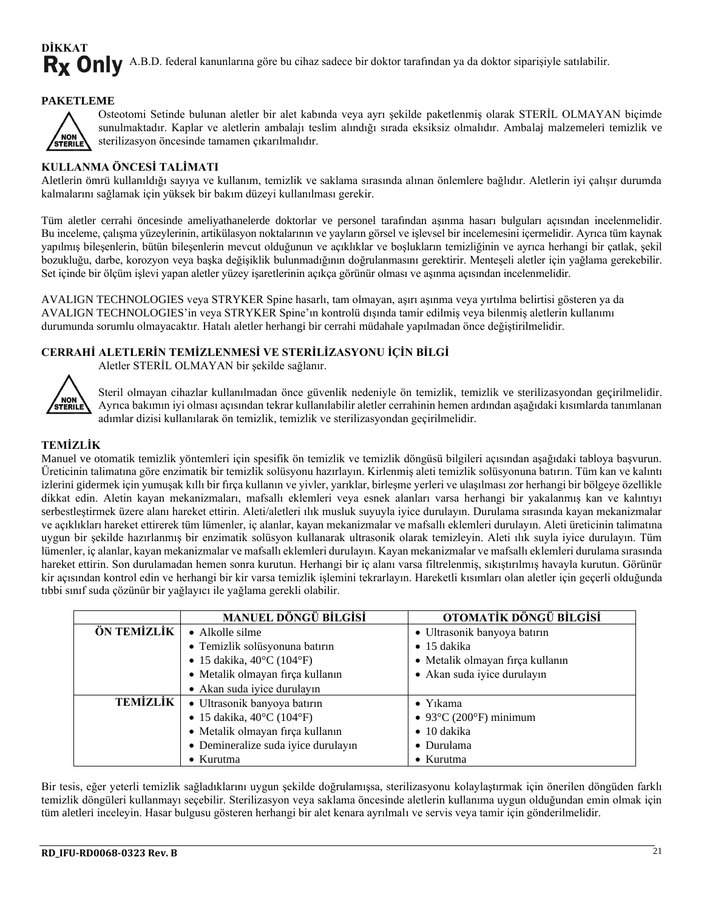**DİKKAT**

**Rx Only** A.B.D. federal kanunlarına göre bu cihaz sadece bir doktor tarafından ya da doktor siparişiyle satılabilir.

**PAKETLEME**

NON STERILE

Osteotomi Setinde bulunan aletler bir alet kabında veya ayrı şekilde paketlenmiş olarak STERİL OLMAYAN biçimde sunulmaktadır. Kaplar ve aletlerin ambalajı teslim alındığı sırada eksiksiz olmalıdır. Ambalaj malzemeleri temizlik ve sterilizasyon öncesinde tamamen çıkarılmalıdır.

**KULLANMA ÖNCESİ TALİMATI**

Aletlerin ömrü kullanıldığı sayıya ve kullanım, temizlik ve saklama sırasında alınan önlemlere bağlıdır. Aletlerin iyi çalışır durumda kalmalarını sağlamak için yüksek bir bakım düzeyi kullanılması gerekir.

Tüm aletler cerrahi öncesinde ameliyathanelerde doktorlar ve personel tarafından aşınma hasarı bulguları açısından incelenmelidir. Bu inceleme, çalışma yüzeylerinin, artikülasyon noktalarının ve yayların görsel ve işlevsel bir incelemesini içermelidir. Ayrıca tüm kaynak yapılmış bileşenlerin, bütün bileşenlerin mevcut olduğunun ve açıklıklar ve boşlukların temizliğinin ve ayrıca herhangi bir çatlak, şekil bozukluğu, darbe, korozyon veya başka değişiklik bulunmadığının doğrulanmasını gerektirir. Menteşeli aletler için yağlama gerekebilir. Set içinde bir ölçüm işlevi yapan aletler yüzey işaretlerinin açıkça görünür olması ve aşınma açısından incelenmelidir.

AVALIGN TECHNOLOGIES veya STRYKER Spine hasarlı, tam olmayan, aşırı aşınma veya yırtılma belirtisi gösteren ya da AVALIGN TECHNOLOGIES'in veya STRYKER Spine'ın kontrolü dışında tamir edilmiş veya bilenmiş aletlerin kullanımı durumunda sorumlu olmayacaktır. Hatalı aletler herhangi bir cerrahi müdahale yapılmadan önce değiştirilmelidir.

**CERRAHİ ALETLERİN TEMİZLENMESİ VE STERİLİZASYONU İÇİN BİLGİ**

Aletler STERİL OLMAYAN bir şekilde sağlanır.

NON STERILE

Steril olmayan cihazlar kullanılmadan önce güvenlik nedeniyle ön temizlik, temizlik ve sterilizasyondan geçirilmelidir. Ayrıca bakımın iyi olması açısından tekrar kullanılabilir aletler cerrahinin hemen ardından aşağıdaki kısımlarda tanımlanan adımlar dizisi kullanılarak ön temizlik, temizlik ve sterilizasyondan geçirilmelidir.

**TEMİZLİK**

Manuel ve otomatik temizlik yöntemleri için spesifik ön temizlik ve temizlik döngüsü bilgileri açısından aşağıdaki tabloya başvurun. Üreticinin talimatına göre enzimatik bir temizlik solüsyonu hazırlayın. Kirlenmiş aleti temizlik solüsyonuna batırın. Tüm kan ve kalıntı izlerini gidermek için yumuşak kıllı bir fırça kullanın ve yivler, yarıklar, birleşme yerleri ve ulaşılması zor herhangi bir bölgeye özellikle dikkat edin. Aletin kayan mekanizmaları, mafsallı eklemleri veya esnek alanları varsa herhangi bir yakalanmış kan ve kalıntıyı serbestleştirmek üzere alanı hareket ettirin. Aleti/aletleri ılık musluk suyuyla iyice durulayın. Durulama sırasında kayan mekanizmalar ve açıklıkları hareket ettirerek tüm lümenler, iç alanlar, kayan mekanizmalar ve mafsallı eklemleri durulayın. Aleti üreticinin talimatına uygun bir şekilde hazırlanmış bir enzimatik solüsyon kullanarak ultrasonik olarak temizleyin. Aleti ılık suyla iyice durulayın. Tüm lümenler, iç alanlar, kayan mekanizmalar ve mafsallı eklemleri durulayın. Kayan mekanizmalar ve mafsallı eklemleri durulama sırasında hareket ettirin. Son durulamadan hemen sonra kurutun. Herhangi bir iç alanı varsa filtrelenmiş, sıkıştırılmış havayla kurutun. Görünür kir açısından kontrol edin ve herhangi bir kir varsa temizlik işlemini tekrarlayın. Hareketli kısımları olan aletler için geçerli olduğunda tıbbi sınıf suda çözünür bir yağlayıcı ile yağlama gerekli olabilir.

| | MANUEL DÖNGÜ BİLGİSİ | OTOMATİK DÖNGÜ BİLGİSİ |
|---|---|---|
| **ÖN TEMİZLİK** | • Alkolle silme<br>• Temizlik solüsyonuna batırın<br>• 15 dakika, 40°C (104°F)<br>• Metalik olmayan fırça kullanın<br>• Akan suda iyice durulayın | • Ultrasonik banyoya batırın<br>• 15 dakika<br>• Metalik olmayan fırça kullanın<br>• Akan suda iyice durulayın |
| **TEMİZLİK** | • Ultrasonik banyoya batırın<br>• 15 dakika, 40°C (104°F)<br>• Metalik olmayan fırça kullanın<br>• Demineralize suda iyice durulayın<br>• Kurutma | • Yıkama<br>• 93°C (200°F) minimum<br>• 10 dakika<br>• Durulama<br>• Kurutma |

Bir tesis, eğer yeterli temizlik sağladıklarını uygun şekilde doğrulamışsa, sterilizasyonu kolaylaştırmak için önerilen döngüden farklı temizlik döngüleri kullanmayı seçebilir. Sterilizasyon veya saklama öncesinde aletlerin kullanıma uygun olduğundan emin olmak için tüm aletleri inceleyin. Hasar bulgusu gösteren herhangi bir alet kenara ayrılmalı ve servis veya tamir için gönderilmelidir.

**RD_IFU-RD0068-0323 Rev. B**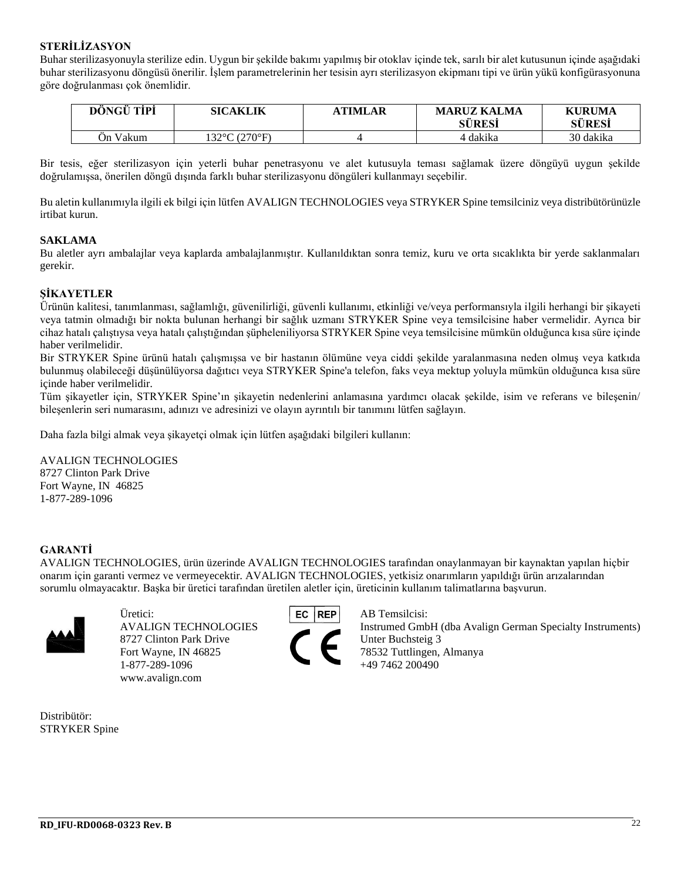## STERİLİZASYON

Buhar sterilizasyonuyla sterilize edin. Uygun bir şekilde bakımı yapılmış bir otoklav içinde tek, sarılı bir alet kutusunun içinde aşağıdaki buhar sterilizasyonu döngüsü önerilir. İşlem parametrelerinin her tesisin ayrı sterilizasyon ekipmanı tipi ve ürün yükü konfigürasyonuna göre doğrulanması çok önemlidir.

| DÖNGÜ TİPİ | SICAKLIK | ATIMLAR | MARUZ KALMA SÜRESİ | KURUMA SÜRESİ |
|---|---|---|---|---|
| Ön Vakum | 132°C (270°F) | 4 | 4 dakika | 30 dakika |

Bir tesis, eğer sterilizasyon için yeterli buhar penetrasyonu ve alet kutusuyla teması sağlamak üzere döngüyü uygun şekilde doğrulamışsa, önerilen döngü dışında farklı buhar sterilizasyonu döngüleri kullanmayı seçebilir.

Bu aletin kullanımıyla ilgili ek bilgi için lütfen AVALIGN TECHNOLOGIES veya STRYKER Spine temsilciniz veya distribütörünüzle irtibat kurun.

## SAKLAMA

Bu aletler ayrı ambalajlar veya kaplarda ambalajlanmıştır. Kullanıldıktan sonra temiz, kuru ve orta sıcaklıkta bir yerde saklanmaları gerekir.

## ŞİKAYETLER

Ürünün kalitesi, tanımlanması, sağlamlığı, güvenilirliği, güvenli kullanımı, etkinliği ve/veya performansıyla ilgili herhangi bir şikayeti veya tatmin olmadığı bir nokta bulunan herhangi bir sağlık uzmanı STRYKER Spine veya temsilcisine haber vermelidir. Ayrıca bir cihaz hatalı çalıştıysa veya hatalı çalıştığından şüpheleniliyorsa STRYKER Spine veya temsilcisine mümkün olduğunca kısa süre içinde haber verilmelidir.

Bir STRYKER Spine ürünü hatalı çalışmışsa ve bir hastanın ölümüne veya ciddi şekilde yaralanmasına neden olmuş veya katkıda bulunmuş olabileceği düşünülüyorsa dağıtıcı veya STRYKER Spine'a telefon, faks veya mektup yoluyla mümkün olduğunca kısa süre içinde haber verilmelidir.

Tüm şikayetler için, STRYKER Spine'ın şikayetin nedenlerini anlamasına yardımcı olacak şekilde, isim ve referans ve bileşenin/bileşenlerin seri numarasını, adınızı ve adresinizi ve olayın ayrıntılı bir tanımını lütfen sağlayın.

Daha fazla bilgi almak veya şikayetçi olmak için lütfen aşağıdaki bilgileri kullanın:

AVALIGN TECHNOLOGIES
8727 Clinton Park Drive
Fort Wayne, IN 46825
1-877-289-1096

## GARANTİ

AVALIGN TECHNOLOGIES, ürün üzerinde AVALIGN TECHNOLOGIES tarafından onaylanmayan bir kaynaktan yapılan hiçbir onarım için garanti vermez ve vermeyecektir. AVALIGN TECHNOLOGIES, yetkisiz onarımların yapıldığı ürün arızalarından sorumlu olmayacaktır. Başka bir üretici tarafından üretilen aletler için, üreticinin kullanım talimatlarına başvurun.

Üretici:
AVALIGN TECHNOLOGIES
8727 Clinton Park Drive
Fort Wayne, IN 46825
1-877-289-1096
www.avalign.com

EC REP

AB Temsilcisi:
Instrumed GmbH (dba Avalign German Specialty Instruments)
Unter Buchsteig 3
78532 Tuttlingen, Almanya
+49 7462 200490

CE

Distribütör:
STRYKER Spine

RD_IFU-RD0068-0323 Rev. B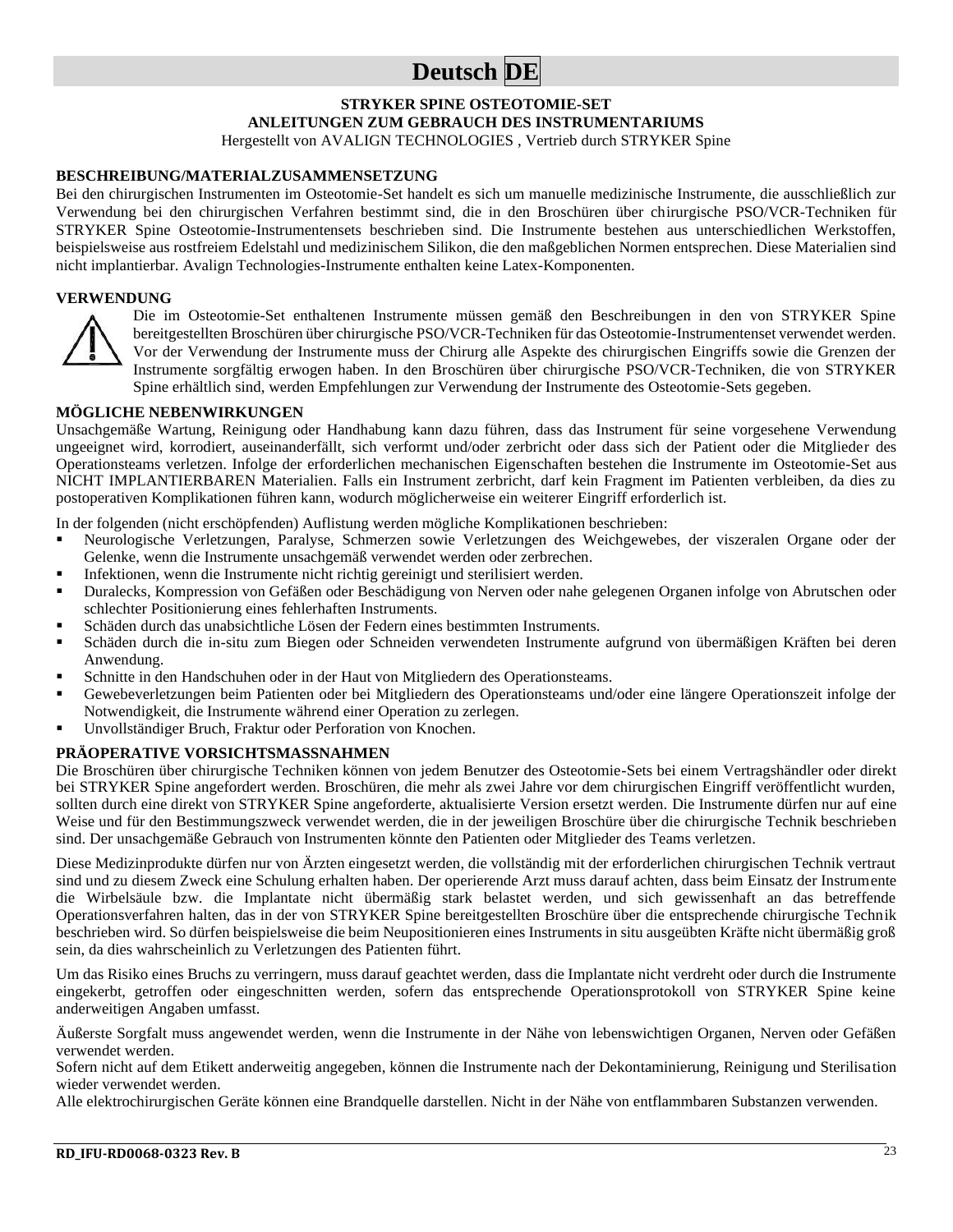# Deutsch DE

**STRYKER SPINE OSTEOTOMIE-SET**
**ANLEITUNGEN ZUM GEBRAUCH DES INSTRUMENTARIUMS**
Hergestellt von AVALIGN TECHNOLOGIES , Vertrieb durch STRYKER Spine

## BESCHREIBUNG/MATERIALZUSAMMENSETZUNG

Bei den chirurgischen Instrumenten im Osteotomie-Set handelt es sich um manuelle medizinische Instrumente, die ausschließlich zur Verwendung bei den chirurgischen Verfahren bestimmt sind, die in den Broschüren über chirurgische PSO/VCR-Techniken für STRYKER Spine Osteotomie-Instrumentensets beschrieben sind. Die Instrumente bestehen aus unterschiedlichen Werkstoffen, beispielsweise aus rostfreiem Edelstahl und medizinischem Silikon, die den maßgeblichen Normen entsprechen. Diese Materialien sind nicht implantierbar. Avalign Technologies-Instrumente enthalten keine Latex-Komponenten.

## VERWENDUNG

Die im Osteotomie-Set enthaltenen Instrumente müssen gemäß den Beschreibungen in den von STRYKER Spine bereitgestellten Broschüren über chirurgische PSO/VCR-Techniken für das Osteotomie-Instrumentenset verwendet werden. Vor der Verwendung der Instrumente muss der Chirurg alle Aspekte des chirurgischen Eingriffs sowie die Grenzen der Instrumente sorgfältig erwogen haben. In den Broschüren über chirurgische PSO/VCR-Techniken, die von STRYKER Spine erhältlich sind, werden Empfehlungen zur Verwendung der Instrumente des Osteotomie-Sets gegeben.

## MÖGLICHE NEBENWIRKUNGEN

Unsachgemäße Wartung, Reinigung oder Handhabung kann dazu führen, dass das Instrument für seine vorgesehene Verwendung ungeeignet wird, korrodiert, auseinanderfällt, sich verformt und/oder zerbricht oder dass sich der Patient oder die Mitglieder des Operationsteams verletzen. Infolge der erforderlichen mechanischen Eigenschaften bestehen die Instrumente im Osteotomie-Set aus NICHT IMPLANTIERBAREN Materialien. Falls ein Instrument zerbricht, darf kein Fragment im Patienten verbleiben, da dies zu postoperativen Komplikationen führen kann, wodurch möglicherweise ein weiterer Eingriff erforderlich ist.

In der folgenden (nicht erschöpfenden) Auflistung werden mögliche Komplikationen beschrieben:

- Neurologische Verletzungen, Paralyse, Schmerzen sowie Verletzungen des Weichgewebes, der viszeralen Organe oder der Gelenke, wenn die Instrumente unsachgemäß verwendet werden oder zerbrechen.
- Infektionen, wenn die Instrumente nicht richtig gereinigt und sterilisiert werden.
- Duralecks, Kompression von Gefäßen oder Beschädigung von Nerven oder nahe gelegenen Organen infolge von Abrutschen oder schlechter Positionierung eines fehlerhaften Instruments.
- Schäden durch das unabsichtliche Lösen der Federn eines bestimmten Instruments.
- Schäden durch die in-situ zum Biegen oder Schneiden verwendeten Instrumente aufgrund von übermäßigen Kräften bei deren Anwendung.
- Schnitte in den Handschuhen oder in der Haut von Mitgliedern des Operationsteams.
- Gewebeverletzungen beim Patienten oder bei Mitgliedern des Operationsteams und/oder eine längere Operationszeit infolge der Notwendigkeit, die Instrumente während einer Operation zu zerlegen.
- Unvollständiger Bruch, Fraktur oder Perforation von Knochen.

## PRÄOPERATIVE VORSICHTSMASSNAHMEN

Die Broschüren über chirurgische Techniken können von jedem Benutzer des Osteotomie-Sets bei einem Vertragshändler oder direkt bei STRYKER Spine angefordert werden. Broschüren, die mehr als zwei Jahre vor dem chirurgischen Eingriff veröffentlicht wurden, sollten durch eine direkt von STRYKER Spine angeforderte, aktualisierte Version ersetzt werden. Die Instrumente dürfen nur auf eine Weise und für den Bestimmungszweck verwendet werden, die in der jeweiligen Broschüre über die chirurgische Technik beschrieben sind. Der unsachgemäße Gebrauch von Instrumenten könnte den Patienten oder Mitglieder des Teams verletzen.

Diese Medizinprodukte dürfen nur von Ärzten eingesetzt werden, die vollständig mit der erforderlichen chirurgischen Technik vertraut sind und zu diesem Zweck eine Schulung erhalten haben. Der operierende Arzt muss darauf achten, dass beim Einsatz der Instrumente die Wirbelsäule bzw. die Implantate nicht übermäßig stark belastet werden, und sich gewissenhaft an das betreffende Operationsverfahren halten, das in der von STRYKER Spine bereitgestellten Broschüre über die entsprechende chirurgische Technik beschrieben wird. So dürfen beispielsweise die beim Neupositionieren eines Instruments in situ ausgeübten Kräfte nicht übermäßig groß sein, da dies wahrscheinlich zu Verletzungen des Patienten führt.

Um das Risiko eines Bruchs zu verringern, muss darauf geachtet werden, dass die Implantate nicht verdreht oder durch die Instrumente eingekerbt, getroffen oder eingeschnitten werden, sofern das entsprechende Operationsprotokoll von STRYKER Spine keine anderweitigen Angaben umfasst.

Äußerste Sorgfalt muss angewendet werden, wenn die Instrumente in der Nähe von lebenswichtigen Organen, Nerven oder Gefäßen verwendet werden.
Sofern nicht auf dem Etikett anderweitig angegeben, können die Instrumente nach der Dekontaminierung, Reinigung und Sterilisation wieder verwendet werden.
Alle elektrochirurgischen Geräte können eine Brandquelle darstellen. Nicht in der Nähe von entflammbaren Substanzen verwenden.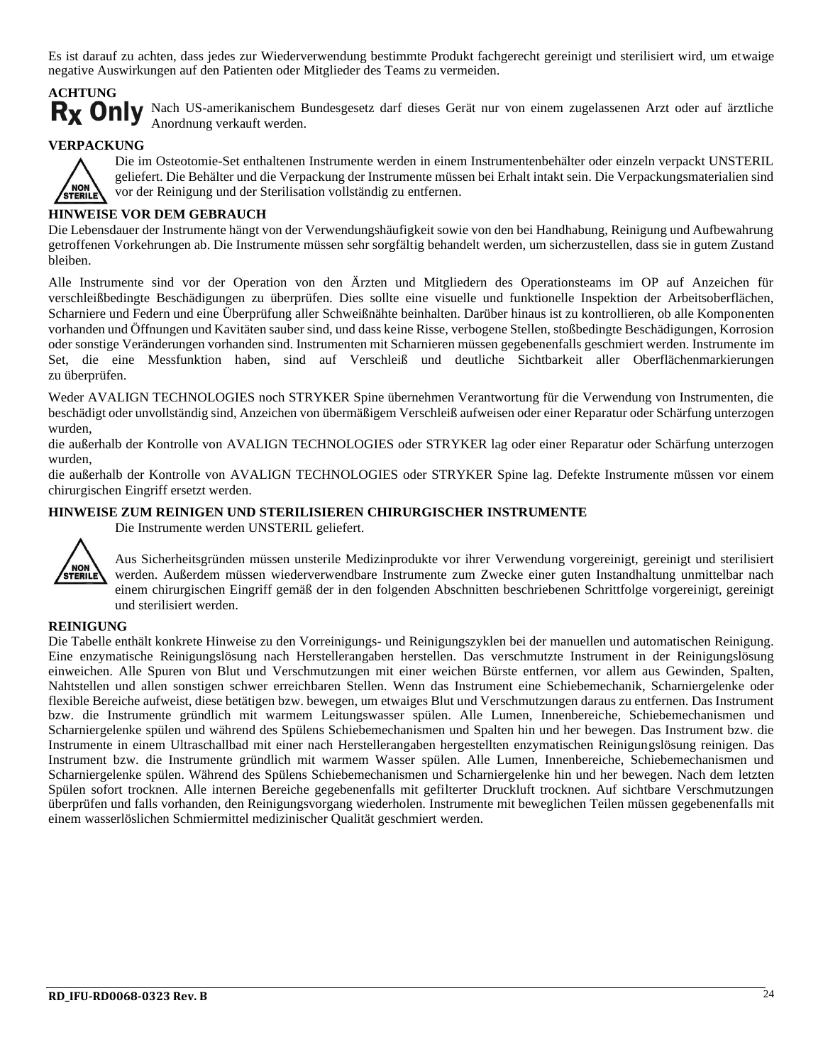Es ist darauf zu achten, dass jedes zur Wiederverwendung bestimmte Produkt fachgerecht gereinigt und sterilisiert wird, um etwaige negative Auswirkungen auf den Patienten oder Mitglieder des Teams zu vermeiden.

**ACHTUNG**

**Rx Only** Nach US-amerikanischem Bundesgesetz darf dieses Gerät nur von einem zugelassenen Arzt oder auf ärztliche Anordnung verkauft werden.

**VERPACKUNG**

NON STERILE

Die im Osteotomie-Set enthaltenen Instrumente werden in einem Instrumentenbehälter oder einzeln verpackt UNSTERIL geliefert. Die Behälter und die Verpackung der Instrumente müssen bei Erhalt intakt sein. Die Verpackungsmaterialien sind vor der Reinigung und der Sterilisation vollständig zu entfernen.

**HINWEISE VOR DEM GEBRAUCH**

Die Lebensdauer der Instrumente hängt von der Verwendungshäufigkeit sowie von den bei Handhabung, Reinigung und Aufbewahrung getroffenen Vorkehrungen ab. Die Instrumente müssen sehr sorgfältig behandelt werden, um sicherzustellen, dass sie in gutem Zustand bleiben.

Alle Instrumente sind vor der Operation von den Ärzten und Mitgliedern des Operationsteams im OP auf Anzeichen für verschleißbedingte Beschädigungen zu überprüfen. Dies sollte eine visuelle und funktionelle Inspektion der Arbeitsoberflächen, Scharniere und Federn und eine Überprüfung aller Schweißnähte beinhalten. Darüber hinaus ist zu kontrollieren, ob alle Komponenten vorhanden und Öffnungen und Kavitäten sauber sind, und dass keine Risse, verbogene Stellen, stoßbedingte Beschädigungen, Korrosion oder sonstige Veränderungen vorhanden sind. Instrumenten mit Scharnieren müssen gegebenenfalls geschmiert werden. Instrumente im Set, die eine Messfunktion haben, sind auf Verschleiß und deutliche Sichtbarkeit aller Oberflächenmarkierungen zu überprüfen.

Weder AVALIGN TECHNOLOGIES noch STRYKER Spine übernehmen Verantwortung für die Verwendung von Instrumenten, die beschädigt oder unvollständig sind, Anzeichen von übermäßigem Verschleiß aufweisen oder einer Reparatur oder Schärfung unterzogen wurden,
die außerhalb der Kontrolle von AVALIGN TECHNOLOGIES oder STRYKER lag oder einer Reparatur oder Schärfung unterzogen wurden,
die außerhalb der Kontrolle von AVALIGN TECHNOLOGIES oder STRYKER Spine lag. Defekte Instrumente müssen vor einem chirurgischen Eingriff ersetzt werden.

**HINWEISE ZUM REINIGEN UND STERILISIEREN CHIRURGISCHER INSTRUMENTE**

Die Instrumente werden UNSTERIL geliefert.

NON STERILE

Aus Sicherheitsgründen müssen unsterile Medizinprodukte vor ihrer Verwendung vorgereinigt, gereinigt und sterilisiert werden. Außerdem müssen wiederverwendbare Instrumente zum Zwecke einer guten Instandhaltung unmittelbar nach einem chirurgischen Eingriff gemäß der in den folgenden Abschnitten beschriebenen Schrittfolge vorgereinigt, gereinigt und sterilisiert werden.

**REINIGUNG**

Die Tabelle enthält konkrete Hinweise zu den Vorreinigungs- und Reinigungszyklen bei der manuellen und automatischen Reinigung. Eine enzymatische Reinigungslösung nach Herstellerangaben herstellen. Das verschmutzte Instrument in der Reinigungslösung einweichen. Alle Spuren von Blut und Verschmutzungen mit einer weichen Bürste entfernen, vor allem aus Gewinden, Spalten, Nahtstellen und allen sonstigen schwer erreichbaren Stellen. Wenn das Instrument eine Schiebemechanik, Scharniergelenke oder flexible Bereiche aufweist, diese betätigen bzw. bewegen, um etwaiges Blut und Verschmutzungen daraus zu entfernen. Das Instrument bzw. die Instrumente gründlich mit warmem Leitungswasser spülen. Alle Lumen, Innenbereiche, Schiebemechanismen und Scharniergelenke spülen und während des Spülens Schiebemechanismen und Spalten hin und her bewegen. Das Instrument bzw. die Instrumente in einem Ultraschallbad mit einer nach Herstellerangaben hergestellten enzymatischen Reinigungslösung reinigen. Das Instrument bzw. die Instrumente gründlich mit warmem Wasser spülen. Alle Lumen, Innenbereiche, Schiebemechanismen und Scharniergelenke spülen. Während des Spülens Schiebemechanismen und Scharniergelenke hin und her bewegen. Nach dem letzten Spülen sofort trocknen. Alle internen Bereiche gegebenenfalls mit gefilterter Druckluft trocknen. Auf sichtbare Verschmutzungen überprüfen und falls vorhanden, den Reinigungsvorgang wiederholen. Instrumente mit beweglichen Teilen müssen gegebenenfalls mit einem wasserlöslichen Schmiermittel medizinischer Qualität geschmiert werden.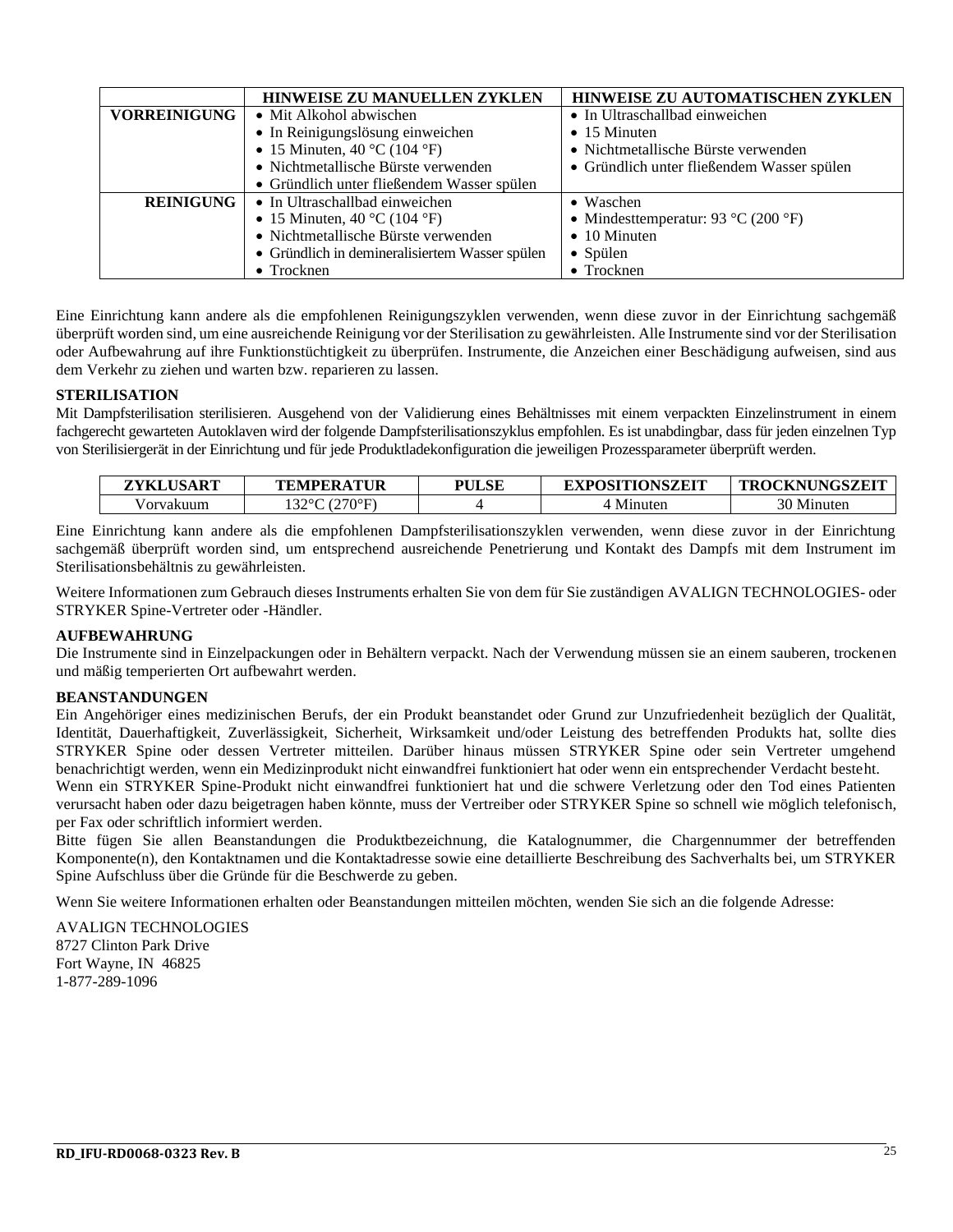| | HINWEISE ZU MANUELLEN ZYKLEN | HINWEISE ZU AUTOMATISCHEN ZYKLEN |
|---|---|---|
| **VORREINIGUNG** | • Mit Alkohol abwischen<br>• In Reinigungslösung einweichen<br>• 15 Minuten, 40 °C (104 °F)<br>• Nichtmetallische Bürste verwenden<br>• Gründlich unter fließendem Wasser spülen | • In Ultraschallbad einweichen<br>• 15 Minuten<br>• Nichtmetallische Bürste verwenden<br>• Gründlich unter fließendem Wasser spülen |
| **REINIGUNG** | • In Ultraschallbad einweichen<br>• 15 Minuten, 40 °C (104 °F)<br>• Nichtmetallische Bürste verwenden<br>• Gründlich in demineralisiertem Wasser spülen<br>• Trocknen | • Waschen<br>• Mindesttemperatur: 93 °C (200 °F)<br>• 10 Minuten<br>• Spülen<br>• Trocknen |

Eine Einrichtung kann andere als die empfohlenen Reinigungszyklen verwenden, wenn diese zuvor in der Einrichtung sachgemäß überprüft worden sind, um eine ausreichende Reinigung vor der Sterilisation zu gewährleisten. Alle Instrumente sind vor der Sterilisation oder Aufbewahrung auf ihre Funktionstüchtigkeit zu überprüfen. Instrumente, die Anzeichen einer Beschädigung aufweisen, sind aus dem Verkehr zu ziehen und warten bzw. reparieren zu lassen.

**STERILISATION**

Mit Dampfsterilisation sterilisieren. Ausgehend von der Validierung eines Behältnisses mit einem verpackten Einzelinstrument in einem fachgerecht gewarteten Autoklaven wird der folgende Dampfsterilisationszyklus empfohlen. Es ist unabdingbar, dass für jeden einzelnen Typ von Sterilisiergerät in der Einrichtung und für jede Produktladekonfiguration die jeweiligen Prozessparameter überprüft werden.

| ZYKLUSART | TEMPERATUR | PULSE | EXPOSITIONSZEIT | TROCKNUNGSZEIT |
|---|---|---|---|---|
| Vorvakuum | 132°C (270°F) | 4 | 4 Minuten | 30 Minuten |

Eine Einrichtung kann andere als die empfohlenen Dampfsterilisationszyklen verwenden, wenn diese zuvor in der Einrichtung sachgemäß überprüft worden sind, um entsprechend ausreichende Penetrierung und Kontakt des Dampfs mit dem Instrument im Sterilisationsbehältnis zu gewährleisten.

Weitere Informationen zum Gebrauch dieses Instruments erhalten Sie von dem für Sie zuständigen AVALIGN TECHNOLOGIES- oder STRYKER Spine-Vertreter oder -Händler.

**AUFBEWAHRUNG**

Die Instrumente sind in Einzelpackungen oder in Behältern verpackt. Nach der Verwendung müssen sie an einem sauberen, trockenen und mäßig temperierten Ort aufbewahrt werden.

**BEANSTANDUNGEN**

Ein Angehöriger eines medizinischen Berufs, der ein Produkt beanstandet oder Grund zur Unzufriedenheit bezüglich der Qualität, Identität, Dauerhaftigkeit, Zuverlässigkeit, Sicherheit, Wirksamkeit und/oder Leistung des betreffenden Produkts hat, sollte dies STRYKER Spine oder dessen Vertreter mitteilen. Darüber hinaus müssen STRYKER Spine oder sein Vertreter umgehend benachrichtigt werden, wenn ein Medizinprodukt nicht einwandfrei funktioniert hat oder wenn ein entsprechender Verdacht besteht.

Wenn ein STRYKER Spine-Produkt nicht einwandfrei funktioniert hat und die schwere Verletzung oder den Tod eines Patienten verursacht haben oder dazu beigetragen haben könnte, muss der Vertreiber oder STRYKER Spine so schnell wie möglich telefonisch, per Fax oder schriftlich informiert werden.

Bitte fügen Sie allen Beanstandungen die Produktbezeichnung, die Katalognummer, die Chargennummer der betreffenden Komponente(n), den Kontaktnamen und die Kontaktadresse sowie eine detaillierte Beschreibung des Sachverhalts bei, um STRYKER Spine Aufschluss über die Gründe für die Beschwerde zu geben.

Wenn Sie weitere Informationen erhalten oder Beanstandungen mitteilen möchten, wenden Sie sich an die folgende Adresse:

AVALIGN TECHNOLOGIES
8727 Clinton Park Drive
Fort Wayne, IN 46825
1-877-289-1096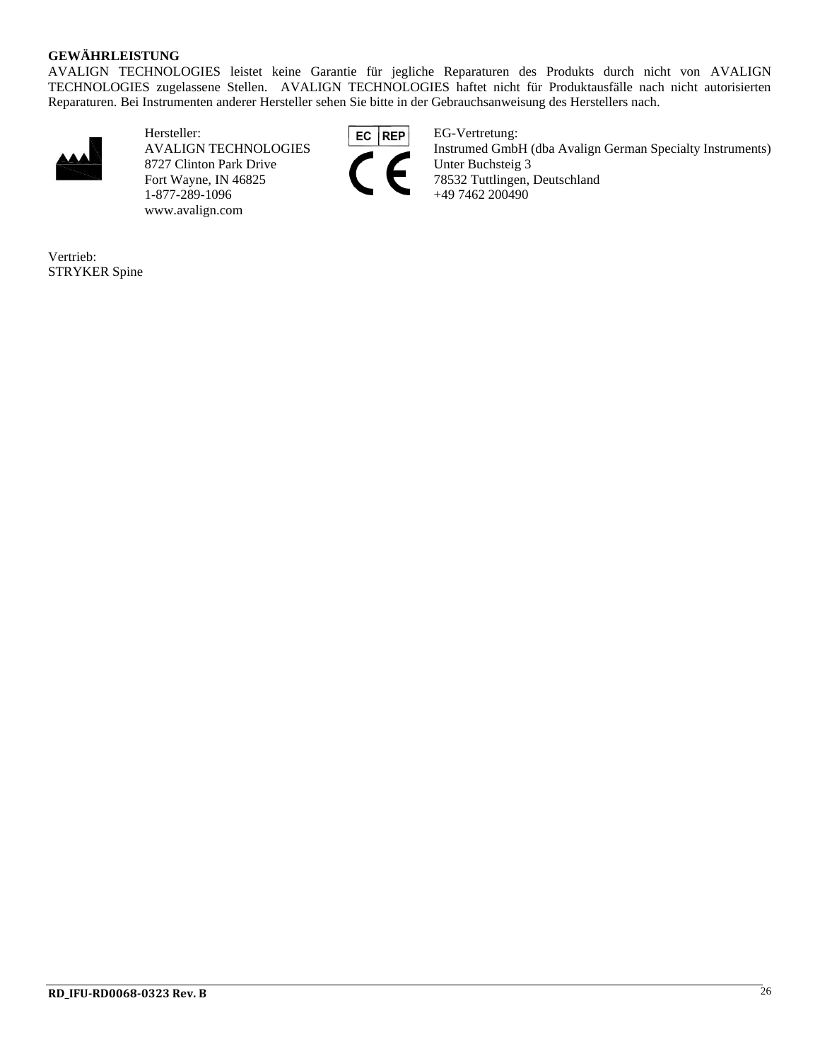**GEWÄHRLEISTUNG**

AVALIGN TECHNOLOGIES leistet keine Garantie für jegliche Reparaturen des Produkts durch nicht von AVALIGN TECHNOLOGIES zugelassene Stellen. AVALIGN TECHNOLOGIES haftet nicht für Produktausfälle nach nicht autorisierten Reparaturen. Bei Instrumenten anderer Hersteller sehen Sie bitte in der Gebrauchsanweisung des Herstellers nach.

Hersteller:
AVALIGN TECHNOLOGIES
8727 Clinton Park Drive
Fort Wayne, IN 46825
1-877-289-1096
www.avalign.com

EC REP

EG-Vertretung:
Instrumed GmbH (dba Avalign German Specialty Instruments)
Unter Buchsteig 3
78532 Tuttlingen, Deutschland
+49 7462 200490

CE

Vertrieb:
STRYKER Spine

RD_IFU-RD0068-0323 Rev. B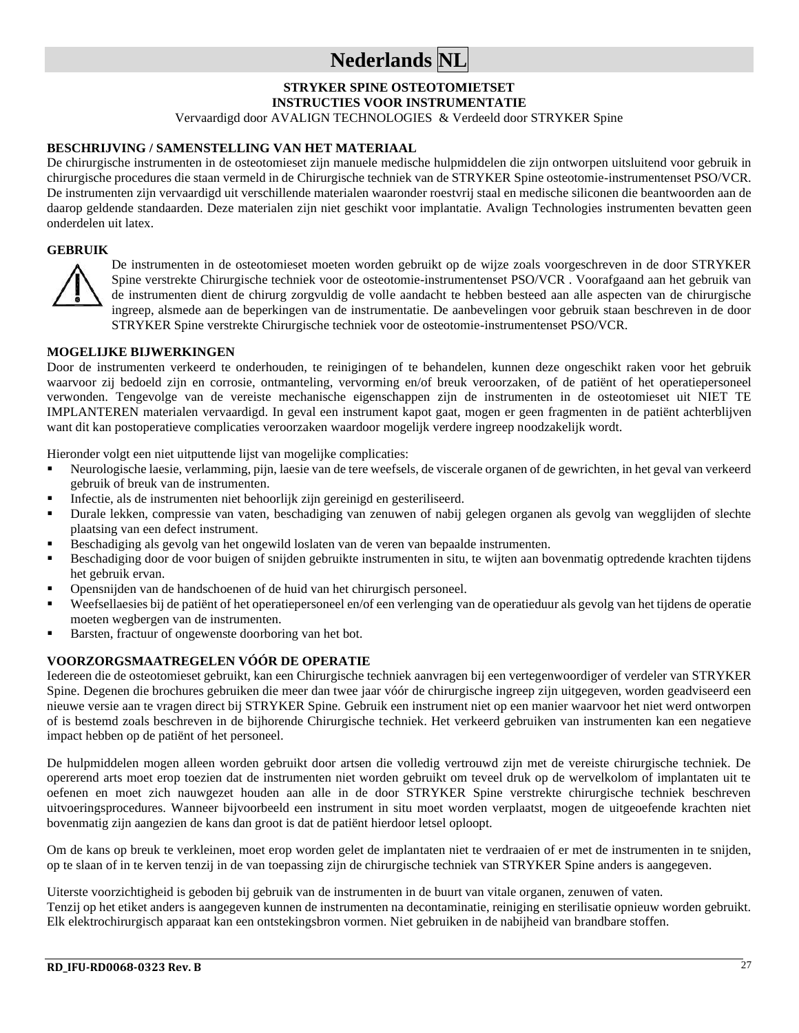# Nederlands NL

**STRYKER SPINE OSTEOTOMIETSET**
**INSTRUCTIES VOOR INSTRUMENTATIE**
Vervaardigd door AVALIGN TECHNOLOGIES & Verdeeld door STRYKER Spine

## BESCHRIJVING / SAMENSTELLING VAN HET MATERIAAL

De chirurgische instrumenten in de osteotomieset zijn manuele medische hulpmiddelen die zijn ontworpen uitsluitend voor gebruik in chirurgische procedures die staan vermeld in de Chirurgische techniek van de STRYKER Spine osteotomie-instrumentenset PSO/VCR. De instrumenten zijn vervaardigd uit verschillende materialen waaronder roestvrij staal en medische siliconen die beantwoorden aan de daarop geldende standaarden. Deze materialen zijn niet geschikt voor implantatie. Avalign Technologies instrumenten bevatten geen onderdelen uit latex.

## GEBRUIK

De instrumenten in de osteotomieset moeten worden gebruikt op de wijze zoals voorgeschreven in de door STRYKER Spine verstrekte Chirurgische techniek voor de osteotomie-instrumentenset PSO/VCR . Voorafgaand aan het gebruik van de instrumenten dient de chirurg zorgvuldig de volle aandacht te hebben besteed aan alle aspecten van de chirurgische ingreep, alsmede aan de beperkingen van de instrumentatie. De aanbevelingen voor gebruik staan beschreven in de door STRYKER Spine verstrekte Chirurgische techniek voor de osteotomie-instrumentenset PSO/VCR.

## MOGELIJKE BIJWERKINGEN

Door de instrumenten verkeerd te onderhouden, te reinigingen of te behandelen, kunnen deze ongeschikt raken voor het gebruik waarvoor zij bedoeld zijn en corrosie, ontmanteling, vervorming en/of breuk veroorzaken, of de patiënt of het operatiepersoneel verwonden. Tengevolge van de vereiste mechanische eigenschappen zijn de instrumenten in de osteotomieset uit NIET TE IMPLANTEREN materialen vervaardigd. In geval een instrument kapot gaat, mogen er geen fragmenten in de patiënt achterblijven want dit kan postoperatieve complicaties veroorzaken waardoor mogelijk verdere ingreep noodzakelijk wordt.

Hieronder volgt een niet uitputtende lijst van mogelijke complicaties:

- Neurologische laesie, verlamming, pijn, laesie van de tere weefsels, de viscerale organen of de gewrichten, in het geval van verkeerd gebruik of breuk van de instrumenten.
- Infectie, als de instrumenten niet behoorlijk zijn gereinigd en gesteriliseerd.
- Durale lekken, compressie van vaten, beschadiging van zenuwen of nabij gelegen organen als gevolg van wegglijden of slechte plaatsing van een defect instrument.
- Beschadiging als gevolg van het ongewild loslaten van de veren van bepaalde instrumenten.
- Beschadiging door de voor buigen of snijden gebruikte instrumenten in situ, te wijten aan bovenmatig optredende krachten tijdens het gebruik ervan.
- Opensnijden van de handschoenen of de huid van het chirurgisch personeel.
- Weefsellaesies bij de patiënt of het operatiepersoneel en/of een verlenging van de operatieduur als gevolg van het tijdens de operatie moeten wegbergen van de instrumenten.
- Barsten, fractuur of ongewenste doorboring van het bot.

## VOORZORGSMAATREGELEN VÓÓR DE OPERATIE

Iedereen die de osteotomieset gebruikt, kan een Chirurgische techniek aanvragen bij een vertegenwoordiger of verdeler van STRYKER Spine. Degenen die brochures gebruiken die meer dan twee jaar vóór de chirurgische ingreep zijn uitgegeven, worden geadviseerd een nieuwe versie aan te vragen direct bij STRYKER Spine. Gebruik een instrument niet op een manier waarvoor het niet werd ontworpen of is bestemd zoals beschreven in de bijhorende Chirurgische techniek. Het verkeerd gebruiken van instrumenten kan een negatieve impact hebben op de patiënt of het personeel.

De hulpmiddelen mogen alleen worden gebruikt door artsen die volledig vertrouwd zijn met de vereiste chirurgische techniek. De opererend arts moet erop toezien dat de instrumenten niet worden gebruikt om teveel druk op de wervelkolom of implantaten uit te oefenen en moet zich nauwgezet houden aan alle in de door STRYKER Spine verstrekte chirurgische techniek beschreven uitvoeringsprocedures. Wanneer bijvoorbeeld een instrument in situ moet worden verplaatst, mogen de uitgeoefende krachten niet bovenmatig zijn aangezien de kans dan groot is dat de patiënt hierdoor letsel oploopt.

Om de kans op breuk te verkleinen, moet erop worden gelet de implantaten niet te verdraaien of er met de instrumenten in te snijden, op te slaan of in te kerven tenzij in de van toepassing zijn de chirurgische techniek van STRYKER Spine anders is aangegeven.

Uiterste voorzichtigheid is geboden bij gebruik van de instrumenten in de buurt van vitale organen, zenuwen of vaten.
Tenzij op het etiket anders is aangegeven kunnen de instrumenten na decontaminatie, reiniging en sterilisatie opnieuw worden gebruikt.
Elk elektrochirurgisch apparaat kan een ontstekingsbron vormen. Niet gebruiken in de nabijheid van brandbare stoffen.

**RD_IFU-RD0068-0323 Rev. B**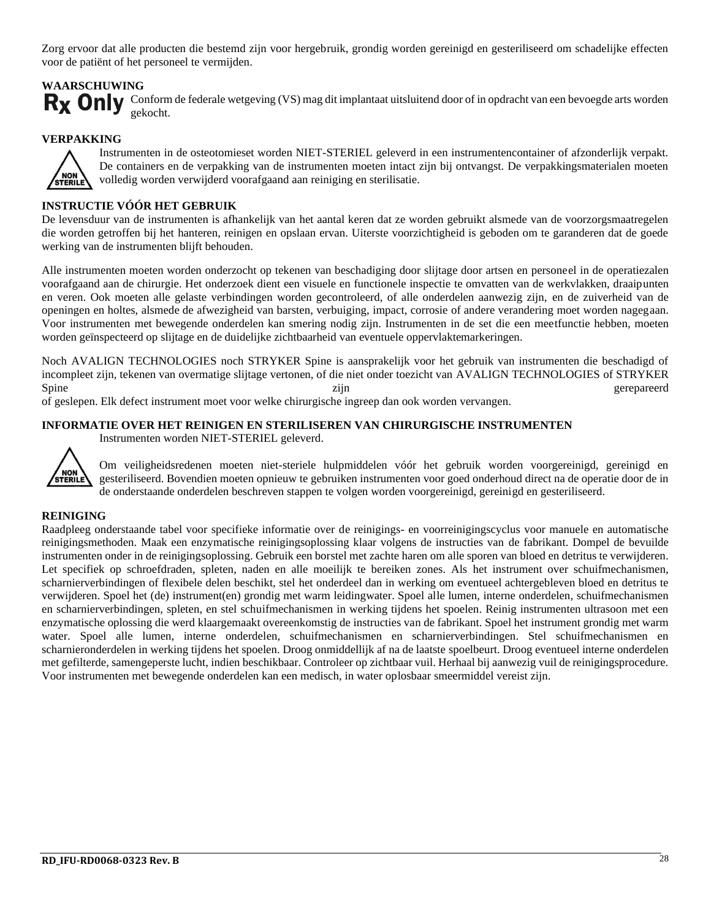Zorg ervoor dat alle producten die bestemd zijn voor hergebruik, grondig worden gereinigd en gesteriliseerd om schadelijke effecten voor de patiënt of het personeel te vermijden.

**WAARSCHUWING**

**Rx Only** Conform de federale wetgeving (VS) mag dit implantaat uitsluitend door of in opdracht van een bevoegde arts worden gekocht.

**VERPAKKING**

NON STERILE

Instrumenten in de osteotomieset worden NIET-STERIEL geleverd in een instrumentencontainer of afzonderlijk verpakt. De containers en de verpakking van de instrumenten moeten intact zijn bij ontvangst. De verpakkingsmaterialen moeten volledig worden verwijderd voorafgaand aan reiniging en sterilisatie.

**INSTRUCTIE VÓÓR HET GEBRUIK**

De levensduur van de instrumenten is afhankelijk van het aantal keren dat ze worden gebruikt alsmede van de voorzorgsmaatregelen die worden getroffen bij het hanteren, reinigen en opslaan ervan. Uiterste voorzichtigheid is geboden om te garanderen dat de goede werking van de instrumenten blijft behouden.

Alle instrumenten moeten worden onderzocht op tekenen van beschadiging door slijtage door artsen en personeel in de operatiezalen voorafgaand aan de chirurgie. Het onderzoek dient een visuele en functionele inspectie te omvatten van de werkvlakken, draaipunten en veren. Ook moeten alle gelaste verbindingen worden gecontroleerd, of alle onderdelen aanwezig zijn, en de zuiverheid van de openingen en holtes, alsmede de afwezigheid van barsten, verbuiging, impact, corrosie of andere verandering moet worden nagegaan. Voor instrumenten met bewegende onderdelen kan smering nodig zijn. Instrumenten in de set die een meetfunctie hebben, moeten worden geïnspecteerd op slijtage en de duidelijke zichtbaarheid van eventuele oppervlaktemarkeringen.

Noch AVALIGN TECHNOLOGIES noch STRYKER Spine is aansprakelijk voor het gebruik van instrumenten die beschadigd of incompleet zijn, tekenen van overmatige slijtage vertonen, of die niet onder toezicht van AVALIGN TECHNOLOGIES of STRYKER Spine zijn gerepareerd of geslepen. Elk defect instrument moet voor welke chirurgische ingreep dan ook worden vervangen.

**INFORMATIE OVER HET REINIGEN EN STERILISEREN VAN CHIRURGISCHE INSTRUMENTEN**

Instrumenten worden NIET-STERIEL geleverd.

NON STERILE

Om veiligheidsredenen moeten niet-steriele hulpmiddelen vóór het gebruik worden voorgereinigd, gereinigd en gesteriliseerd. Bovendien moeten opnieuw te gebruiken instrumenten voor goed onderhoud direct na de operatie door de in de onderstaande onderdelen beschreven stappen te volgen worden voorgereinigd, gereinigd en gesteriliseerd.

**REINIGING**

Raadpleeg onderstaande tabel voor specifieke informatie over de reinigings- en voorreinigingscyclus voor manuele en automatische reinigingsmethoden. Maak een enzymatische reinigingsoplossing klaar volgens de instructies van de fabrikant. Dompel de bevuilde instrumenten onder in de reinigingsoplossing. Gebruik een borstel met zachte haren om alle sporen van bloed en detritus te verwijderen. Let specifiek op schroefdraden, spleten, naden en alle moeilijk te bereiken zones. Als het instrument over schuifmechanismen, scharnierverbindingen of flexibele delen beschikt, stel het onderdeel dan in werking om eventueel achtergebleven bloed en detritus te verwijderen. Spoel het (de) instrument(en) grondig met warm leidingwater. Spoel alle lumen, interne onderdelen, schuifmechanismen en scharnierverbindingen, spleten, en stel schuifmechanismen in werking tijdens het spoelen. Reinig instrumenten ultrasoon met een enzymatische oplossing die werd klaargemaakt overeenkomstig de instructies van de fabrikant. Spoel het instrument grondig met warm water. Spoel alle lumen, interne onderdelen, schuifmechanismen en scharnierverbindingen. Stel schuifmechanismen en scharnieronderdelen in werking tijdens het spoelen. Droog onmiddellijk af na de laatste spoelbeurt. Droog eventueel interne onderdelen met gefilterde, samengeperste lucht, indien beschikbaar. Controleer op zichtbaar vuil. Herhaal bij aanwezig vuil de reinigingsprocedure. Voor instrumenten met bewegende onderdelen kan een medisch, in water oplosbaar smeermiddel vereist zijn.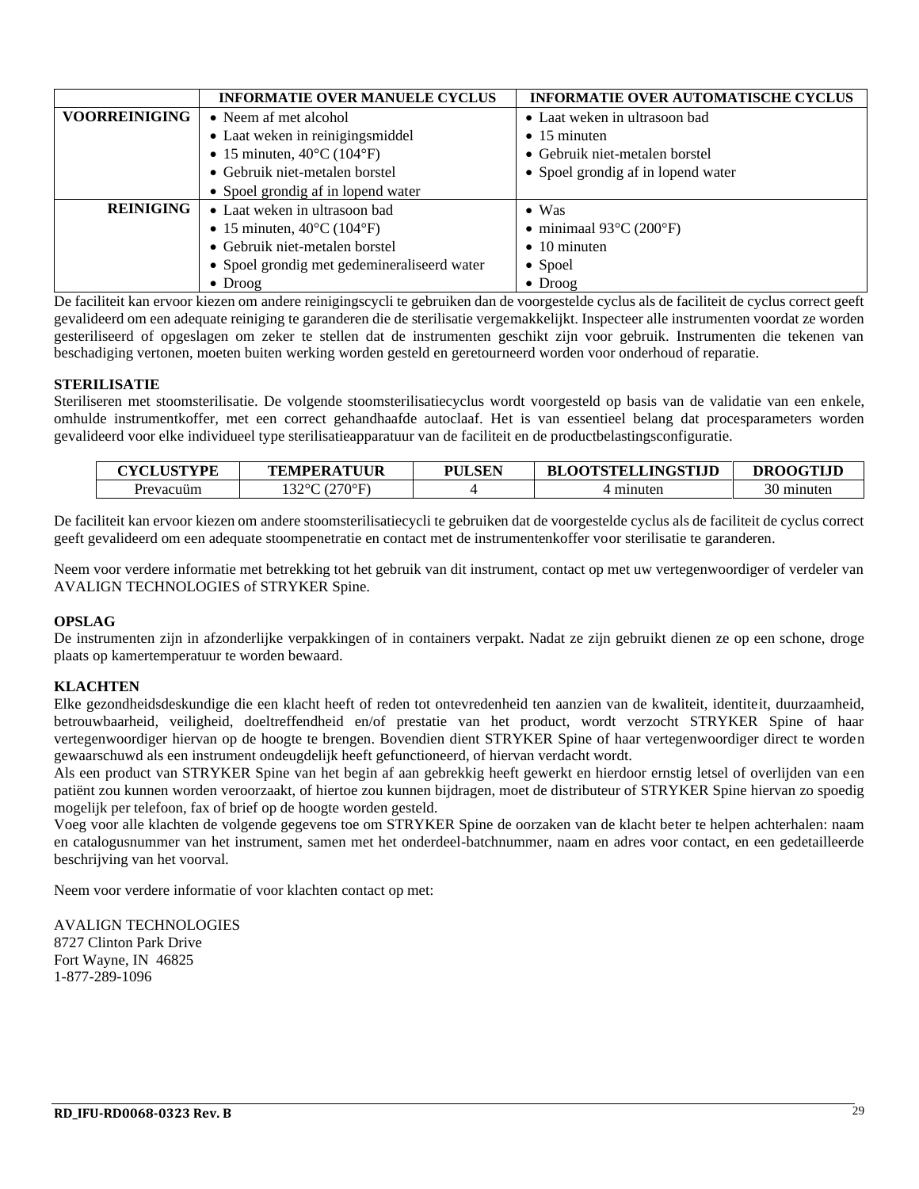| | INFORMATIE OVER MANUELE CYCLUS | INFORMATIE OVER AUTOMATISCHE CYCLUS |
|---|---|---|
| **VOORREINIGING** | • Neem af met alcohol<br>• Laat weken in reinigingsmiddel<br>• 15 minuten, 40°C (104°F)<br>• Gebruik niet-metalen borstel<br>• Spoel grondig af in lopend water | • Laat weken in ultrasoon bad<br>• 15 minuten<br>• Gebruik niet-metalen borstel<br>• Spoel grondig af in lopend water |
| **REINIGING** | • Laat weken in ultrasoon bad<br>• 15 minuten, 40°C (104°F)<br>• Gebruik niet-metalen borstel<br>• Spoel grondig met gedemineraliseerd water<br>• Droog | • Was<br>• minimaal 93°C (200°F)<br>• 10 minuten<br>• Spoel<br>• Droog |

De faciliteit kan ervoor kiezen om andere reinigingscycli te gebruiken dan de voorgestelde cyclus als de faciliteit de cyclus correct geeft gevalideerd om een adequate reiniging te garanderen die de sterilisatie vergemakkelijkt. Inspecteer alle instrumenten voordat ze worden gesteriliseerd of opgeslagen om zeker te stellen dat de instrumenten geschikt zijn voor gebruik. Instrumenten die tekenen van beschadiging vertonen, moeten buiten werking worden gesteld en geretourneerd worden voor onderhoud of reparatie.

**STERILISATIE**

Steriliseren met stoomsterilisatie. De volgende stoomsterilisatiecyclus wordt voorgesteld op basis van de validatie van een enkele, omhulde instrumentkoffer, met een correct gehandhaafde autoclaaf. Het is van essentieel belang dat procesparameters worden gevalideerd voor elke individueel type sterilisatieapparatuur van de faciliteit en de productbelastingsconfiguratie.

| CYCLUSTYPE | TEMPERATUUR | PULSEN | BLOOTSTELLINGSTIJD | DROOGTIJD |
|---|---|---|---|---|
| Prevacuüm | 132°C (270°F) | 4 | 4 minuten | 30 minuten |

De faciliteit kan ervoor kiezen om andere stoomsterilisatiecycli te gebruiken dat de voorgestelde cyclus als de faciliteit de cyclus correct geeft gevalideerd om een adequate stoompenetratie en contact met de instrumentenkoffer voor sterilisatie te garanderen.

Neem voor verdere informatie met betrekking tot het gebruik van dit instrument, contact op met uw vertegenwoordiger of verdeler van AVALIGN TECHNOLOGIES of STRYKER Spine.

**OPSLAG**

De instrumenten zijn in afzonderlijke verpakkingen of in containers verpakt. Nadat ze zijn gebruikt dienen ze op een schone, droge plaats op kamertemperatuur te worden bewaard.

**KLACHTEN**

Elke gezondheidsdeskundige die een klacht heeft of reden tot ontevredenheid ten aanzien van de kwaliteit, identiteit, duurzaamheid, betrouwbaarheid, veiligheid, doeltreffendheid en/of prestatie van het product, wordt verzocht STRYKER Spine of haar vertegenwoordiger hiervan op de hoogte te brengen. Bovendien dient STRYKER Spine of haar vertegenwoordiger direct te worden gewaarschuwd als een instrument ondeugdelijk heeft gefunctioneerd, of hiervan verdacht wordt.

Als een product van STRYKER Spine van het begin af aan gebrekkig heeft gewerkt en hierdoor ernstig letsel of overlijden van een patiënt zou kunnen worden veroorzaakt, of hiertoe zou kunnen bijdragen, moet de distributeur of STRYKER Spine hiervan zo spoedig mogelijk per telefoon, fax of brief op de hoogte worden gesteld.

Voeg voor alle klachten de volgende gegevens toe om STRYKER Spine de oorzaken van de klacht beter te helpen achterhalen: naam en catalogusnummer van het instrument, samen met het onderdeel-batchnummer, naam en adres voor contact, en een gedetailleerde beschrijving van het voorval.

Neem voor verdere informatie of voor klachten contact op met:

AVALIGN TECHNOLOGIES
8727 Clinton Park Drive
Fort Wayne, IN 46825
1-877-289-1096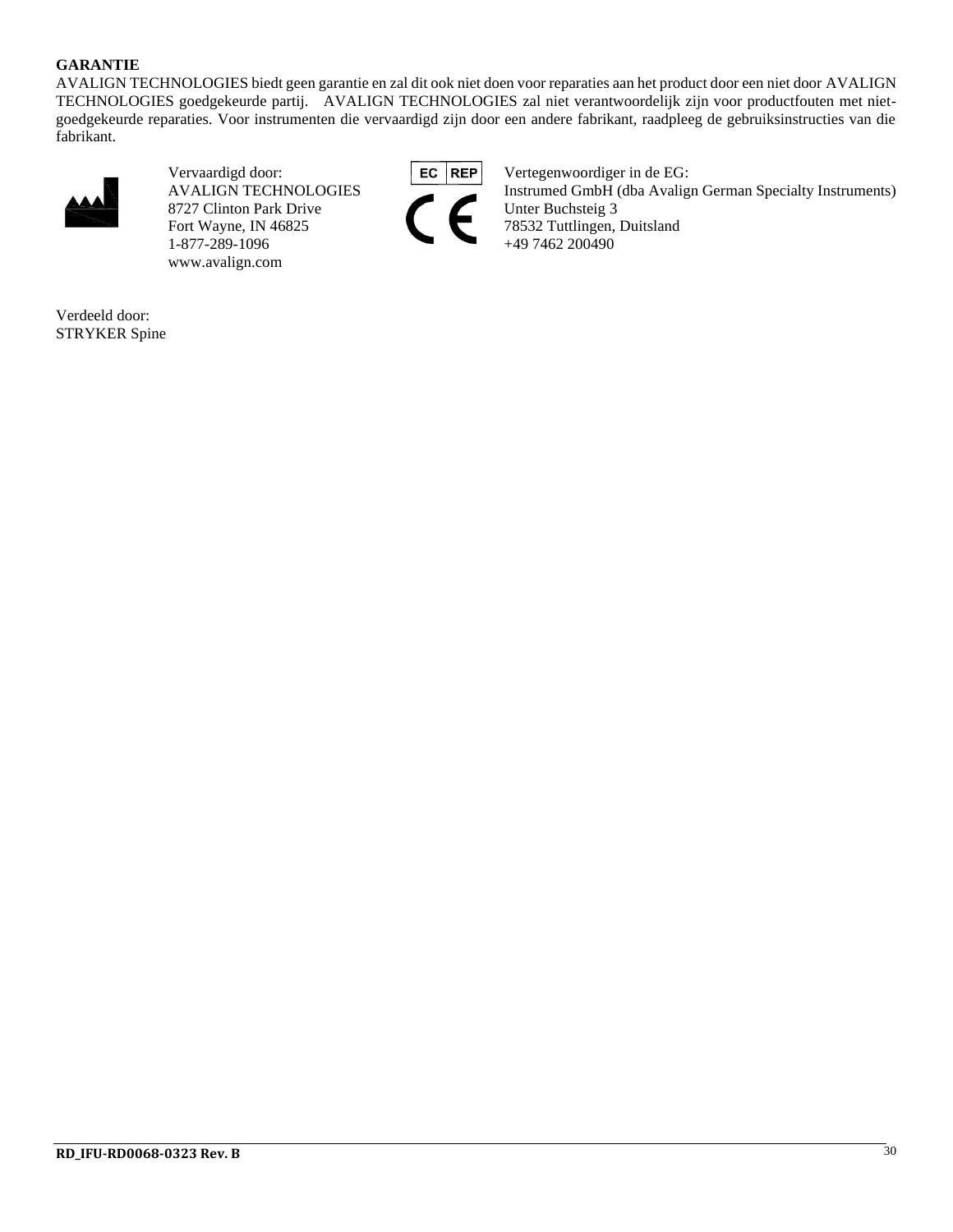**GARANTIE**

AVALIGN TECHNOLOGIES biedt geen garantie en zal dit ook niet doen voor reparaties aan het product door een niet door AVALIGN TECHNOLOGIES goedgekeurde partij. AVALIGN TECHNOLOGIES zal niet verantwoordelijk zijn voor productfouten met niet-goedgekeurde reparaties. Voor instrumenten die vervaardigd zijn door een andere fabrikant, raadpleeg de gebruiksinstructies van die fabrikant.

Vervaardigd door:
AVALIGN TECHNOLOGIES
8727 Clinton Park Drive
Fort Wayne, IN 46825
1-877-289-1096
www.avalign.com

EC REP

Vertegenwoordiger in de EG:
Instrumed GmbH (dba Avalign German Specialty Instruments)
Unter Buchsteig 3
78532 Tuttlingen, Duitsland
+49 7462 200490

Verdeeld door:
STRYKER Spine

RD_IFU-RD0068-0323 Rev. B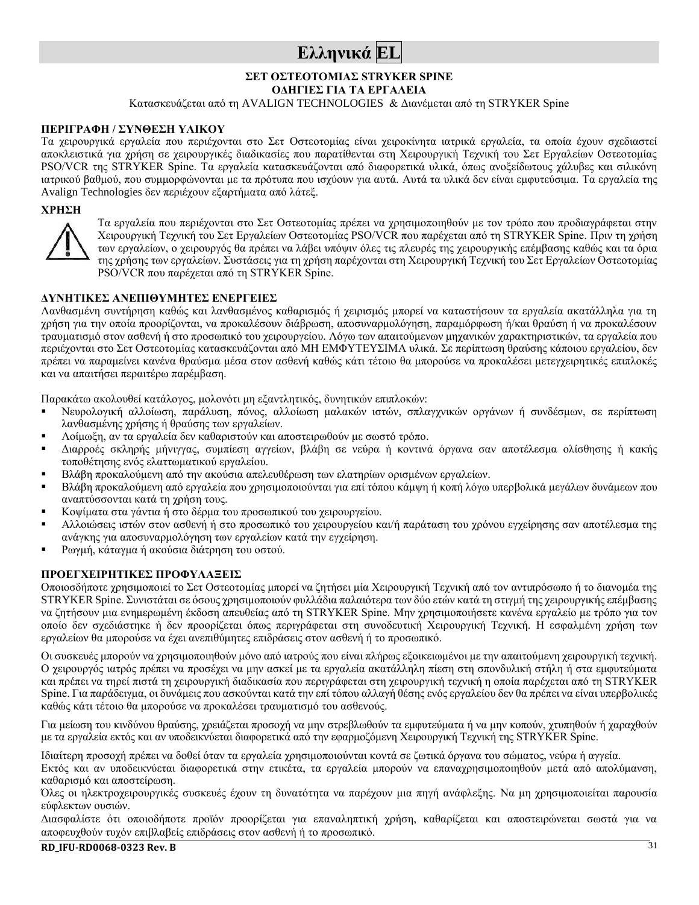# Ελληνικά EL

**ΣΕΤ ΟΣΤΕΟΤΟΜΙΑΣ STRYKER SPINE**
**ΟΔΗΓΙΕΣ ΓΙΑ ΤΑ ΕΡΓΑΛΕΙΑ**

Κατασκευάζεται από τη AVALIGN TECHNOLOGIES & Διανέμεται από τη STRYKER Spine

### ΠΕΡΙΓΡΑΦΗ / ΣΥΝΘΕΣΗ ΥΛΙΚΟΥ

Τα χειρουργικά εργαλεία που περιέχονται στο Σετ Οστεοτομίας είναι χειροκίνητα ιατρικά εργαλεία, τα οποία έχουν σχεδιαστεί αποκλειστικά για χρήση σε χειρουργικές διαδικασίες που παρατίθενται στη Χειρουργική Τεχνική του Σετ Εργαλείων Οστεοτομίας PSO/VCR της STRYKER Spine. Τα εργαλεία κατασκευάζονται από διαφορετικά υλικά, όπως ανοξείδωτους χάλυβες και σιλικόνη ιατρικού βαθμού, που συμμορφώνονται με τα πρότυπα που ισχύουν για αυτά. Αυτά τα υλικά δεν είναι εμφυτεύσιμα. Τα εργαλεία της Avalign Technologies δεν περιέχουν εξαρτήματα από λάτεξ.

### ΧΡΗΣΗ

Τα εργαλεία που περιέχονται στο Σετ Οστεοτομίας πρέπει να χρησιμοποιηθούν με τον τρόπο που προδιαγράφεται στην Χειρουργική Τεχνική του Σετ Εργαλείων Οστεοτομίας PSO/VCR που παρέχεται από τη STRYKER Spine. Πριν τη χρήση των εργαλείων, ο χειρουργός θα πρέπει να λάβει υπόψιν όλες τις πλευρές της χειρουργικής επέμβασης καθώς και τα όρια της χρήσης των εργαλείων. Συστάσεις για τη χρήση παρέχονται στη Χειρουργική Τεχνική του Σετ Εργαλείων Οστεοτομίας PSO/VCR που παρέχεται από τη STRYKER Spine.

### ΔΥΝΗΤΙΚΕΣ ΑΝΕΠΙΘΥΜΗΤΕΣ ΕΝΕΡΓΕΙΕΣ

Λανθασμένη συντήρηση καθώς και λανθασμένος καθαρισμός ή χειρισμός μπορεί να καταστήσουν τα εργαλεία ακατάλληλα για τη χρήση για την οποία προορίζονται, να προκαλέσουν διάβρωση, αποσυναρμολόγηση, παραμόρφωση ή/και θραύση ή να προκαλέσουν τραυματισμό στον ασθενή ή στο προσωπικό του χειρουργείου. Λόγω των απαιτούμενων μηχανικών χαρακτηριστικών, τα εργαλεία που περιέχονται στο Σετ Οστεοτομίας κατασκευάζονται από ΜΗ ΕΜΦΥΤΕΥΣΙΜΑ υλικά. Σε περίπτωση θραύσης κάποιου εργαλείου, δεν πρέπει να παραμείνει κανένα θραύσμα μέσα στον ασθενή καθώς κάτι τέτοιο θα μπορούσε να προκαλέσει μετεγχειρητικές επιπλοκές και να απαιτήσει περαιτέρω παρέμβαση.

Παρακάτω ακολουθεί κατάλογος, μολονότι μη εξαντλητικός, δυνητικών επιπλοκών:

- Νευρολογική αλλοίωση, παράλυση, πόνος, αλλοίωση μαλακών ιστών, σπλαγχνικών οργάνων ή συνδέσμων, σε περίπτωση λανθασμένης χρήσης ή θραύσης των εργαλείων.
- Λοίμωξη, αν τα εργαλεία δεν καθαριστούν και αποστειρωθούν με σωστό τρόπο.
- Διαρροές σκληρής μήνιγγας, συμπίεση αγγείων, βλάβη σε νεύρα ή κοντινά όργανα σαν αποτέλεσμα ολίσθησης ή κακής τοποθέτησης ενός ελαττωματικού εργαλείου.
- Βλάβη προκαλούμενη από την ακούσια απελευθέρωση των ελατηρίων ορισμένων εργαλείων.
- Βλάβη προκαλούμενη από εργαλεία που χρησιμοποιούνται για επί τόπου κάμψη ή κοπή λόγω υπερβολικά μεγάλων δυνάμεων που αναπτύσσονται κατά τη χρήση τους.
- Κοψίματα στα γάντια ή στο δέρμα του προσωπικού του χειρουργείου.
- Αλλοιώσεις ιστών στον ασθενή ή στο προσωπικό του χειρουργείου και/ή παράταση του χρόνου εγχείρησης σαν αποτέλεσμα της ανάγκης για αποσυναρμολόγηση των εργαλείων κατά την εγχείρηση.
- Ρωγμή, κάταγμα ή ακούσια διάτρηση του οστού.

### ΠΡΟΕΓΧΕΙΡΗΤΙΚΕΣ ΠΡΟΦΥΛΑΞΕΙΣ

Οποιοσδήποτε χρησιμοποιεί το Σετ Οστεοτομίας μπορεί να ζητήσει μία Χειρουργική Τεχνική από τον αντιπρόσωπο ή το διανομέα της STRYKER Spine. Συνιστάται σε όσους χρησιμοποιούν φυλλάδια παλαιότερα των δύο ετών κατά τη στιγμή της χειρουργικής επέμβασης να ζητήσουν μια ενημερωμένη έκδοση απευθείας από τη STRYKER Spine. Μην χρησιμοποιήσετε κανένα εργαλείο με τρόπο για τον οποίο δεν σχεδιάστηκε ή δεν προορίζεται όπως περιγράφεται στη συνοδευτική Χειρουργική Τεχνική. Η εσφαλμένη χρήση των εργαλείων θα μπορούσε να έχει ανεπιθύμητες επιδράσεις στον ασθενή ή το προσωπικό.

Οι συσκευές μπορούν να χρησιμοποιηθούν μόνο από ιατρούς που είναι πλήρως εξοικειωμένοι με την απαιτούμενη χειρουργική τεχνική. Ο χειρουργός ιατρός πρέπει να προσέχει να μην ασκεί με τα εργαλεία ακατάλληλη πίεση στη σπονδυλική στήλη ή στα εμφυτεύματα και πρέπει να τηρεί πιστά τη χειρουργική διαδικασία που περιγράφεται στη χειρουργική τεχνική η οποία παρέχεται από τη STRYKER Spine. Για παράδειγμα, οι δυνάμεις που ασκούνται κατά την επί τόπου αλλαγή θέσης ενός εργαλείου δεν θα πρέπει να είναι υπερβολικές καθώς κάτι τέτοιο θα μπορούσε να προκαλέσει τραυματισμό του ασθενούς.

Για μείωση του κινδύνου θραύσης, χρειάζεται προσοχή να μην στρεβλωθούν τα εμφυτεύματα ή να μην κοπούν, χτυπηθούν ή χαραχθούν με τα εργαλεία εκτός και αν υποδεικνύεται διαφορετικά από την εφαρμοζόμενη Χειρουργική Τεχνική της STRYKER Spine.

Ιδιαίτερη προσοχή πρέπει να δοθεί όταν τα εργαλεία χρησιμοποιούνται κοντά σε ζωτικά όργανα του σώματος, νεύρα ή αγγεία.
Εκτός και αν υποδεικνύεται διαφορετικά στην ετικέτα, τα εργαλεία μπορούν να επαναχρησιμοποιηθούν μετά από απολύμανση, καθαρισμό και αποστείρωση.
Όλες οι ηλεκτροχειρουργικές συσκευές έχουν τη δυνατότητα να παρέχουν μια πηγή ανάφλεξης. Να μη χρησιμοποιείται παρουσία εύφλεκτων ουσιών.
Διασφαλίστε ότι οποιοδήποτε προϊόν προορίζεται για επαναληπτική χρήση, καθαρίζεται και αποστειρώνεται σωστά για να αποφευχθούν τυχόν επιβλαβείς επιδράσεις στον ασθενή ή το προσωπικό.

**RD_IFU-RD0068-0323 Rev. B**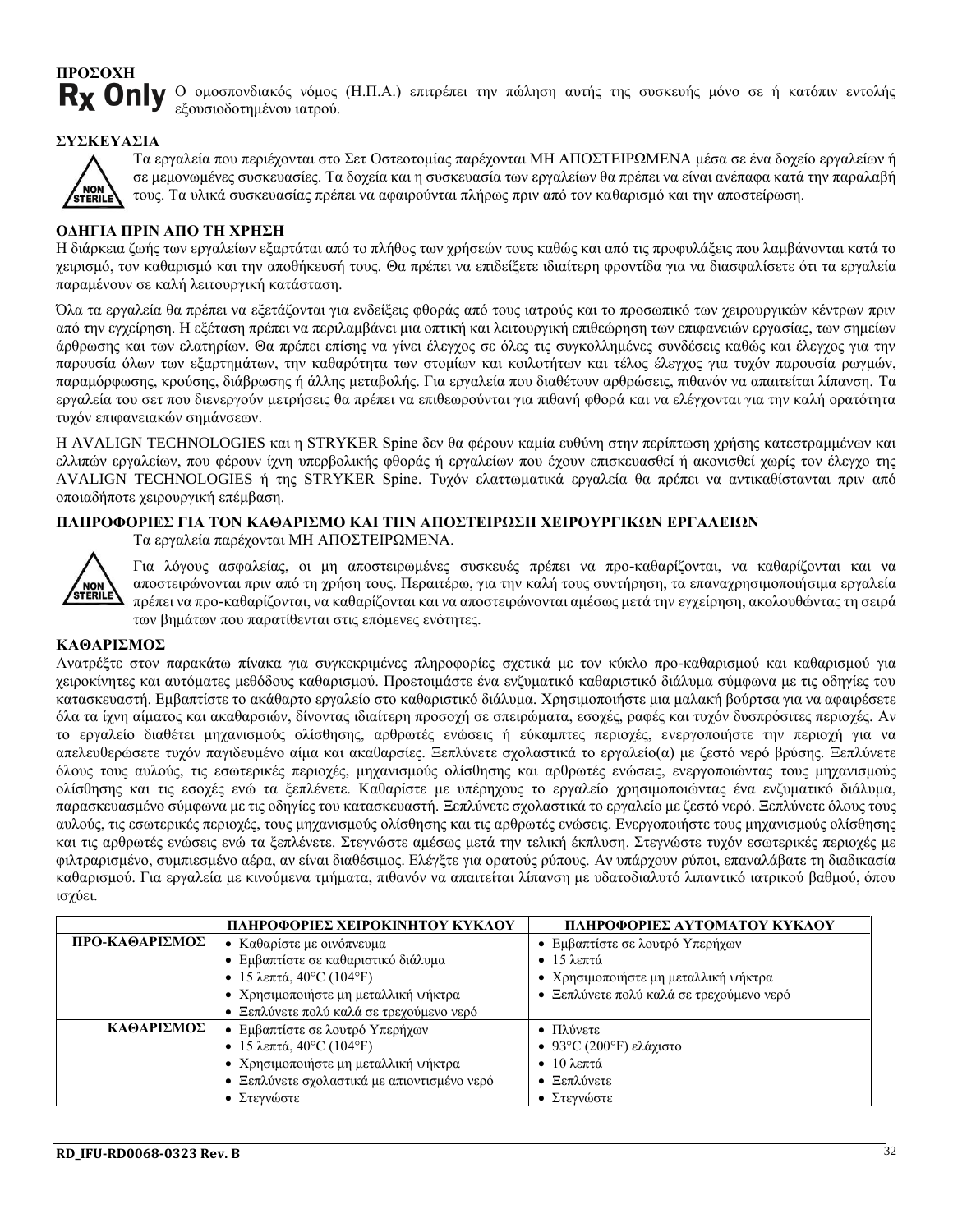**ΠΡΟΣΟΧΗ**

**Rx Only** Ο ομοσπονδιακός νόμος (Η.Π.Α.) επιτρέπει την πώληση αυτής της συσκευής μόνο σε ή κατόπιν εντολής εξουσιοδοτημένου ιατρού.

**ΣΥΣΚΕΥΑΣΙΑ**

NON STERILE

Τα εργαλεία που περιέχονται στο Σετ Οστεοτομίας παρέχονται ΜΗ ΑΠΟΣΤΕΙΡΩΜΕΝΑ μέσα σε ένα δοχείο εργαλείων ή σε μεμονωμένες συσκευασίες. Τα δοχεία και η συσκευασία των εργαλείων θα πρέπει να είναι ανέπαφα κατά την παραλαβή τους. Τα υλικά συσκευασίας πρέπει να αφαιρούνται πλήρως πριν από τον καθαρισμό και την αποστείρωση.

**ΟΔΗΓΙΑ ΠΡΙΝ ΑΠΟ ΤΗ ΧΡΗΣΗ**

Η διάρκεια ζωής των εργαλείων εξαρτάται από το πλήθος των χρήσεών τους καθώς και από τις προφυλάξεις που λαμβάνονται κατά το χειρισμό, τον καθαρισμό και την αποθήκευσή τους. Θα πρέπει να επιδείξετε ιδιαίτερη φροντίδα για να διασφαλίσετε ότι τα εργαλεία παραμένουν σε καλή λειτουργική κατάσταση.

Όλα τα εργαλεία θα πρέπει να εξετάζονται για ενδείξεις φθοράς από τους ιατρούς και το προσωπικό των χειρουργικών κέντρων πριν από την εγχείρηση. Η εξέταση πρέπει να περιλαμβάνει μια οπτική και λειτουργική επιθεώρηση των επιφανειών εργασίας, των σημείων άρθρωσης και των ελατηρίων. Θα πρέπει επίσης να γίνει έλεγχος σε όλες τις συγκολλημένες συνδέσεις καθώς και έλεγχος για την παρουσία όλων των εξαρτημάτων, την καθαρότητα των στομίων και κοιλοτήτων και τέλος έλεγχος για τυχόν παρουσία ρωγμών, παραμόρφωσης, κρούσης, διάβρωσης ή άλλης μεταβολής. Για εργαλεία που διαθέτουν αρθρώσεις, πιθανόν να απαιτείται λίπανση. Τα εργαλεία του σετ που διενεργούν μετρήσεις θα πρέπει να επιθεωρούνται για πιθανή φθορά και να ελέγχονται για την καλή ορατότητα τυχόν επιφανειακών σημάνσεων.

Η AVALIGN TECHNOLOGIES και η STRYKER Spine δεν θα φέρουν καμία ευθύνη στην περίπτωση χρήσης κατεστραμμένων και ελλιπών εργαλείων, που φέρουν ίχνη υπερβολικής φθοράς ή εργαλείων που έχουν επισκευασθεί ή ακονισθεί χωρίς τον έλεγχο της AVALIGN TECHNOLOGIES ή της STRYKER Spine. Τυχόν ελαττωματικά εργαλεία θα πρέπει να αντικαθίστανται πριν από οποιαδήποτε χειρουργική επέμβαση.

**ΠΛΗΡΟΦΟΡΙΕΣ ΓΙΑ ΤΟΝ ΚΑΘΑΡΙΣΜΟ ΚΑΙ ΤΗΝ ΑΠΟΣΤΕΙΡΩΣΗ ΧΕΙΡΟΥΡΓΙΚΩΝ ΕΡΓΑΛΕΙΩΝ**

Τα εργαλεία παρέχονται ΜΗ ΑΠΟΣΤΕΙΡΩΜΕΝΑ.

NON STERILE

Για λόγους ασφαλείας, οι μη αποστειρωμένες συσκευές πρέπει να προ-καθαρίζονται, να καθαρίζονται και να αποστειρώνονται πριν από τη χρήση τους. Περαιτέρω, για την καλή τους συντήρηση, τα επαναχρησιμοποιήσιμα εργαλεία πρέπει να προ-καθαρίζονται, να καθαρίζονται και να αποστειρώνονται αμέσως μετά την εγχείρηση, ακολουθώντας τη σειρά των βημάτων που παρατίθενται στις επόμενες ενότητες.

**ΚΑΘΑΡΙΣΜΟΣ**

Ανατρέξτε στον παρακάτω πίνακα για συγκεκριμένες πληροφορίες σχετικά με τον κύκλο προ-καθαρισμού και καθαρισμού για χειροκίνητες και αυτόματες μεθόδους καθαρισμού. Προετοιμάστε ένα ενζυματικό καθαριστικό διάλυμα σύμφωνα με τις οδηγίες του κατασκευαστή. Εμβαπτίστε το ακάθαρτο εργαλείο στο καθαριστικό διάλυμα. Χρησιμοποιήστε μια μαλακή βούρτσα για να αφαιρέσετε όλα τα ίχνη αίματος και ακαθαρσιών, δίνοντας ιδιαίτερη προσοχή σε σπειρώματα, εσοχές, ραφές και τυχόν δυσπρόσιτες περιοχές. Αν το εργαλείο διαθέτει μηχανισμούς ολίσθησης, αρθρωτές ενώσεις ή εύκαμπτες περιοχές, ενεργοποιήστε την περιοχή για να απελευθερώσετε τυχόν παγιδευμένο αίμα και ακαθαρσίες. Ξεπλύνετε σχολαστικά το εργαλείο(α) με ζεστό νερό βρύσης. Ξεπλύνετε όλους τους αυλούς, τις εσωτερικές περιοχές, μηχανισμούς ολίσθησης και αρθρωτές ενώσεις, ενεργοποιώντας τους μηχανισμούς ολίσθησης και τις εσοχές ενώ τα ξεπλένετε. Καθαρίστε με υπέρηχους το εργαλείο χρησιμοποιώντας ένα ενζυματικό διάλυμα, παρασκευασμένο σύμφωνα με τις οδηγίες του κατασκευαστή. Ξεπλύνετε σχολαστικά το εργαλείο με ζεστό νερό. Ξεπλύνετε όλους τους αυλούς, τις εσωτερικές περιοχές, τους μηχανισμούς ολίσθησης και τις αρθρωτές ενώσεις. Ενεργοποιήστε τους μηχανισμούς ολίσθησης και τις αρθρωτές ενώσεις ενώ τα ξεπλένετε. Στεγνώστε αμέσως μετά την τελική έκπλυση. Στεγνώστε τυχόν εσωτερικές περιοχές με φιλτραρισμένο, συμπιεσμένο αέρα, αν είναι διαθέσιμος. Ελέγξτε για ορατούς ρύπους. Αν υπάρχουν ρύποι, επαναλάβατε τη διαδικασία καθαρισμού. Για εργαλεία με κινούμενα τμήματα, πιθανόν να απαιτείται λίπανση με υδατοδιαλυτό λιπαντικό ιατρικού βαθμού, όπου ισχύει.

| | ΠΛΗΡΟΦΟΡΙΕΣ ΧΕΙΡΟΚΙΝΗΤΟΥ ΚΥΚΛΟΥ | ΠΛΗΡΟΦΟΡΙΕΣ ΑΥΤΟΜΑΤΟΥ ΚΥΚΛΟΥ |
|---|---|---|
| **ΠΡΟ-ΚΑΘΑΡΙΣΜΟΣ** | • Καθαρίστε με οινόπνευμα<br>• Εμβαπτίστε σε καθαριστικό διάλυμα<br>• 15 λεπτά, 40°C (104°F)<br>• Χρησιμοποιήστε μη μεταλλική ψήκτρα<br>• Ξεπλύνετε πολύ καλά σε τρεχούμενο νερό | • Εμβαπτίστε σε λουτρό Υπερήχων<br>• 15 λεπτά<br>• Χρησιμοποιήστε μη μεταλλική ψήκτρα<br>• Ξεπλύνετε πολύ καλά σε τρεχούμενο νερό |
| **ΚΑΘΑΡΙΣΜΟΣ** | • Εμβαπτίστε σε λουτρό Υπερήχων<br>• 15 λεπτά, 40°C (104°F)<br>• Χρησιμοποιήστε μη μεταλλική ψήκτρα<br>• Ξεπλύνετε σχολαστικά με απιοντισμένο νερό<br>• Στεγνώστε | • Πλύνετε<br>• 93°C (200°F) ελάχιστο<br>• 10 λεπτά<br>• Ξεπλύνετε<br>• Στεγνώστε |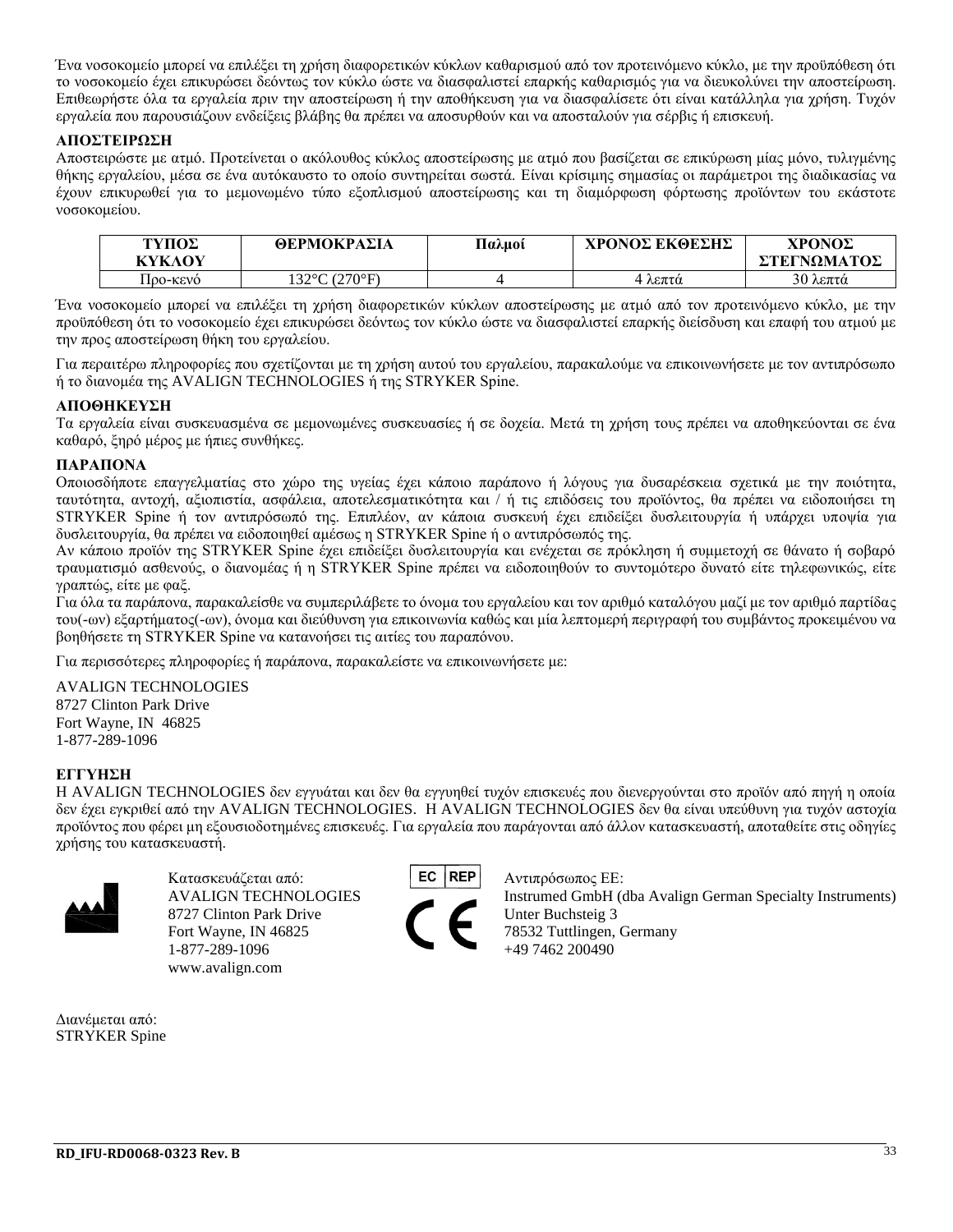Ένα νοσοκομείο μπορεί να επιλέξει τη χρήση διαφορετικών κύκλων καθαρισμού από τον προτεινόμενο κύκλο, με την προϋπόθεση ότι το νοσοκομείο έχει επικυρώσει δεόντως τον κύκλο ώστε να διασφαλιστεί επαρκής καθαρισμός για να διευκολύνει την αποστείρωση. Επιθεωρήστε όλα τα εργαλεία πριν την αποστείρωση ή την αποθήκευση για να διασφαλίσετε ότι είναι κατάλληλα για χρήση. Τυχόν εργαλεία που παρουσιάζουν ενδείξεις βλάβης θα πρέπει να αποσυρθούν και να αποσταλούν για σέρβις ή επισκευή.

**ΑΠΟΣΤΕΙΡΩΣΗ**

Αποστειρώστε με ατμό. Προτείνεται ο ακόλουθος κύκλος αποστείρωσης με ατμό που βασίζεται σε επικύρωση μίας μόνο, τυλιγμένης θήκης εργαλείου, μέσα σε ένα αυτόκαυστο το οποίο συντηρείται σωστά. Είναι κρίσιμης σημασίας οι παράμετροι της διαδικασίας να έχουν επικυρωθεί για το μεμονωμένο τύπο εξοπλισμού αποστείρωσης και τη διαμόρφωση φόρτωσης προϊόντων του εκάστοτε νοσοκομείου.

| ΤΥΠΟΣ ΚΥΚΛΟΥ | ΘΕΡΜΟΚΡΑΣΙΑ | Παλμοί | ΧΡΟΝΟΣ ΕΚΘΕΣΗΣ | ΧΡΟΝΟΣ ΣΤΕΓΝΩΜΑΤΟΣ |
|---|---|---|---|---|
| Προ-κενό | 132°C (270°F) | 4 | 4 λεπτά | 30 λεπτά |

Ένα νοσοκομείο μπορεί να επιλέξει τη χρήση διαφορετικών κύκλων αποστείρωσης με ατμό από τον προτεινόμενο κύκλο, με την προϋπόθεση ότι το νοσοκομείο έχει επικυρώσει δεόντως τον κύκλο ώστε να διασφαλιστεί επαρκής διείσδυση και επαφή του ατμού με την προς αποστείρωση θήκη του εργαλείου.

Για περαιτέρω πληροφορίες που σχετίζονται με τη χρήση αυτού του εργαλείου, παρακαλούμε να επικοινωνήσετε με τον αντιπρόσωπο ή το διανομέα της AVALIGN TECHNOLOGIES ή της STRYKER Spine.

**ΑΠΟΘΗΚΕΥΣΗ**

Τα εργαλεία είναι συσκευασμένα σε μεμονωμένες συσκευασίες ή σε δοχεία. Μετά τη χρήση τους πρέπει να αποθηκεύονται σε ένα καθαρό, ξηρό μέρος με ήπιες συνθήκες.

**ΠΑΡΑΠΟΝΑ**

Οποιοσδήποτε επαγγελματίας στο χώρο της υγείας έχει κάποιο παράπονο ή λόγους για δυσαρέσκεια σχετικά με την ποιότητα, ταυτότητα, αντοχή, αξιοπιστία, ασφάλεια, αποτελεσματικότητα και / ή τις επιδόσεις του προϊόντος, θα πρέπει να ειδοποιήσει τη STRYKER Spine ή τον αντιπρόσωπό της. Επιπλέον, αν κάποια συσκευή έχει επιδείξει δυσλειτουργία ή υπάρχει υποψία για δυσλειτουργία, θα πρέπει να ειδοποιηθεί αμέσως η STRYKER Spine ή ο αντιπρόσωπός της.

Αν κάποιο προϊόν της STRYKER Spine έχει επιδείξει δυσλειτουργία και ενέχεται σε πρόκληση ή συμμετοχή σε θάνατο ή σοβαρό τραυματισμό ασθενούς, ο διανομέας ή η STRYKER Spine πρέπει να ειδοποιηθούν το συντομότερο δυνατό είτε τηλεφωνικώς, είτε γραπτώς, είτε με φαξ.

Για όλα τα παράπονα, παρακαλείσθε να συμπεριλάβετε το όνομα του εργαλείου και τον αριθμό καταλόγου μαζί με τον αριθμό παρτίδας του(-ων) εξαρτήματος(-ων), όνομα και διεύθυνση για επικοινωνία καθώς και μία λεπτομερή περιγραφή του συμβάντος προκειμένου να βοηθήσετε τη STRYKER Spine να κατανοήσει τις αιτίες του παραπόνου.

Για περισσότερες πληροφορίες ή παράπονα, παρακαλείστε να επικοινωνήσετε με:

AVALIGN TECHNOLOGIES
8727 Clinton Park Drive
Fort Wayne, IN 46825
1-877-289-1096

**ΕΓΓΥΗΣΗ**

Η AVALIGN TECHNOLOGIES δεν εγγυάται και δεν θα εγγυηθεί τυχόν επισκευές που διενεργούνται στο προϊόν από πηγή η οποία δεν έχει εγκριθεί από την AVALIGN TECHNOLOGIES. Η AVALIGN TECHNOLOGIES δεν θα είναι υπεύθυνη για τυχόν αστοχία προϊόντος που φέρει μη εξουσιοδοτημένες επισκευές. Για εργαλεία που παράγονται από άλλον κατασκευαστή, αποταθείτε στις οδηγίες χρήσης του κατασκευαστή.

Κατασκευάζεται από:
AVALIGN TECHNOLOGIES
8727 Clinton Park Drive
Fort Wayne, IN 46825
1-877-289-1096
www.avalign.com

EC REP

Αντιπρόσωπος ΕΕ:
Instrumed GmbH (dba Avalign German Specialty Instruments)
Unter Buchsteig 3
78532 Tuttlingen, Germany
+49 7462 200490

Διανέμεται από:
STRYKER Spine

RD_IFU-RD0068-0323 Rev. B